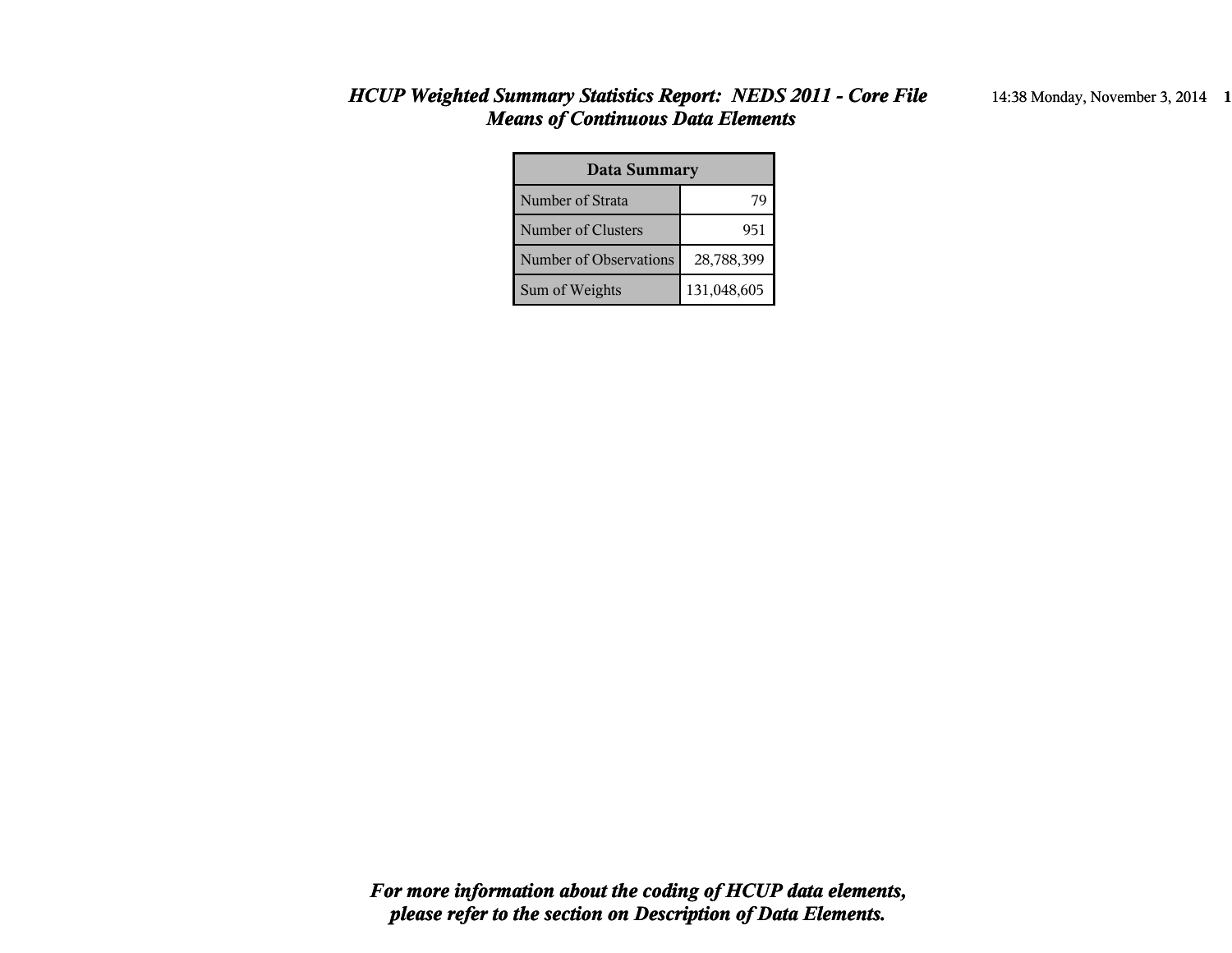# *HCUP Weighted Summary Statistics Report: NEDS 2011 - Core File*
## *Means of Continuous Data Elements*

| Data Summary | |
|---|---|
| Number of Strata | 79 |
| Number of Clusters | 951 |
| Number of Observations | 28,788,399 |
| Sum of Weights | 131,048,605 |

***For more information about the coding of HCUP data elements, please refer to the section on Description of Data Elements.***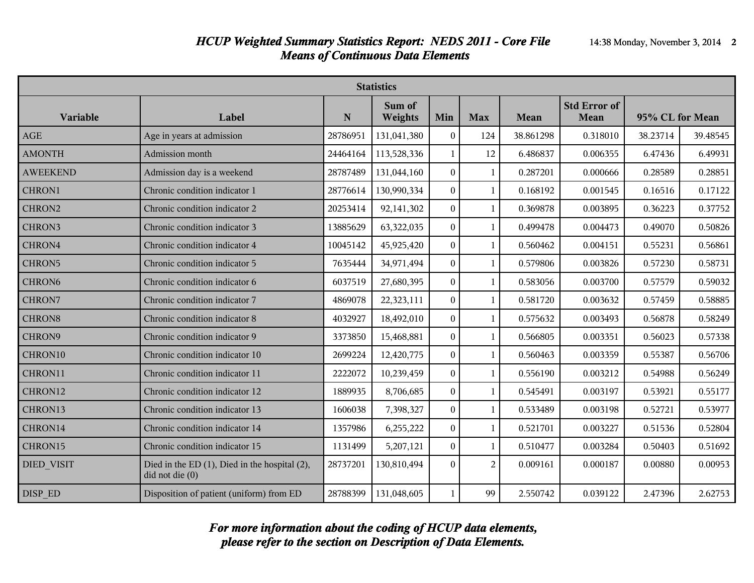# *HCUP Weighted Summary Statistics Report: NEDS 2011 - Core File*
## *Means of Continuous Data Elements*

| Statistics | | | | | | | | | |
|---|---|---|---|---|---|---|---|---|---|
| **Variable** | **Label** | **N** | **Sum of Weights** | **Min** | **Max** | **Mean** | **Std Error of Mean** | **95% CL for Mean** | |
| AGE | Age in years at admission | 28786951 | 131,041,380 | 0 | 124 | 38.861298 | 0.318010 | 38.23714 | 39.48545 |
| AMONTH | Admission month | 24464164 | 113,528,336 | 1 | 12 | 6.486837 | 0.006355 | 6.47436 | 6.49931 |
| AWEEKEND | Admission day is a weekend | 28787489 | 131,044,160 | 0 | 1 | 0.287201 | 0.000666 | 0.28589 | 0.28851 |
| CHRON1 | Chronic condition indicator 1 | 28776614 | 130,990,334 | 0 | 1 | 0.168192 | 0.001545 | 0.16516 | 0.17122 |
| CHRON2 | Chronic condition indicator 2 | 20253414 | 92,141,302 | 0 | 1 | 0.369878 | 0.003895 | 0.36223 | 0.37752 |
| CHRON3 | Chronic condition indicator 3 | 13885629 | 63,322,035 | 0 | 1 | 0.499478 | 0.004473 | 0.49070 | 0.50826 |
| CHRON4 | Chronic condition indicator 4 | 10045142 | 45,925,420 | 0 | 1 | 0.560462 | 0.004151 | 0.55231 | 0.56861 |
| CHRON5 | Chronic condition indicator 5 | 7635444 | 34,971,494 | 0 | 1 | 0.579806 | 0.003826 | 0.57230 | 0.58731 |
| CHRON6 | Chronic condition indicator 6 | 6037519 | 27,680,395 | 0 | 1 | 0.583056 | 0.003700 | 0.57579 | 0.59032 |
| CHRON7 | Chronic condition indicator 7 | 4869078 | 22,323,111 | 0 | 1 | 0.581720 | 0.003632 | 0.57459 | 0.58885 |
| CHRON8 | Chronic condition indicator 8 | 4032927 | 18,492,010 | 0 | 1 | 0.575632 | 0.003493 | 0.56878 | 0.58249 |
| CHRON9 | Chronic condition indicator 9 | 3373850 | 15,468,881 | 0 | 1 | 0.566805 | 0.003351 | 0.56023 | 0.57338 |
| CHRON10 | Chronic condition indicator 10 | 2699224 | 12,420,775 | 0 | 1 | 0.560463 | 0.003359 | 0.55387 | 0.56706 |
| CHRON11 | Chronic condition indicator 11 | 2222072 | 10,239,459 | 0 | 1 | 0.556190 | 0.003212 | 0.54988 | 0.56249 |
| CHRON12 | Chronic condition indicator 12 | 1889935 | 8,706,685 | 0 | 1 | 0.545491 | 0.003197 | 0.53921 | 0.55177 |
| CHRON13 | Chronic condition indicator 13 | 1606038 | 7,398,327 | 0 | 1 | 0.533489 | 0.003198 | 0.52721 | 0.53977 |
| CHRON14 | Chronic condition indicator 14 | 1357986 | 6,255,222 | 0 | 1 | 0.521701 | 0.003227 | 0.51536 | 0.52804 |
| CHRON15 | Chronic condition indicator 15 | 1131499 | 5,207,121 | 0 | 1 | 0.510477 | 0.003284 | 0.50403 | 0.51692 |
| DIED_VISIT | Died in the ED (1), Died in the hospital (2), did not die (0) | 28737201 | 130,810,494 | 0 | 2 | 0.009161 | 0.000187 | 0.00880 | 0.00953 |
| DISP_ED | Disposition of patient (uniform) from ED | 28788399 | 131,048,605 | 1 | 99 | 2.550742 | 0.039122 | 2.47396 | 2.62753 |

***For more information about the coding of HCUP data elements, please refer to the section on Description of Data Elements.***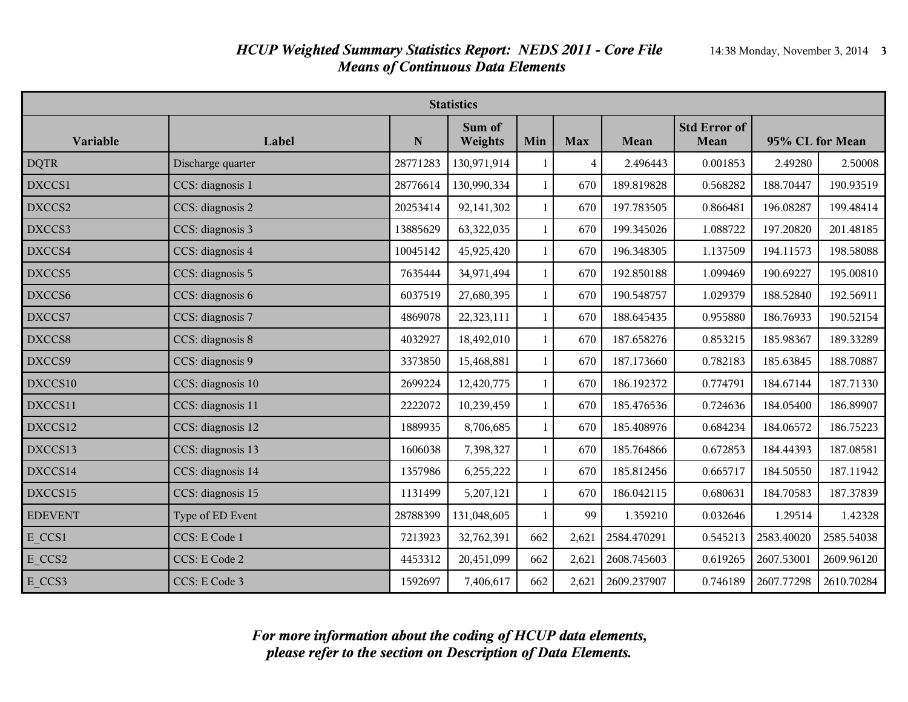## *HCUP Weighted Summary Statistics Report: NEDS 2011 - Core File*
## *Means of Continuous Data Elements*

| Statistics | | | | | | | | | |
|---|---|---|---|---|---|---|---|---|---|
| **Variable** | **Label** | **N** | **Sum of Weights** | **Min** | **Max** | **Mean** | **Std Error of Mean** | **95% CL for Mean** | |
| DQTR | Discharge quarter | 28771283 | 130,971,914 | 1 | 4 | 2.496443 | 0.001853 | 2.49280 | 2.50008 |
| DXCCS1 | CCS: diagnosis 1 | 28776614 | 130,990,334 | 1 | 670 | 189.819828 | 0.568282 | 188.70447 | 190.93519 |
| DXCCS2 | CCS: diagnosis 2 | 20253414 | 92,141,302 | 1 | 670 | 197.783505 | 0.866481 | 196.08287 | 199.48414 |
| DXCCS3 | CCS: diagnosis 3 | 13885629 | 63,322,035 | 1 | 670 | 199.345026 | 1.088722 | 197.20820 | 201.48185 |
| DXCCS4 | CCS: diagnosis 4 | 10045142 | 45,925,420 | 1 | 670 | 196.348305 | 1.137509 | 194.11573 | 198.58088 |
| DXCCS5 | CCS: diagnosis 5 | 7635444 | 34,971,494 | 1 | 670 | 192.850188 | 1.099469 | 190.69227 | 195.00810 |
| DXCCS6 | CCS: diagnosis 6 | 6037519 | 27,680,395 | 1 | 670 | 190.548757 | 1.029379 | 188.52840 | 192.56911 |
| DXCCS7 | CCS: diagnosis 7 | 4869078 | 22,323,111 | 1 | 670 | 188.645435 | 0.955880 | 186.76933 | 190.52154 |
| DXCCS8 | CCS: diagnosis 8 | 4032927 | 18,492,010 | 1 | 670 | 187.658276 | 0.853215 | 185.98367 | 189.33289 |
| DXCCS9 | CCS: diagnosis 9 | 3373850 | 15,468,881 | 1 | 670 | 187.173660 | 0.782183 | 185.63845 | 188.70887 |
| DXCCS10 | CCS: diagnosis 10 | 2699224 | 12,420,775 | 1 | 670 | 186.192372 | 0.774791 | 184.67144 | 187.71330 |
| DXCCS11 | CCS: diagnosis 11 | 2222072 | 10,239,459 | 1 | 670 | 185.476536 | 0.724636 | 184.05400 | 186.89907 |
| DXCCS12 | CCS: diagnosis 12 | 1889935 | 8,706,685 | 1 | 670 | 185.408976 | 0.684234 | 184.06572 | 186.75223 |
| DXCCS13 | CCS: diagnosis 13 | 1606038 | 7,398,327 | 1 | 670 | 185.764866 | 0.672853 | 184.44393 | 187.08581 |
| DXCCS14 | CCS: diagnosis 14 | 1357986 | 6,255,222 | 1 | 670 | 185.812456 | 0.665717 | 184.50550 | 187.11942 |
| DXCCS15 | CCS: diagnosis 15 | 1131499 | 5,207,121 | 1 | 670 | 186.042115 | 0.680631 | 184.70583 | 187.37839 |
| EDEVENT | Type of ED Event | 28788399 | 131,048,605 | 1 | 99 | 1.359210 | 0.032646 | 1.29514 | 1.42328 |
| E_CCS1 | CCS: E Code 1 | 7213923 | 32,762,391 | 662 | 2,621 | 2584.470291 | 0.545213 | 2583.40020 | 2585.54038 |
| E_CCS2 | CCS: E Code 2 | 4453312 | 20,451,099 | 662 | 2,621 | 2608.745603 | 0.619265 | 2607.53001 | 2609.96120 |
| E_CCS3 | CCS: E Code 3 | 1592697 | 7,406,617 | 662 | 2,621 | 2609.237907 | 0.746189 | 2607.77298 | 2610.70284 |

***For more information about the coding of HCUP data elements, please refer to the section on Description of Data Elements.***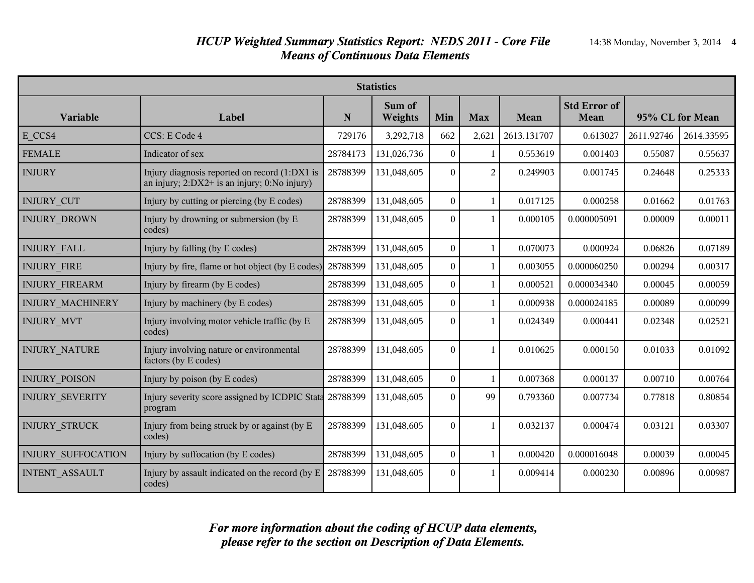# *HCUP Weighted Summary Statistics Report: NEDS 2011 - Core File*
## *Means of Continuous Data Elements*

| Statistics | | | | | | | | | |
|---|---|---|---|---|---|---|---|---|---|
| **Variable** | **Label** | **N** | **Sum of Weights** | **Min** | **Max** | **Mean** | **Std Error of Mean** | **95% CL for Mean** | |
| E_CCS4 | CCS: E Code 4 | 729176 | 3,292,718 | 662 | 2,621 | 2613.131707 | 0.613027 | 2611.92746 | 2614.33595 |
| FEMALE | Indicator of sex | 28784173 | 131,026,736 | 0 | 1 | 0.553619 | 0.001403 | 0.55087 | 0.55637 |
| INJURY | Injury diagnosis reported on record (1:DX1 is an injury; 2:DX2+ is an injury; 0:No injury) | 28788399 | 131,048,605 | 0 | 2 | 0.249903 | 0.001745 | 0.24648 | 0.25333 |
| INJURY_CUT | Injury by cutting or piercing (by E codes) | 28788399 | 131,048,605 | 0 | 1 | 0.017125 | 0.000258 | 0.01662 | 0.01763 |
| INJURY_DROWN | Injury by drowning or submersion (by E codes) | 28788399 | 131,048,605 | 0 | 1 | 0.000105 | 0.000005091 | 0.00009 | 0.00011 |
| INJURY_FALL | Injury by falling (by E codes) | 28788399 | 131,048,605 | 0 | 1 | 0.070073 | 0.000924 | 0.06826 | 0.07189 |
| INJURY_FIRE | Injury by fire, flame or hot object (by E codes) | 28788399 | 131,048,605 | 0 | 1 | 0.003055 | 0.000060250 | 0.00294 | 0.00317 |
| INJURY_FIREARM | Injury by firearm (by E codes) | 28788399 | 131,048,605 | 0 | 1 | 0.000521 | 0.000034340 | 0.00045 | 0.00059 |
| INJURY_MACHINERY | Injury by machinery (by E codes) | 28788399 | 131,048,605 | 0 | 1 | 0.000938 | 0.000024185 | 0.00089 | 0.00099 |
| INJURY_MVT | Injury involving motor vehicle traffic (by E codes) | 28788399 | 131,048,605 | 0 | 1 | 0.024349 | 0.000441 | 0.02348 | 0.02521 |
| INJURY_NATURE | Injury involving nature or environmental factors (by E codes) | 28788399 | 131,048,605 | 0 | 1 | 0.010625 | 0.000150 | 0.01033 | 0.01092 |
| INJURY_POISON | Injury by poison (by E codes) | 28788399 | 131,048,605 | 0 | 1 | 0.007368 | 0.000137 | 0.00710 | 0.00764 |
| INJURY_SEVERITY | Injury severity score assigned by ICDPIC Stata program | 28788399 | 131,048,605 | 0 | 99 | 0.793360 | 0.007734 | 0.77818 | 0.80854 |
| INJURY_STRUCK | Injury from being struck by or against (by E codes) | 28788399 | 131,048,605 | 0 | 1 | 0.032137 | 0.000474 | 0.03121 | 0.03307 |
| INJURY_SUFFOCATION | Injury by suffocation (by E codes) | 28788399 | 131,048,605 | 0 | 1 | 0.000420 | 0.000016048 | 0.00039 | 0.00045 |
| INTENT_ASSAULT | Injury by assault indicated on the record (by E codes) | 28788399 | 131,048,605 | 0 | 1 | 0.009414 | 0.000230 | 0.00896 | 0.00987 |

***For more information about the coding of HCUP data elements, please refer to the section on Description of Data Elements.***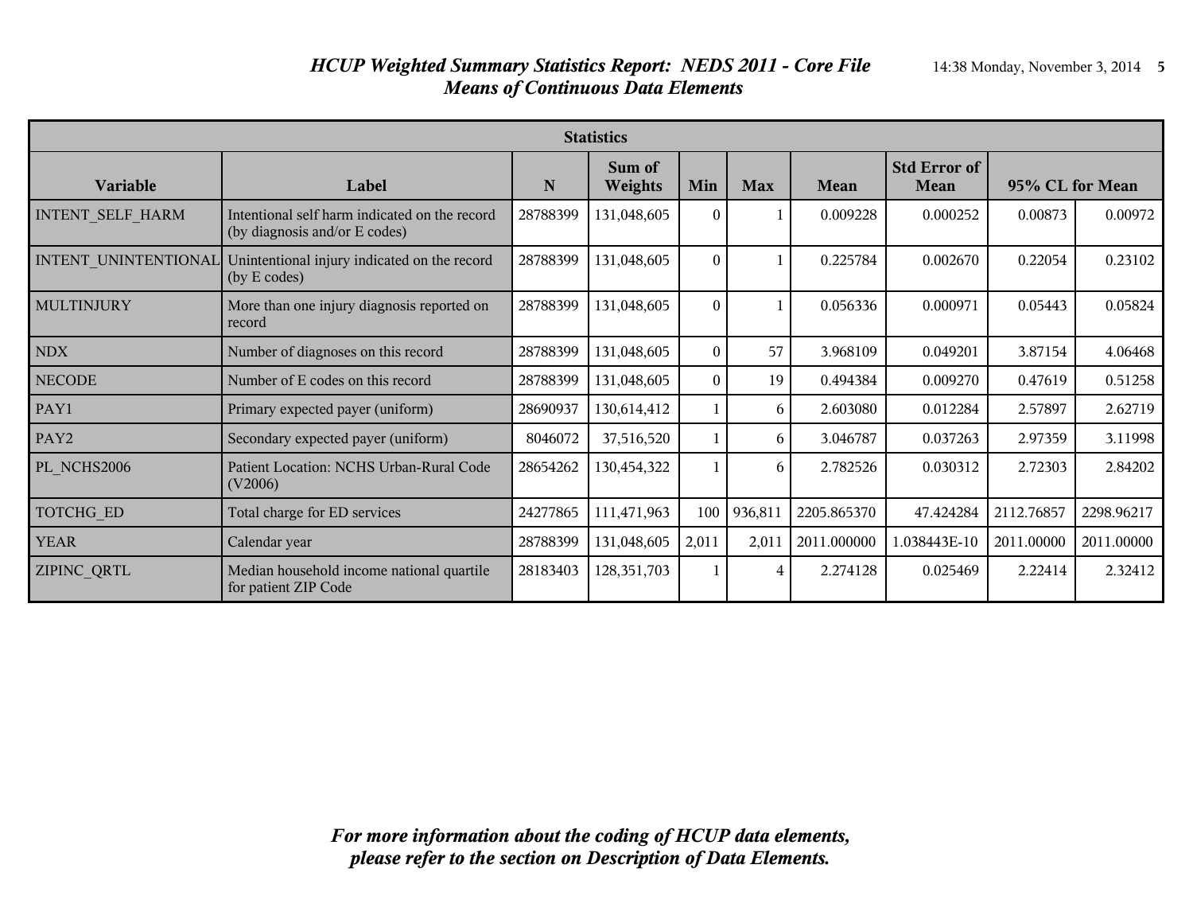# *HCUP Weighted Summary Statistics Report: NEDS 2011 - Core File*

## *Means of Continuous Data Elements*

| Statistics | | | | | | | | | |
|---|---|---|---|---|---|---|---|---|---|
| **Variable** | **Label** | **N** | **Sum of Weights** | **Min** | **Max** | **Mean** | **Std Error of Mean** | **95% CL for Mean** | |
| INTENT_SELF_HARM | Intentional self harm indicated on the record (by diagnosis and/or E codes) | 28788399 | 131,048,605 | 0 | 1 | 0.009228 | 0.000252 | 0.00873 | 0.00972 |
| INTENT_UNINTENTIONAL | Unintentional injury indicated on the record (by E codes) | 28788399 | 131,048,605 | 0 | 1 | 0.225784 | 0.002670 | 0.22054 | 0.23102 |
| MULTINJURY | More than one injury diagnosis reported on record | 28788399 | 131,048,605 | 0 | 1 | 0.056336 | 0.000971 | 0.05443 | 0.05824 |
| NDX | Number of diagnoses on this record | 28788399 | 131,048,605 | 0 | 57 | 3.968109 | 0.049201 | 3.87154 | 4.06468 |
| NECODE | Number of E codes on this record | 28788399 | 131,048,605 | 0 | 19 | 0.494384 | 0.009270 | 0.47619 | 0.51258 |
| PAY1 | Primary expected payer (uniform) | 28690937 | 130,614,412 | 1 | 6 | 2.603080 | 0.012284 | 2.57897 | 2.62719 |
| PAY2 | Secondary expected payer (uniform) | 8046072 | 37,516,520 | 1 | 6 | 3.046787 | 0.037263 | 2.97359 | 3.11998 |
| PL_NCHS2006 | Patient Location: NCHS Urban-Rural Code (V2006) | 28654262 | 130,454,322 | 1 | 6 | 2.782526 | 0.030312 | 2.72303 | 2.84202 |
| TOTCHG_ED | Total charge for ED services | 24277865 | 111,471,963 | 100 | 936,811 | 2205.865370 | 47.424284 | 2112.76857 | 2298.96217 |
| YEAR | Calendar year | 28788399 | 131,048,605 | 2,011 | 2,011 | 2011.000000 | 1.038443E-10 | 2011.00000 | 2011.00000 |
| ZIPINC_QRTL | Median household income national quartile for patient ZIP Code | 28183403 | 128,351,703 | 1 | 4 | 2.274128 | 0.025469 | 2.22414 | 2.32412 |

***For more information about the coding of HCUP data elements, please refer to the section on Description of Data Elements.***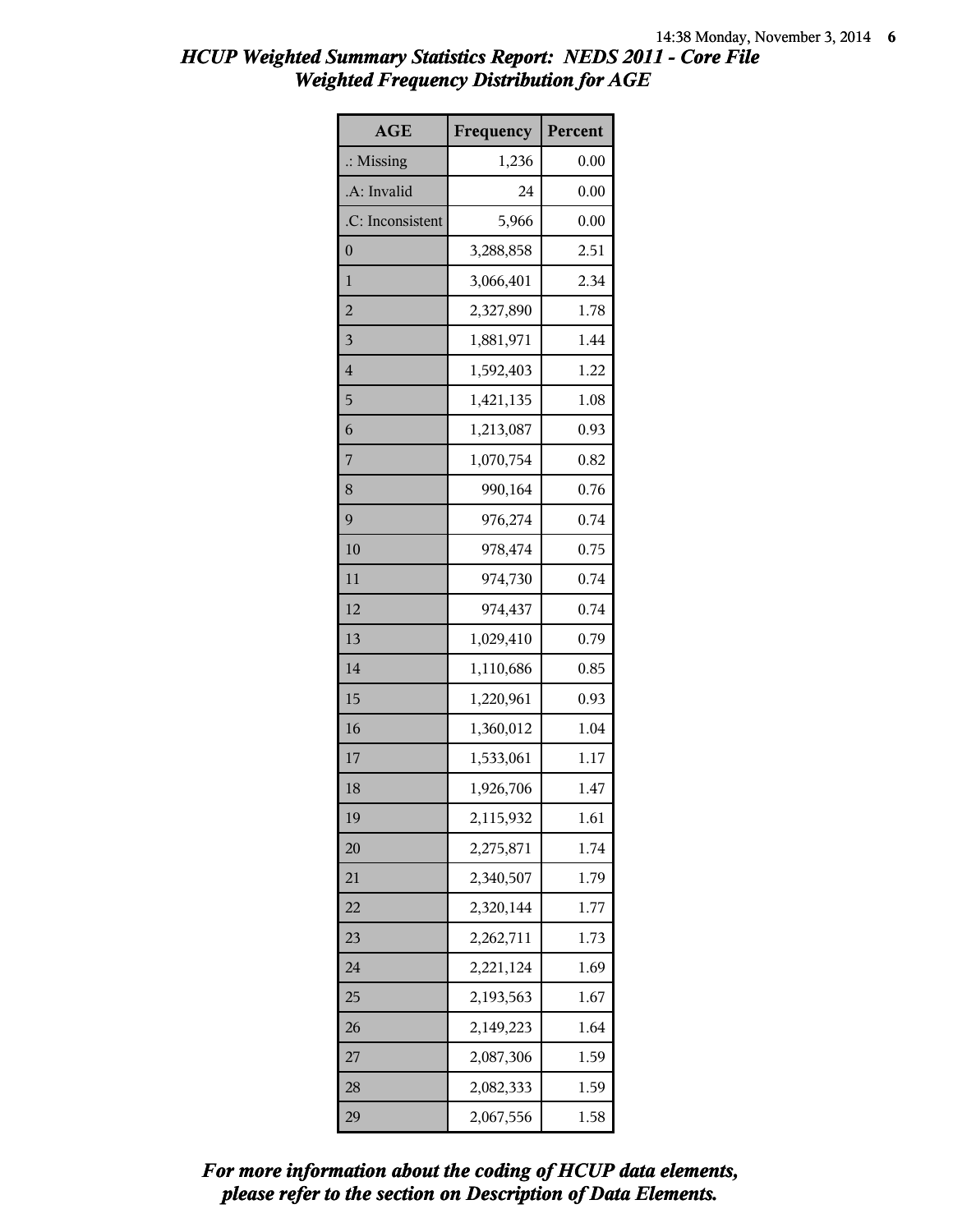# HCUP Weighted Summary Statistics Report: NEDS 2011 - Core File
## Weighted Frequency Distribution for AGE

| AGE | Frequency | Percent |
|---|---|---|
| .: Missing | 1,236 | 0.00 |
| .A: Invalid | 24 | 0.00 |
| .C: Inconsistent | 5,966 | 0.00 |
| 0 | 3,288,858 | 2.51 |
| 1 | 3,066,401 | 2.34 |
| 2 | 2,327,890 | 1.78 |
| 3 | 1,881,971 | 1.44 |
| 4 | 1,592,403 | 1.22 |
| 5 | 1,421,135 | 1.08 |
| 6 | 1,213,087 | 0.93 |
| 7 | 1,070,754 | 0.82 |
| 8 | 990,164 | 0.76 |
| 9 | 976,274 | 0.74 |
| 10 | 978,474 | 0.75 |
| 11 | 974,730 | 0.74 |
| 12 | 974,437 | 0.74 |
| 13 | 1,029,410 | 0.79 |
| 14 | 1,110,686 | 0.85 |
| 15 | 1,220,961 | 0.93 |
| 16 | 1,360,012 | 1.04 |
| 17 | 1,533,061 | 1.17 |
| 18 | 1,926,706 | 1.47 |
| 19 | 2,115,932 | 1.61 |
| 20 | 2,275,871 | 1.74 |
| 21 | 2,340,507 | 1.79 |
| 22 | 2,320,144 | 1.77 |
| 23 | 2,262,711 | 1.73 |
| 24 | 2,221,124 | 1.69 |
| 25 | 2,193,563 | 1.67 |
| 26 | 2,149,223 | 1.64 |
| 27 | 2,087,306 | 1.59 |
| 28 | 2,082,333 | 1.59 |
| 29 | 2,067,556 | 1.58 |

*For more information about the coding of HCUP data elements, please refer to the section on Description of Data Elements.*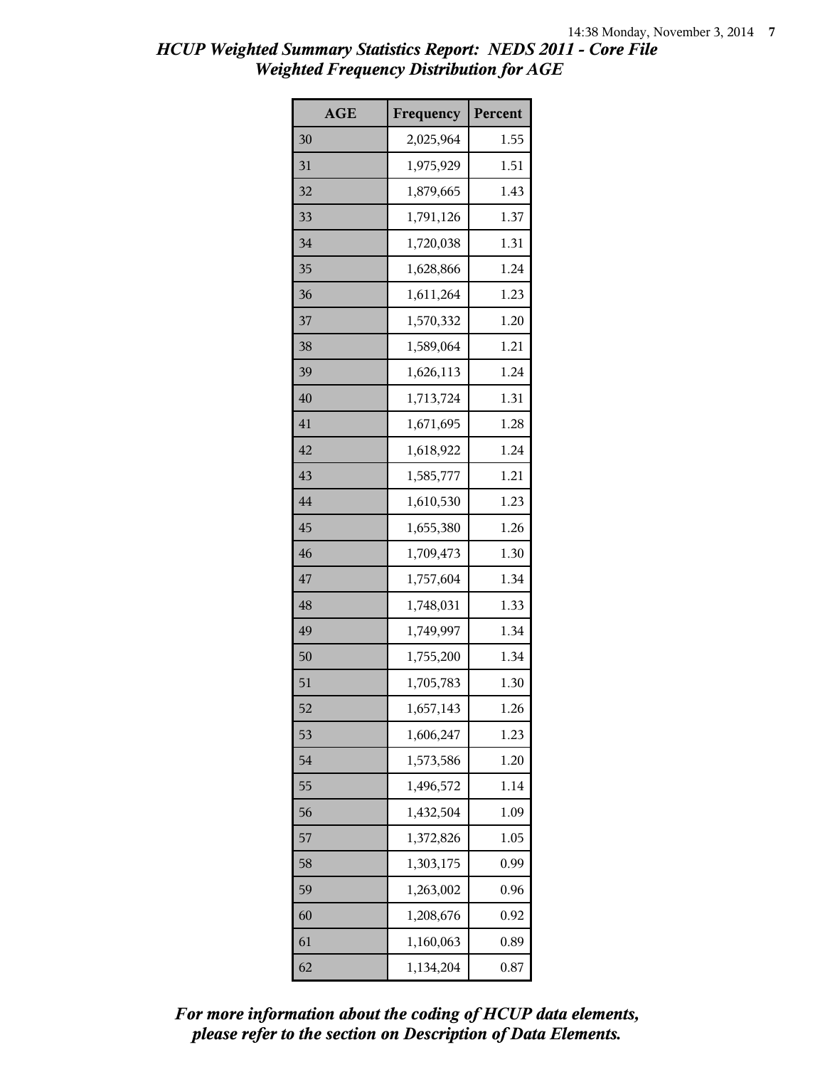# HCUP Weighted Summary Statistics Report: NEDS 2011 - Core File
## Weighted Frequency Distribution for AGE

| AGE | Frequency | Percent |
|---|---|---|
| 30 | 2,025,964 | 1.55 |
| 31 | 1,975,929 | 1.51 |
| 32 | 1,879,665 | 1.43 |
| 33 | 1,791,126 | 1.37 |
| 34 | 1,720,038 | 1.31 |
| 35 | 1,628,866 | 1.24 |
| 36 | 1,611,264 | 1.23 |
| 37 | 1,570,332 | 1.20 |
| 38 | 1,589,064 | 1.21 |
| 39 | 1,626,113 | 1.24 |
| 40 | 1,713,724 | 1.31 |
| 41 | 1,671,695 | 1.28 |
| 42 | 1,618,922 | 1.24 |
| 43 | 1,585,777 | 1.21 |
| 44 | 1,610,530 | 1.23 |
| 45 | 1,655,380 | 1.26 |
| 46 | 1,709,473 | 1.30 |
| 47 | 1,757,604 | 1.34 |
| 48 | 1,748,031 | 1.33 |
| 49 | 1,749,997 | 1.34 |
| 50 | 1,755,200 | 1.34 |
| 51 | 1,705,783 | 1.30 |
| 52 | 1,657,143 | 1.26 |
| 53 | 1,606,247 | 1.23 |
| 54 | 1,573,586 | 1.20 |
| 55 | 1,496,572 | 1.14 |
| 56 | 1,432,504 | 1.09 |
| 57 | 1,372,826 | 1.05 |
| 58 | 1,303,175 | 0.99 |
| 59 | 1,263,002 | 0.96 |
| 60 | 1,208,676 | 0.92 |
| 61 | 1,160,063 | 0.89 |
| 62 | 1,134,204 | 0.87 |

*For more information about the coding of HCUP data elements, please refer to the section on Description of Data Elements.*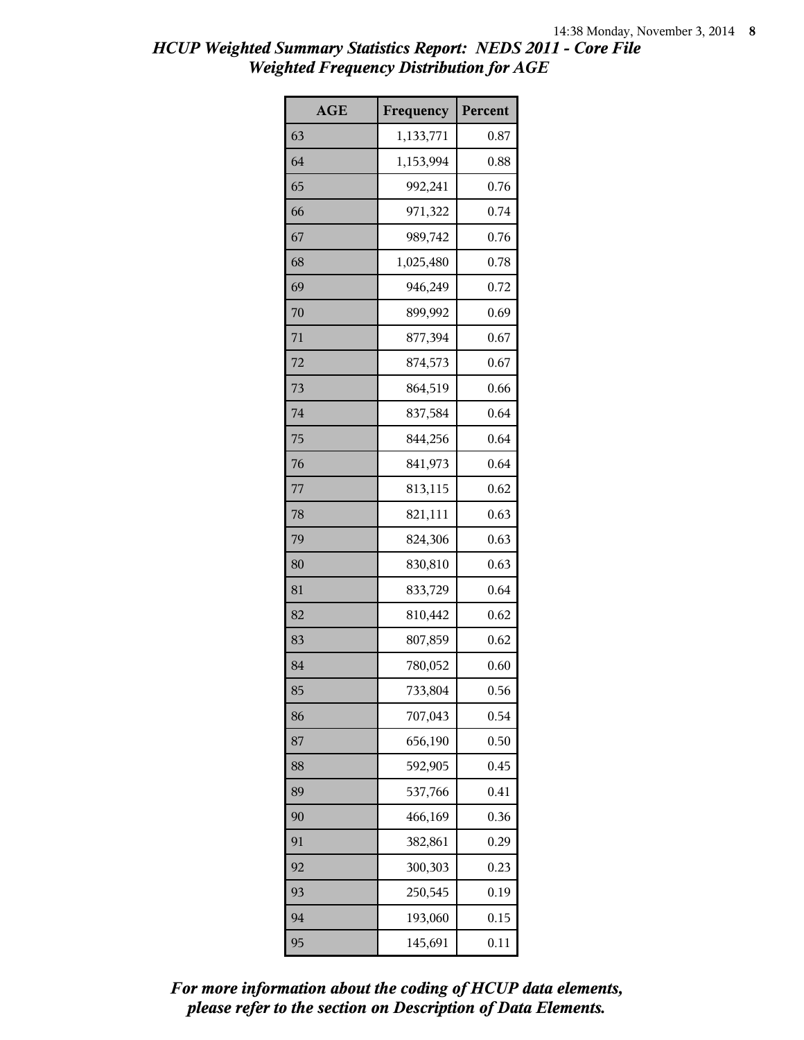# HCUP Weighted Summary Statistics Report: NEDS 2011 - Core File
## Weighted Frequency Distribution for AGE

| AGE | Frequency | Percent |
|---|---|---|
| 63 | 1,133,771 | 0.87 |
| 64 | 1,153,994 | 0.88 |
| 65 | 992,241 | 0.76 |
| 66 | 971,322 | 0.74 |
| 67 | 989,742 | 0.76 |
| 68 | 1,025,480 | 0.78 |
| 69 | 946,249 | 0.72 |
| 70 | 899,992 | 0.69 |
| 71 | 877,394 | 0.67 |
| 72 | 874,573 | 0.67 |
| 73 | 864,519 | 0.66 |
| 74 | 837,584 | 0.64 |
| 75 | 844,256 | 0.64 |
| 76 | 841,973 | 0.64 |
| 77 | 813,115 | 0.62 |
| 78 | 821,111 | 0.63 |
| 79 | 824,306 | 0.63 |
| 80 | 830,810 | 0.63 |
| 81 | 833,729 | 0.64 |
| 82 | 810,442 | 0.62 |
| 83 | 807,859 | 0.62 |
| 84 | 780,052 | 0.60 |
| 85 | 733,804 | 0.56 |
| 86 | 707,043 | 0.54 |
| 87 | 656,190 | 0.50 |
| 88 | 592,905 | 0.45 |
| 89 | 537,766 | 0.41 |
| 90 | 466,169 | 0.36 |
| 91 | 382,861 | 0.29 |
| 92 | 300,303 | 0.23 |
| 93 | 250,545 | 0.19 |
| 94 | 193,060 | 0.15 |
| 95 | 145,691 | 0.11 |

*For more information about the coding of HCUP data elements, please refer to the section on Description of Data Elements.*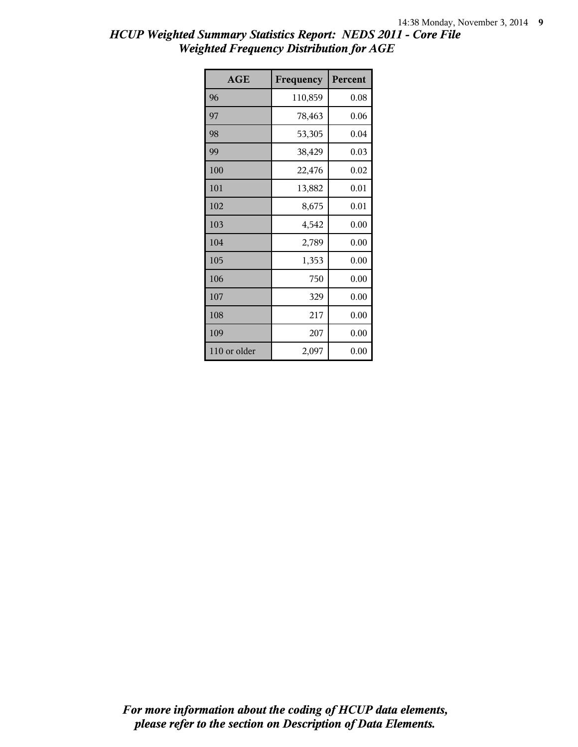## *HCUP Weighted Summary Statistics Report: NEDS 2011 - Core File*
## *Weighted Frequency Distribution for AGE*

| AGE | Frequency | Percent |
|---|---|---|
| 96 | 110,859 | 0.08 |
| 97 | 78,463 | 0.06 |
| 98 | 53,305 | 0.04 |
| 99 | 38,429 | 0.03 |
| 100 | 22,476 | 0.02 |
| 101 | 13,882 | 0.01 |
| 102 | 8,675 | 0.01 |
| 103 | 4,542 | 0.00 |
| 104 | 2,789 | 0.00 |
| 105 | 1,353 | 0.00 |
| 106 | 750 | 0.00 |
| 107 | 329 | 0.00 |
| 108 | 217 | 0.00 |
| 109 | 207 | 0.00 |
| 110 or older | 2,097 | 0.00 |

***For more information about the coding of HCUP data elements, please refer to the section on Description of Data Elements.***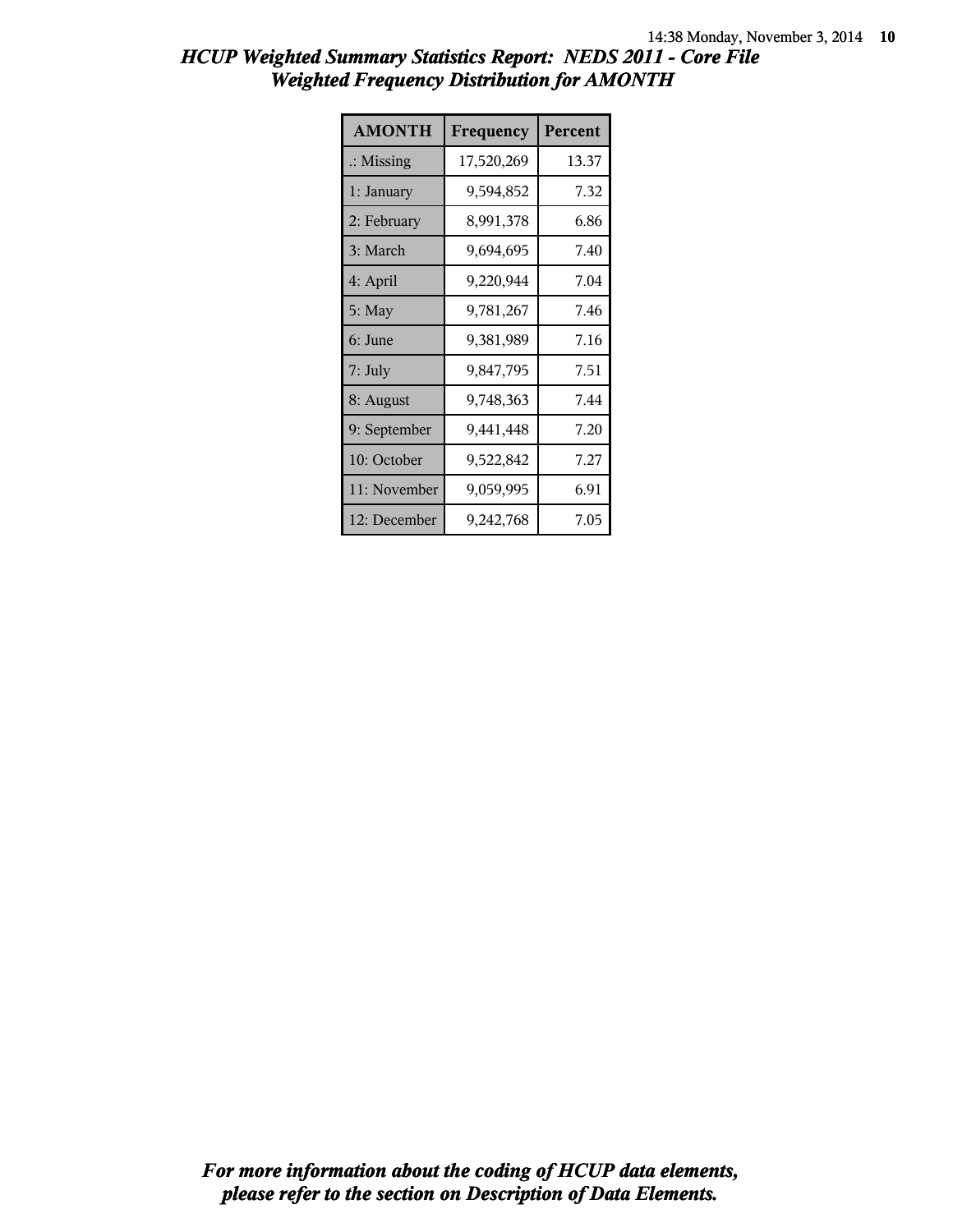## *HCUP Weighted Summary Statistics Report: NEDS 2011 - Core File*
## *Weighted Frequency Distribution for AMONTH*

| AMONTH | Frequency | Percent |
|---|---|---|
| .: Missing | 17,520,269 | 13.37 |
| 1: January | 9,594,852 | 7.32 |
| 2: February | 8,991,378 | 6.86 |
| 3: March | 9,694,695 | 7.40 |
| 4: April | 9,220,944 | 7.04 |
| 5: May | 9,781,267 | 7.46 |
| 6: June | 9,381,989 | 7.16 |
| 7: July | 9,847,795 | 7.51 |
| 8: August | 9,748,363 | 7.44 |
| 9: September | 9,441,448 | 7.20 |
| 10: October | 9,522,842 | 7.27 |
| 11: November | 9,059,995 | 6.91 |
| 12: December | 9,242,768 | 7.05 |

***For more information about the coding of HCUP data elements, please refer to the section on Description of Data Elements.***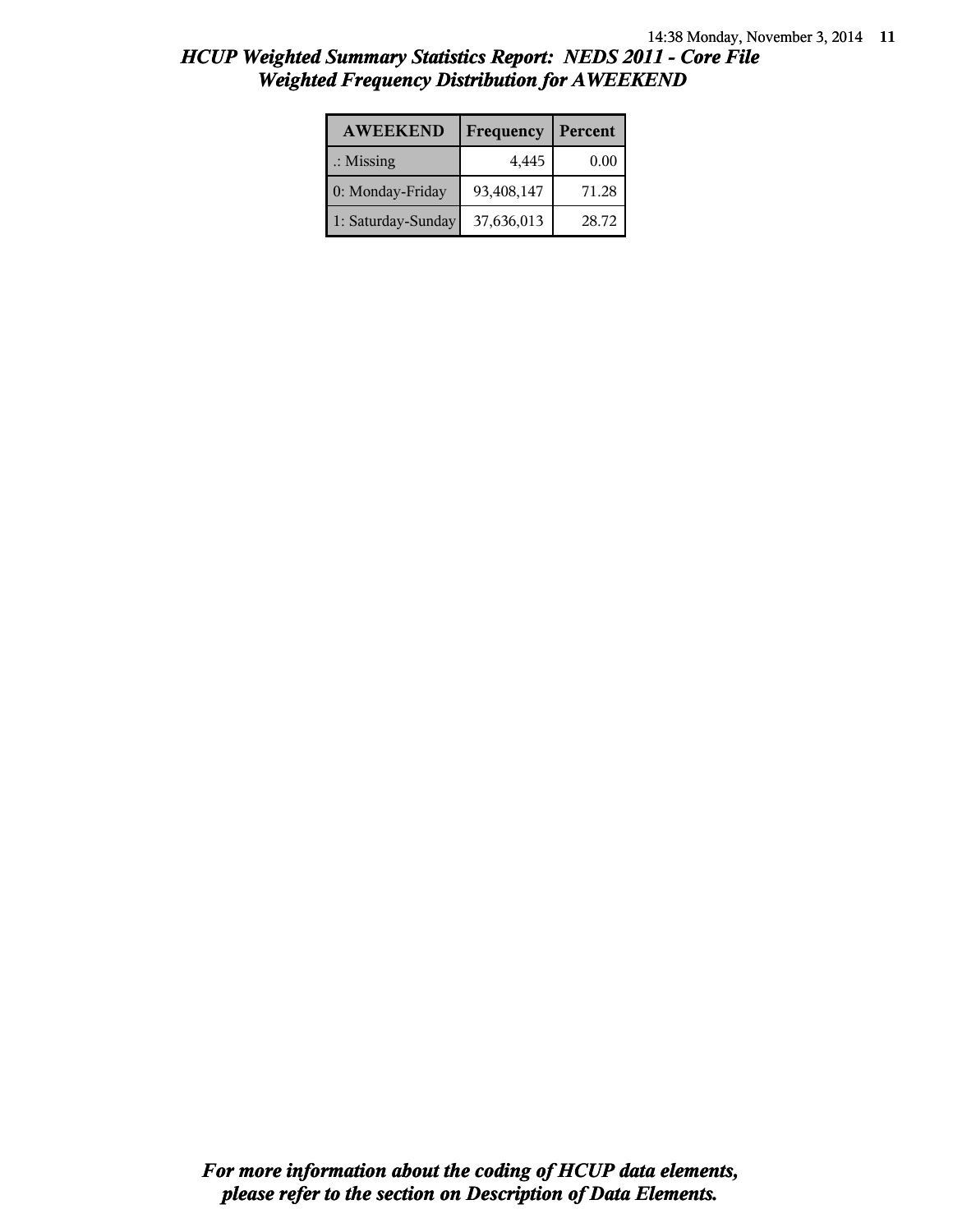# HCUP Weighted Summary Statistics Report: NEDS 2011 - Core File
## Weighted Frequency Distribution for AWEEKEND

| AWEEKEND | Frequency | Percent |
|---|---|---|
| .: Missing | 4,445 | 0.00 |
| 0: Monday-Friday | 93,408,147 | 71.28 |
| 1: Saturday-Sunday | 37,636,013 | 28.72 |

***For more information about the coding of HCUP data elements, please refer to the section on Description of Data Elements.***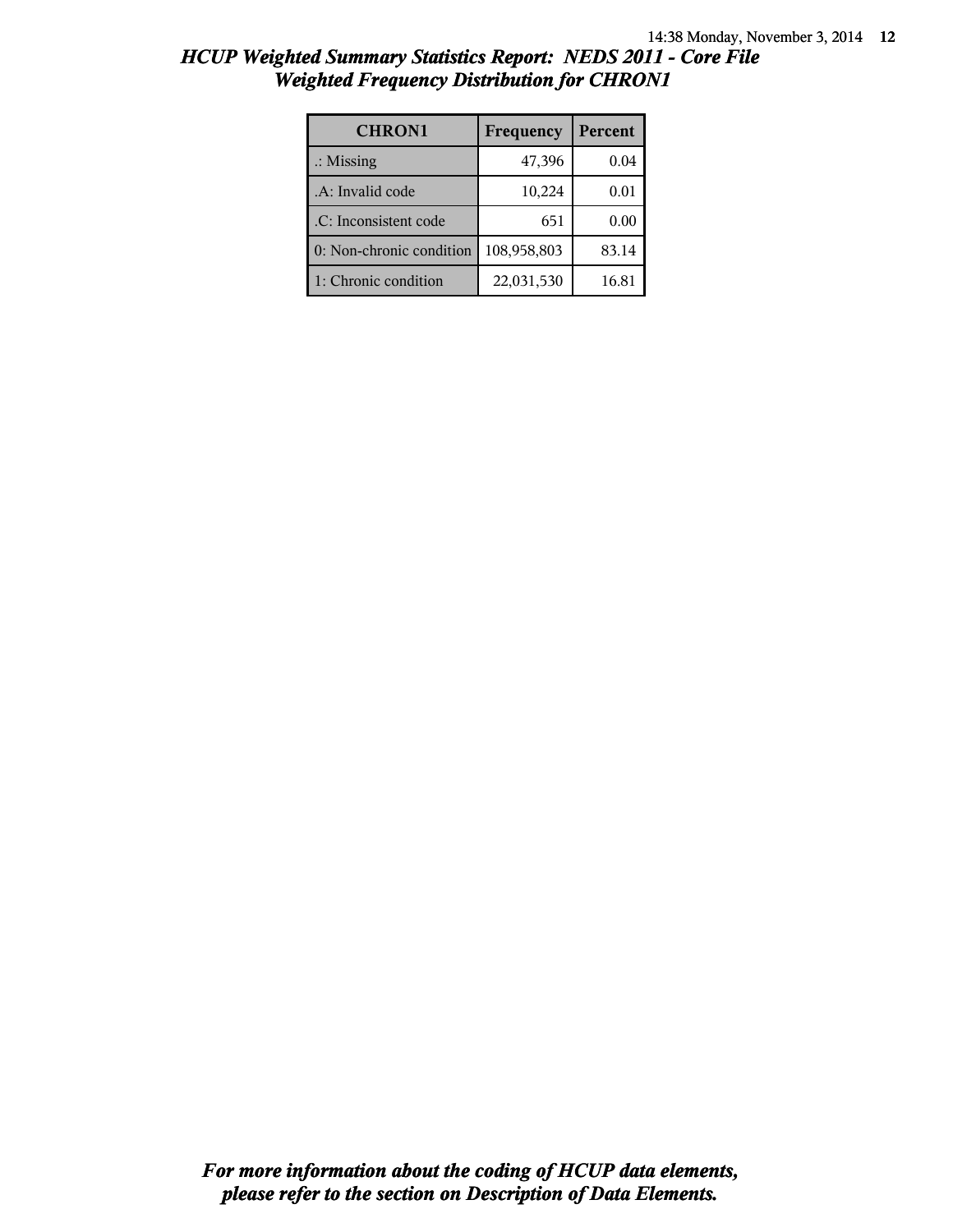# *HCUP Weighted Summary Statistics Report: NEDS 2011 - Core File*
## *Weighted Frequency Distribution for CHRON1*

| CHRON1 | Frequency | Percent |
|---|---|---|
| .: Missing | 47,396 | 0.04 |
| .A: Invalid code | 10,224 | 0.01 |
| .C: Inconsistent code | 651 | 0.00 |
| 0: Non-chronic condition | 108,958,803 | 83.14 |
| 1: Chronic condition | 22,031,530 | 16.81 |

***For more information about the coding of HCUP data elements, please refer to the section on Description of Data Elements.***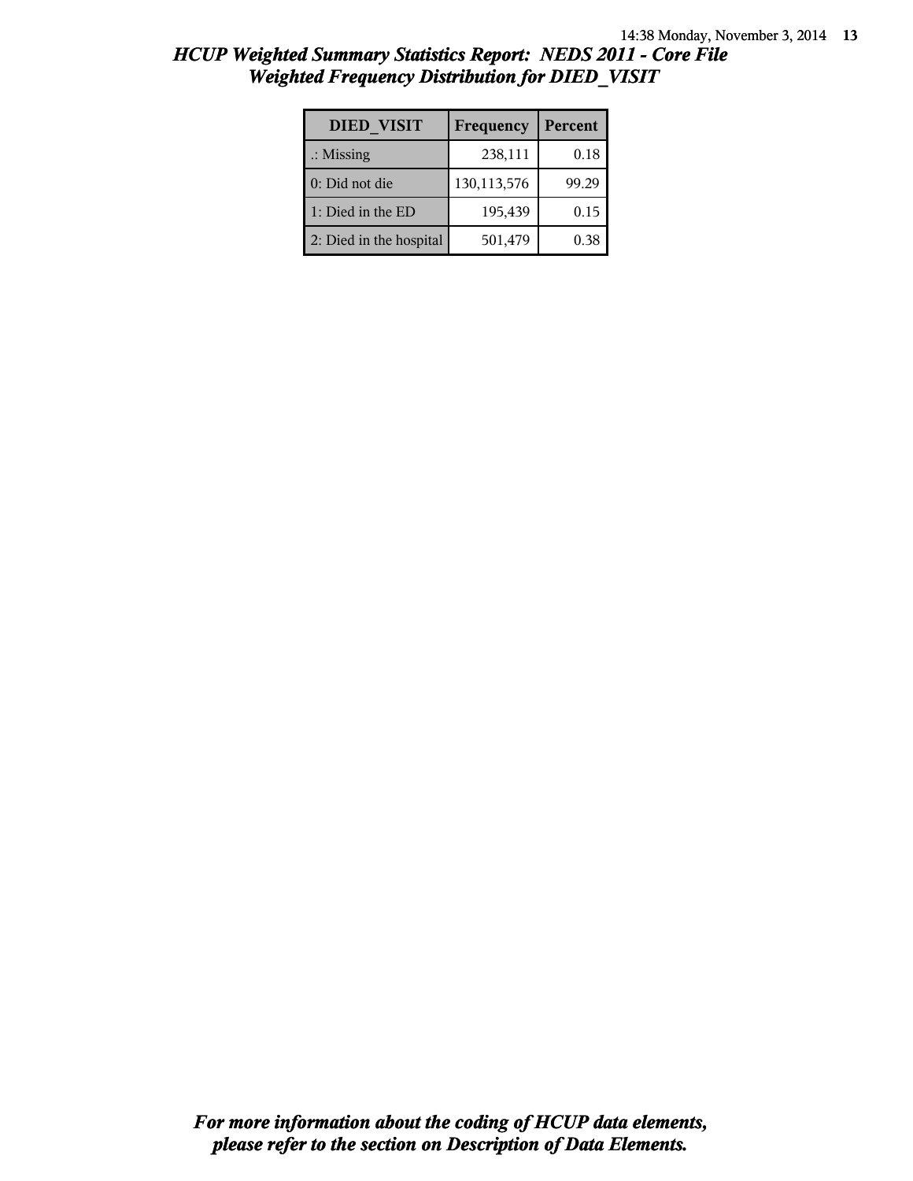## *HCUP Weighted Summary Statistics Report: NEDS 2011 - Core File*
## *Weighted Frequency Distribution for DIED_VISIT*

| DIED_VISIT | Frequency | Percent |
|---|---|---|
| .: Missing | 238,111 | 0.18 |
| 0: Did not die | 130,113,576 | 99.29 |
| 1: Died in the ED | 195,439 | 0.15 |
| 2: Died in the hospital | 501,479 | 0.38 |

***For more information about the coding of HCUP data elements, please refer to the section on Description of Data Elements.***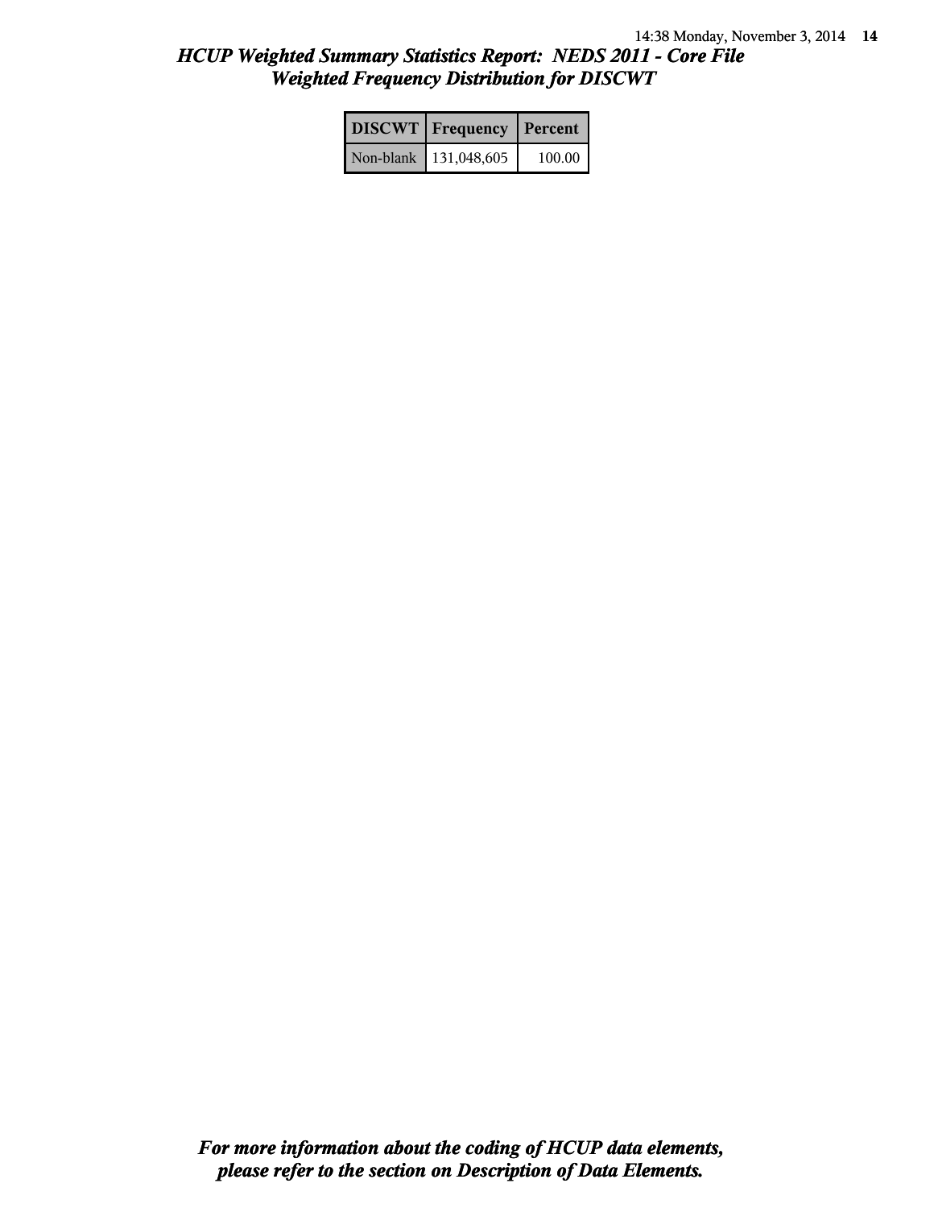# HCUP Weighted Summary Statistics Report: NEDS 2011 - Core File

## Weighted Frequency Distribution for DISCWT

| DISCWT | Frequency | Percent |
|---|---|---|
| Non-blank | 131,048,605 | 100.00 |

***For more information about the coding of HCUP data elements, please refer to the section on Description of Data Elements.***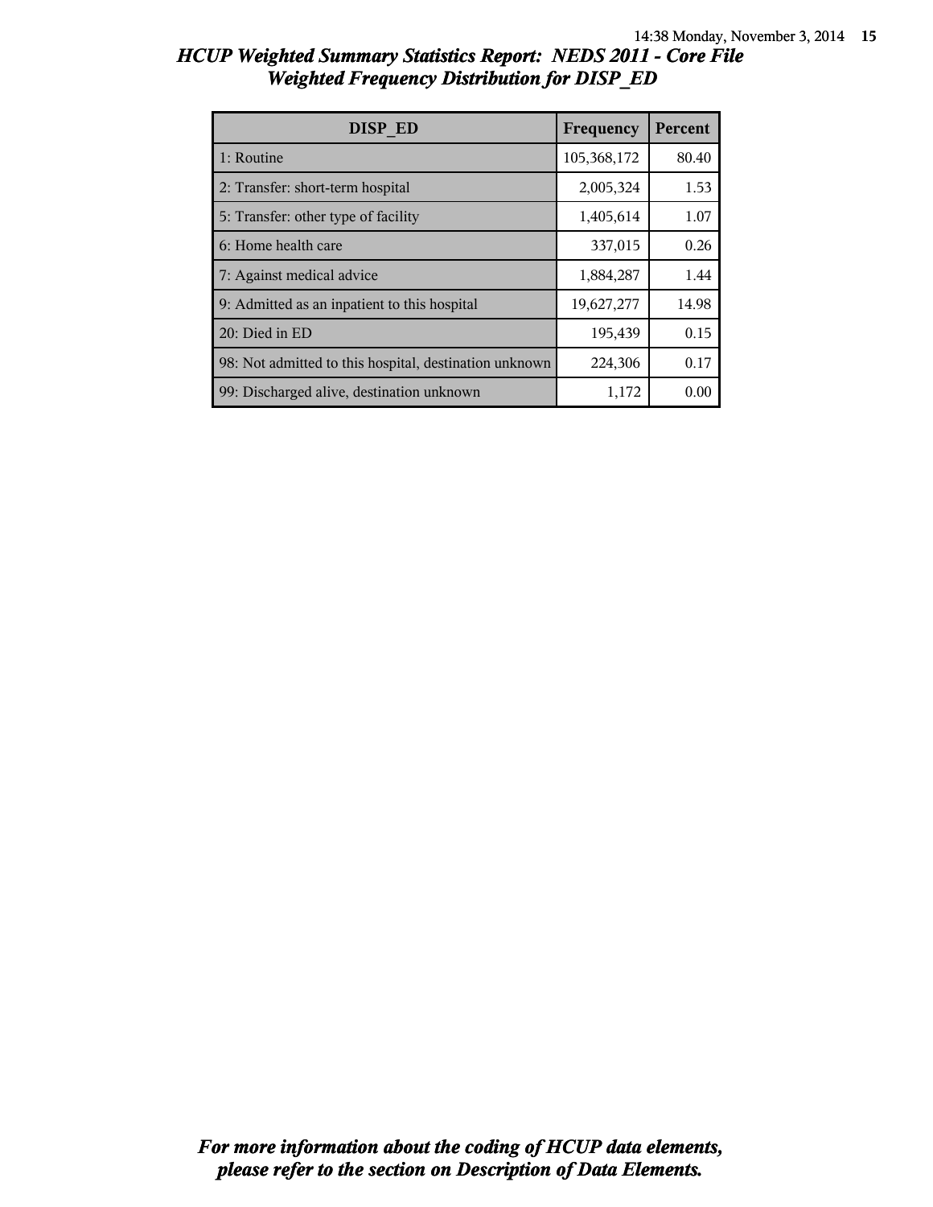## *HCUP Weighted Summary Statistics Report: NEDS 2011 - Core File*
## *Weighted Frequency Distribution for DISP_ED*

| DISP_ED | Frequency | Percent |
|---|---|---|
| 1: Routine | 105,368,172 | 80.40 |
| 2: Transfer: short-term hospital | 2,005,324 | 1.53 |
| 5: Transfer: other type of facility | 1,405,614 | 1.07 |
| 6: Home health care | 337,015 | 0.26 |
| 7: Against medical advice | 1,884,287 | 1.44 |
| 9: Admitted as an inpatient to this hospital | 19,627,277 | 14.98 |
| 20: Died in ED | 195,439 | 0.15 |
| 98: Not admitted to this hospital, destination unknown | 224,306 | 0.17 |
| 99: Discharged alive, destination unknown | 1,172 | 0.00 |

***For more information about the coding of HCUP data elements, please refer to the section on Description of Data Elements.***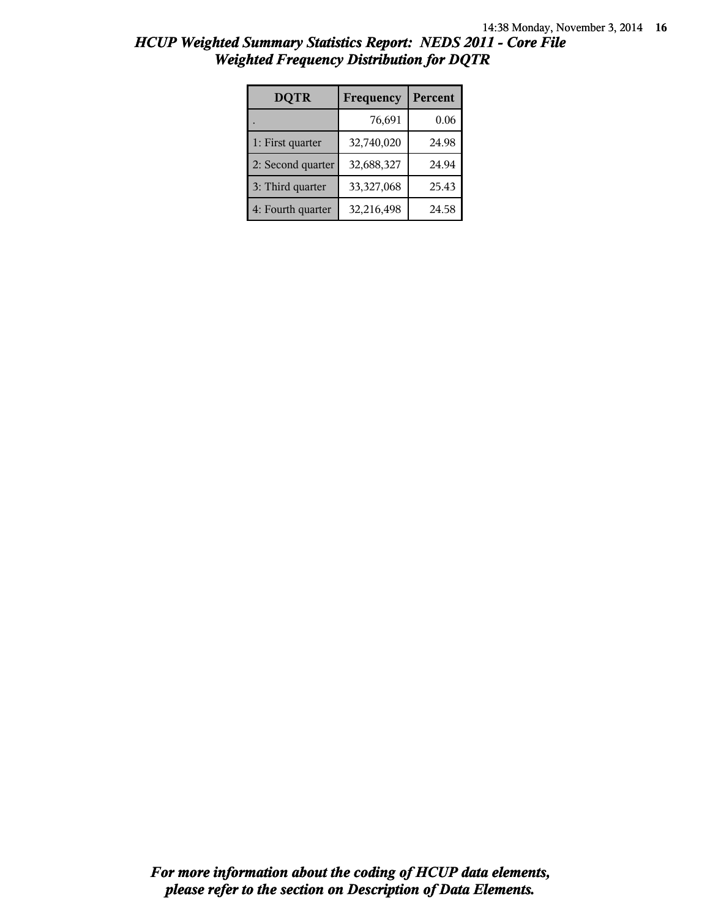## *HCUP Weighted Summary Statistics Report: NEDS 2011 - Core File*
## *Weighted Frequency Distribution for DQTR*

| DQTR | Frequency | Percent |
|---|---|---|
| . | 76,691 | 0.06 |
| 1: First quarter | 32,740,020 | 24.98 |
| 2: Second quarter | 32,688,327 | 24.94 |
| 3: Third quarter | 33,327,068 | 25.43 |
| 4: Fourth quarter | 32,216,498 | 24.58 |

***For more information about the coding of HCUP data elements, please refer to the section on Description of Data Elements.***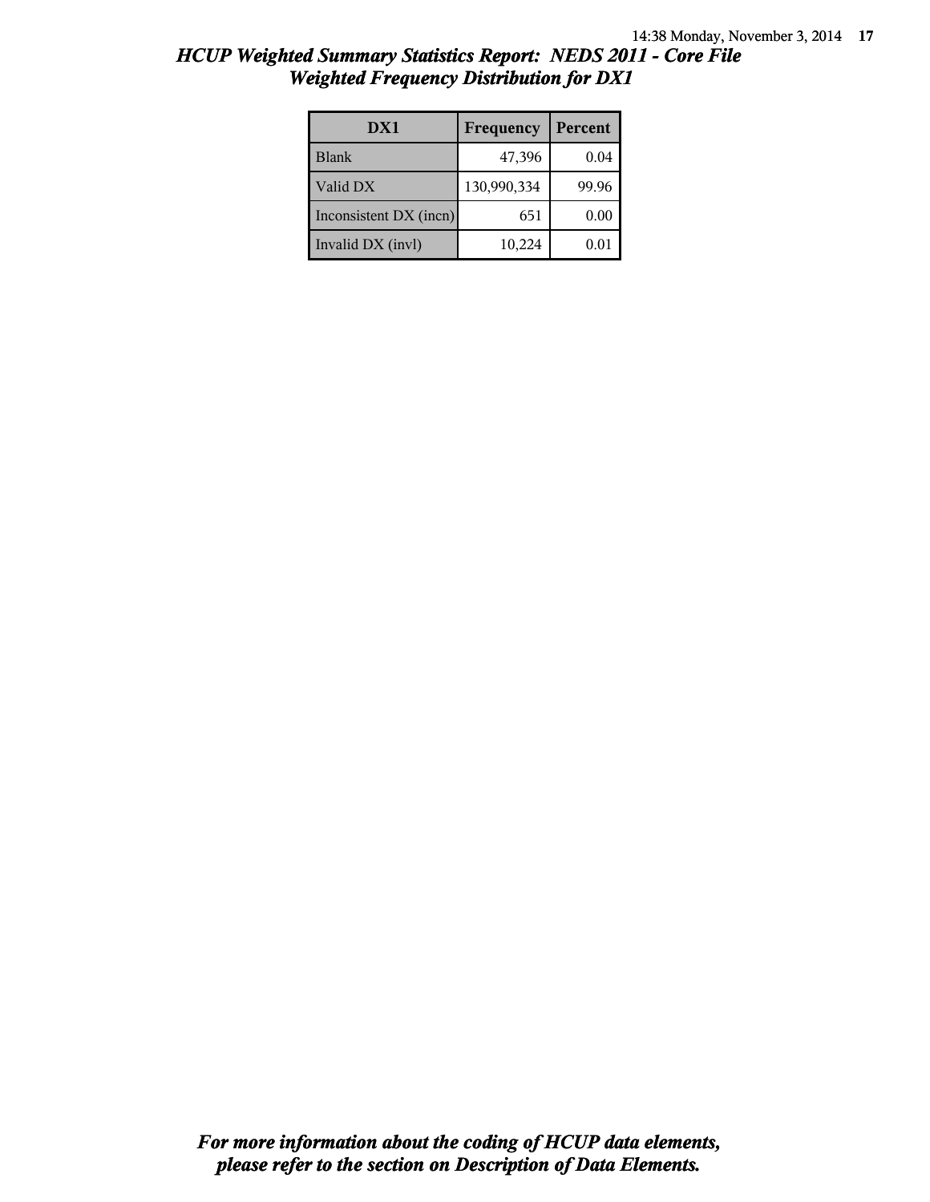# HCUP Weighted Summary Statistics Report: NEDS 2011 - Core File

## Weighted Frequency Distribution for DX1

| DX1 | Frequency | Percent |
|---|---|---|
| Blank | 47,396 | 0.04 |
| Valid DX | 130,990,334 | 99.96 |
| Inconsistent DX (incn) | 651 | 0.00 |
| Invalid DX (invl) | 10,224 | 0.01 |

***For more information about the coding of HCUP data elements, please refer to the section on Description of Data Elements.***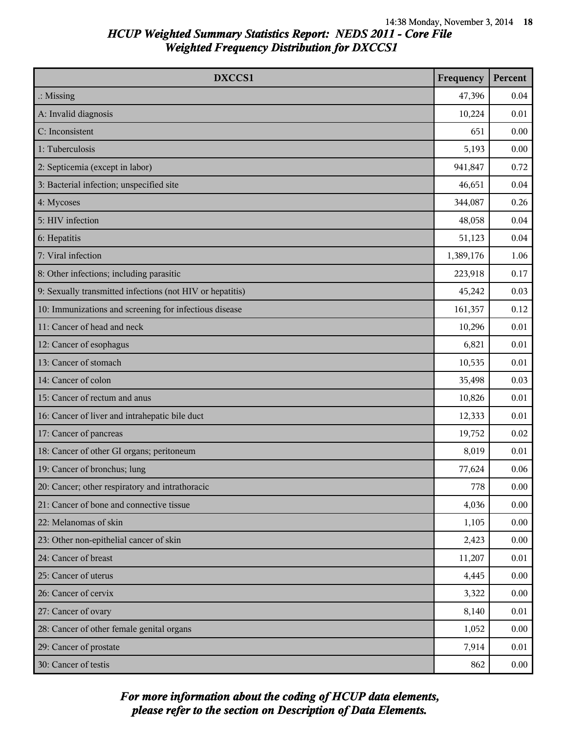## HCUP Weighted Summary Statistics Report: NEDS 2011 - Core File
## Weighted Frequency Distribution for DXCCS1

| DXCCS1 | Frequency | Percent |
|---|---|---|
| .: Missing | 47,396 | 0.04 |
| A: Invalid diagnosis | 10,224 | 0.01 |
| C: Inconsistent | 651 | 0.00 |
| 1: Tuberculosis | 5,193 | 0.00 |
| 2: Septicemia (except in labor) | 941,847 | 0.72 |
| 3: Bacterial infection; unspecified site | 46,651 | 0.04 |
| 4: Mycoses | 344,087 | 0.26 |
| 5: HIV infection | 48,058 | 0.04 |
| 6: Hepatitis | 51,123 | 0.04 |
| 7: Viral infection | 1,389,176 | 1.06 |
| 8: Other infections; including parasitic | 223,918 | 0.17 |
| 9: Sexually transmitted infections (not HIV or hepatitis) | 45,242 | 0.03 |
| 10: Immunizations and screening for infectious disease | 161,357 | 0.12 |
| 11: Cancer of head and neck | 10,296 | 0.01 |
| 12: Cancer of esophagus | 6,821 | 0.01 |
| 13: Cancer of stomach | 10,535 | 0.01 |
| 14: Cancer of colon | 35,498 | 0.03 |
| 15: Cancer of rectum and anus | 10,826 | 0.01 |
| 16: Cancer of liver and intrahepatic bile duct | 12,333 | 0.01 |
| 17: Cancer of pancreas | 19,752 | 0.02 |
| 18: Cancer of other GI organs; peritoneum | 8,019 | 0.01 |
| 19: Cancer of bronchus; lung | 77,624 | 0.06 |
| 20: Cancer; other respiratory and intrathoracic | 778 | 0.00 |
| 21: Cancer of bone and connective tissue | 4,036 | 0.00 |
| 22: Melanomas of skin | 1,105 | 0.00 |
| 23: Other non-epithelial cancer of skin | 2,423 | 0.00 |
| 24: Cancer of breast | 11,207 | 0.01 |
| 25: Cancer of uterus | 4,445 | 0.00 |
| 26: Cancer of cervix | 3,322 | 0.00 |
| 27: Cancer of ovary | 8,140 | 0.01 |
| 28: Cancer of other female genital organs | 1,052 | 0.00 |
| 29: Cancer of prostate | 7,914 | 0.01 |
| 30: Cancer of testis | 862 | 0.00 |

*For more information about the coding of HCUP data elements, please refer to the section on Description of Data Elements.*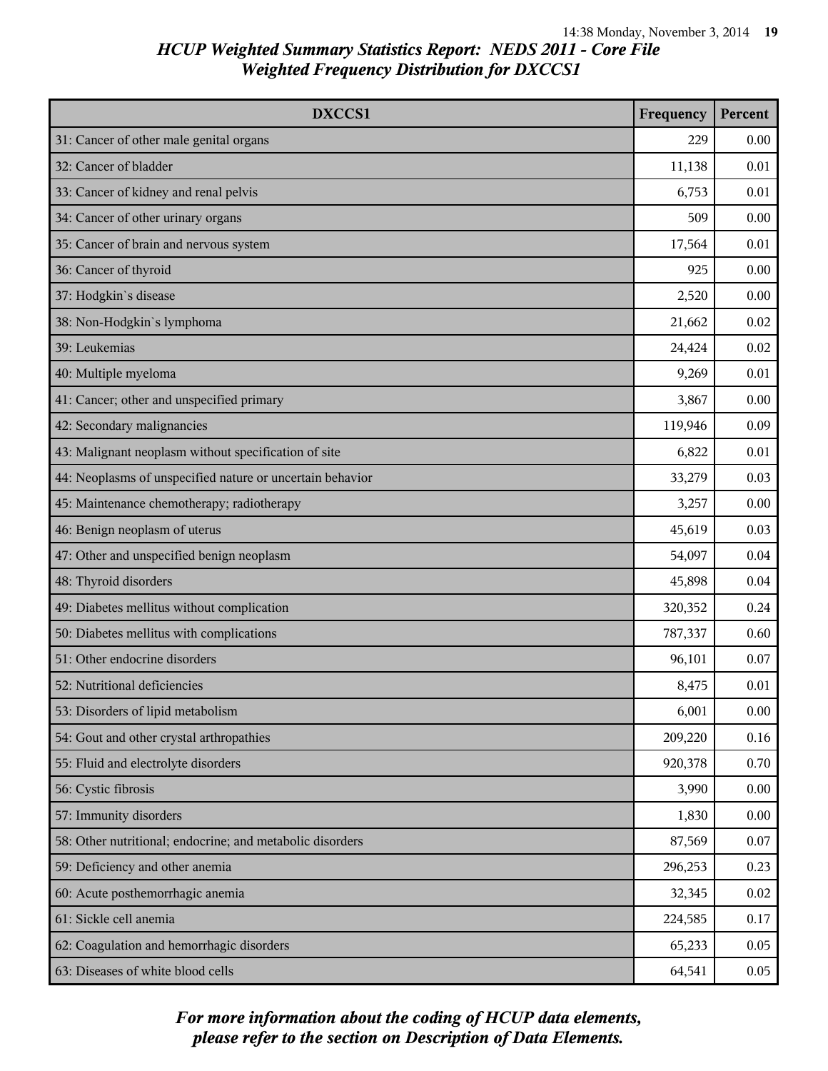# HCUP Weighted Summary Statistics Report: NEDS 2011 - Core File
## Weighted Frequency Distribution for DXCCS1

| DXCCS1 | Frequency | Percent |
|---|---|---|
| 31: Cancer of other male genital organs | 229 | 0.00 |
| 32: Cancer of bladder | 11,138 | 0.01 |
| 33: Cancer of kidney and renal pelvis | 6,753 | 0.01 |
| 34: Cancer of other urinary organs | 509 | 0.00 |
| 35: Cancer of brain and nervous system | 17,564 | 0.01 |
| 36: Cancer of thyroid | 925 | 0.00 |
| 37: Hodgkin`s disease | 2,520 | 0.00 |
| 38: Non-Hodgkin`s lymphoma | 21,662 | 0.02 |
| 39: Leukemias | 24,424 | 0.02 |
| 40: Multiple myeloma | 9,269 | 0.01 |
| 41: Cancer; other and unspecified primary | 3,867 | 0.00 |
| 42: Secondary malignancies | 119,946 | 0.09 |
| 43: Malignant neoplasm without specification of site | 6,822 | 0.01 |
| 44: Neoplasms of unspecified nature or uncertain behavior | 33,279 | 0.03 |
| 45: Maintenance chemotherapy; radiotherapy | 3,257 | 0.00 |
| 46: Benign neoplasm of uterus | 45,619 | 0.03 |
| 47: Other and unspecified benign neoplasm | 54,097 | 0.04 |
| 48: Thyroid disorders | 45,898 | 0.04 |
| 49: Diabetes mellitus without complication | 320,352 | 0.24 |
| 50: Diabetes mellitus with complications | 787,337 | 0.60 |
| 51: Other endocrine disorders | 96,101 | 0.07 |
| 52: Nutritional deficiencies | 8,475 | 0.01 |
| 53: Disorders of lipid metabolism | 6,001 | 0.00 |
| 54: Gout and other crystal arthropathies | 209,220 | 0.16 |
| 55: Fluid and electrolyte disorders | 920,378 | 0.70 |
| 56: Cystic fibrosis | 3,990 | 0.00 |
| 57: Immunity disorders | 1,830 | 0.00 |
| 58: Other nutritional; endocrine; and metabolic disorders | 87,569 | 0.07 |
| 59: Deficiency and other anemia | 296,253 | 0.23 |
| 60: Acute posthemorrhagic anemia | 32,345 | 0.02 |
| 61: Sickle cell anemia | 224,585 | 0.17 |
| 62: Coagulation and hemorrhagic disorders | 65,233 | 0.05 |
| 63: Diseases of white blood cells | 64,541 | 0.05 |

*For more information about the coding of HCUP data elements, please refer to the section on Description of Data Elements.*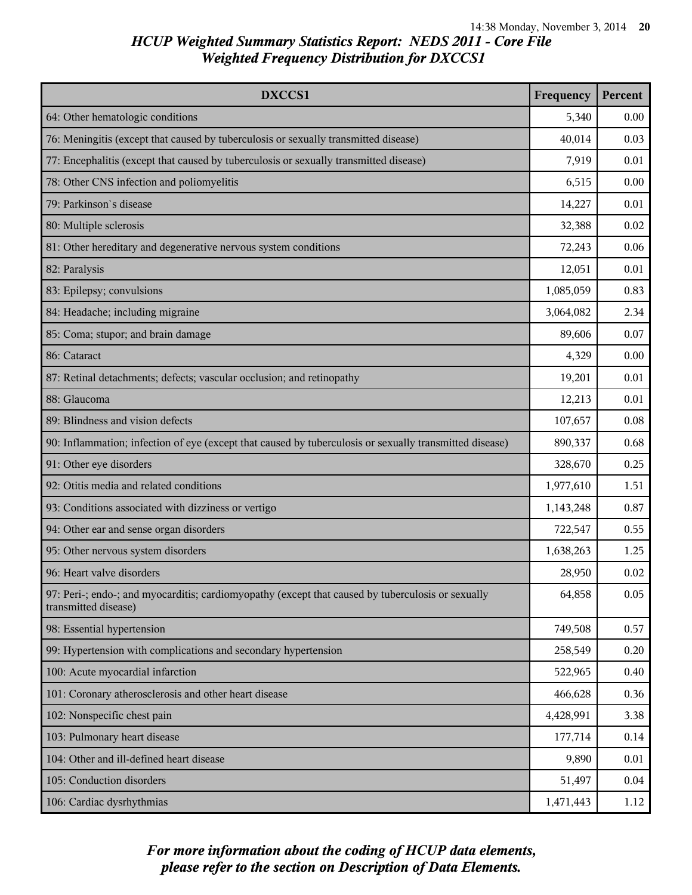# HCUP Weighted Summary Statistics Report: NEDS 2011 - Core File
## Weighted Frequency Distribution for DXCCS1

| DXCCS1 | Frequency | Percent |
|---|---|---|
| 64: Other hematologic conditions | 5,340 | 0.00 |
| 76: Meningitis (except that caused by tuberculosis or sexually transmitted disease) | 40,014 | 0.03 |
| 77: Encephalitis (except that caused by tuberculosis or sexually transmitted disease) | 7,919 | 0.01 |
| 78: Other CNS infection and poliomyelitis | 6,515 | 0.00 |
| 79: Parkinson`s disease | 14,227 | 0.01 |
| 80: Multiple sclerosis | 32,388 | 0.02 |
| 81: Other hereditary and degenerative nervous system conditions | 72,243 | 0.06 |
| 82: Paralysis | 12,051 | 0.01 |
| 83: Epilepsy; convulsions | 1,085,059 | 0.83 |
| 84: Headache; including migraine | 3,064,082 | 2.34 |
| 85: Coma; stupor; and brain damage | 89,606 | 0.07 |
| 86: Cataract | 4,329 | 0.00 |
| 87: Retinal detachments; defects; vascular occlusion; and retinopathy | 19,201 | 0.01 |
| 88: Glaucoma | 12,213 | 0.01 |
| 89: Blindness and vision defects | 107,657 | 0.08 |
| 90: Inflammation; infection of eye (except that caused by tuberculosis or sexually transmitted disease) | 890,337 | 0.68 |
| 91: Other eye disorders | 328,670 | 0.25 |
| 92: Otitis media and related conditions | 1,977,610 | 1.51 |
| 93: Conditions associated with dizziness or vertigo | 1,143,248 | 0.87 |
| 94: Other ear and sense organ disorders | 722,547 | 0.55 |
| 95: Other nervous system disorders | 1,638,263 | 1.25 |
| 96: Heart valve disorders | 28,950 | 0.02 |
| 97: Peri-; endo-; and myocarditis; cardiomyopathy (except that caused by tuberculosis or sexually transmitted disease) | 64,858 | 0.05 |
| 98: Essential hypertension | 749,508 | 0.57 |
| 99: Hypertension with complications and secondary hypertension | 258,549 | 0.20 |
| 100: Acute myocardial infarction | 522,965 | 0.40 |
| 101: Coronary atherosclerosis and other heart disease | 466,628 | 0.36 |
| 102: Nonspecific chest pain | 4,428,991 | 3.38 |
| 103: Pulmonary heart disease | 177,714 | 0.14 |
| 104: Other and ill-defined heart disease | 9,890 | 0.01 |
| 105: Conduction disorders | 51,497 | 0.04 |
| 106: Cardiac dysrhythmias | 1,471,443 | 1.12 |

*For more information about the coding of HCUP data elements, please refer to the section on Description of Data Elements.*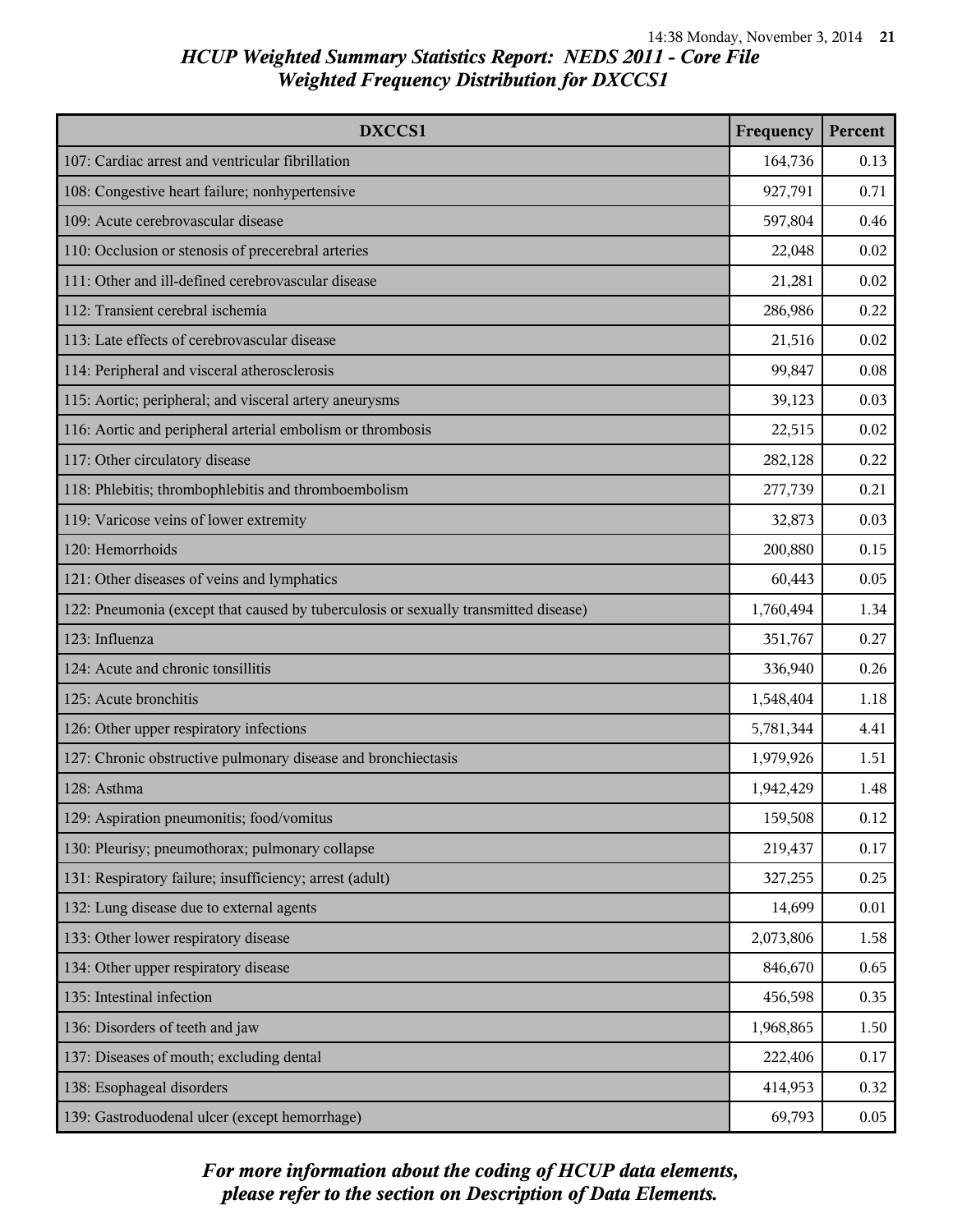# HCUP Weighted Summary Statistics Report: NEDS 2011 - Core File
## Weighted Frequency Distribution for DXCCS1

| DXCCS1 | Frequency | Percent |
|---|---|---|
| 107: Cardiac arrest and ventricular fibrillation | 164,736 | 0.13 |
| 108: Congestive heart failure; nonhypertensive | 927,791 | 0.71 |
| 109: Acute cerebrovascular disease | 597,804 | 0.46 |
| 110: Occlusion or stenosis of precerebral arteries | 22,048 | 0.02 |
| 111: Other and ill-defined cerebrovascular disease | 21,281 | 0.02 |
| 112: Transient cerebral ischemia | 286,986 | 0.22 |
| 113: Late effects of cerebrovascular disease | 21,516 | 0.02 |
| 114: Peripheral and visceral atherosclerosis | 99,847 | 0.08 |
| 115: Aortic; peripheral; and visceral artery aneurysms | 39,123 | 0.03 |
| 116: Aortic and peripheral arterial embolism or thrombosis | 22,515 | 0.02 |
| 117: Other circulatory disease | 282,128 | 0.22 |
| 118: Phlebitis; thrombophlebitis and thromboembolism | 277,739 | 0.21 |
| 119: Varicose veins of lower extremity | 32,873 | 0.03 |
| 120: Hemorrhoids | 200,880 | 0.15 |
| 121: Other diseases of veins and lymphatics | 60,443 | 0.05 |
| 122: Pneumonia (except that caused by tuberculosis or sexually transmitted disease) | 1,760,494 | 1.34 |
| 123: Influenza | 351,767 | 0.27 |
| 124: Acute and chronic tonsillitis | 336,940 | 0.26 |
| 125: Acute bronchitis | 1,548,404 | 1.18 |
| 126: Other upper respiratory infections | 5,781,344 | 4.41 |
| 127: Chronic obstructive pulmonary disease and bronchiectasis | 1,979,926 | 1.51 |
| 128: Asthma | 1,942,429 | 1.48 |
| 129: Aspiration pneumonitis; food/vomitus | 159,508 | 0.12 |
| 130: Pleurisy; pneumothorax; pulmonary collapse | 219,437 | 0.17 |
| 131: Respiratory failure; insufficiency; arrest (adult) | 327,255 | 0.25 |
| 132: Lung disease due to external agents | 14,699 | 0.01 |
| 133: Other lower respiratory disease | 2,073,806 | 1.58 |
| 134: Other upper respiratory disease | 846,670 | 0.65 |
| 135: Intestinal infection | 456,598 | 0.35 |
| 136: Disorders of teeth and jaw | 1,968,865 | 1.50 |
| 137: Diseases of mouth; excluding dental | 222,406 | 0.17 |
| 138: Esophageal disorders | 414,953 | 0.32 |
| 139: Gastroduodenal ulcer (except hemorrhage) | 69,793 | 0.05 |

*For more information about the coding of HCUP data elements, please refer to the section on Description of Data Elements.*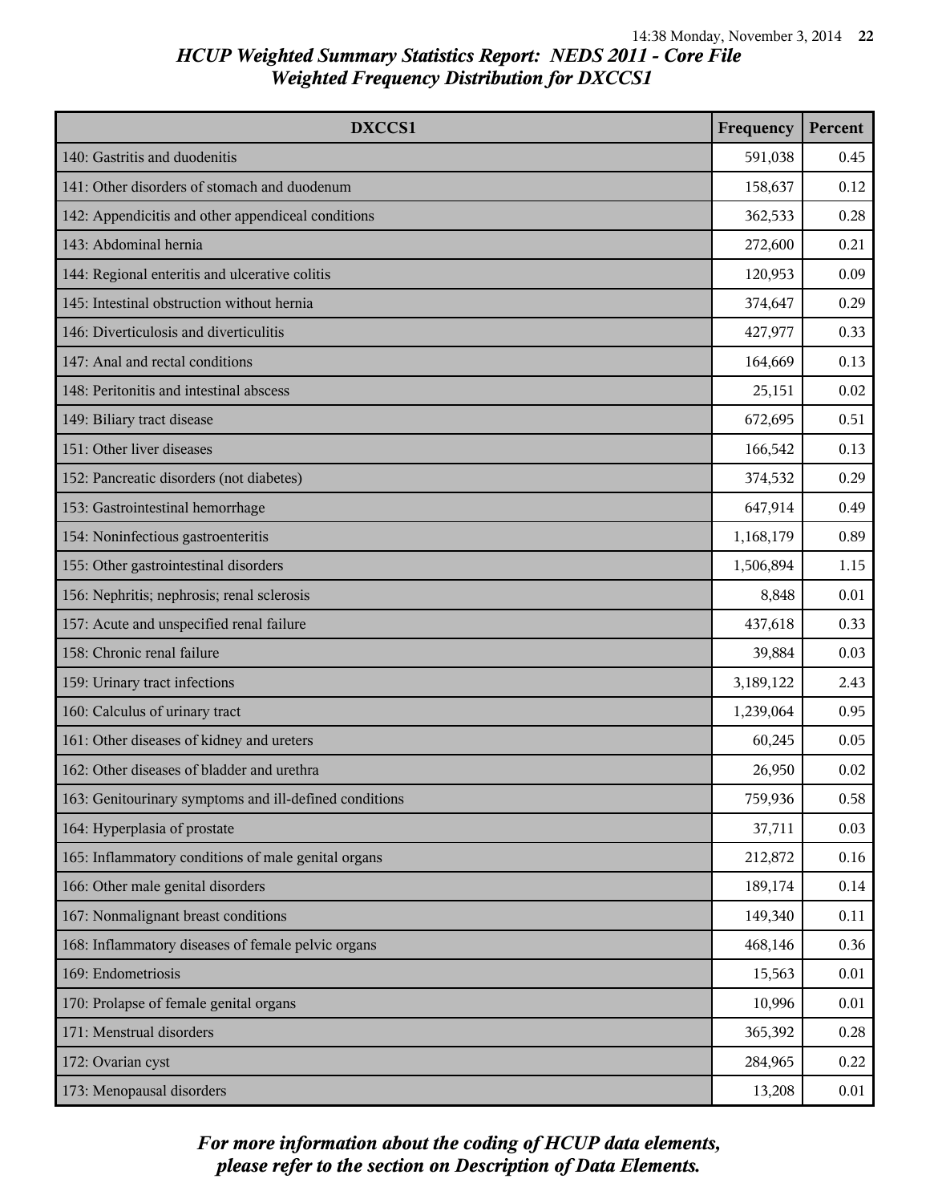# HCUP Weighted Summary Statistics Report: NEDS 2011 - Core File
## Weighted Frequency Distribution for DXCCS1

| DXCCS1 | Frequency | Percent |
|---|---|---|
| 140: Gastritis and duodenitis | 591,038 | 0.45 |
| 141: Other disorders of stomach and duodenum | 158,637 | 0.12 |
| 142: Appendicitis and other appendiceal conditions | 362,533 | 0.28 |
| 143: Abdominal hernia | 272,600 | 0.21 |
| 144: Regional enteritis and ulcerative colitis | 120,953 | 0.09 |
| 145: Intestinal obstruction without hernia | 374,647 | 0.29 |
| 146: Diverticulosis and diverticulitis | 427,977 | 0.33 |
| 147: Anal and rectal conditions | 164,669 | 0.13 |
| 148: Peritonitis and intestinal abscess | 25,151 | 0.02 |
| 149: Biliary tract disease | 672,695 | 0.51 |
| 151: Other liver diseases | 166,542 | 0.13 |
| 152: Pancreatic disorders (not diabetes) | 374,532 | 0.29 |
| 153: Gastrointestinal hemorrhage | 647,914 | 0.49 |
| 154: Noninfectious gastroenteritis | 1,168,179 | 0.89 |
| 155: Other gastrointestinal disorders | 1,506,894 | 1.15 |
| 156: Nephritis; nephrosis; renal sclerosis | 8,848 | 0.01 |
| 157: Acute and unspecified renal failure | 437,618 | 0.33 |
| 158: Chronic renal failure | 39,884 | 0.03 |
| 159: Urinary tract infections | 3,189,122 | 2.43 |
| 160: Calculus of urinary tract | 1,239,064 | 0.95 |
| 161: Other diseases of kidney and ureters | 60,245 | 0.05 |
| 162: Other diseases of bladder and urethra | 26,950 | 0.02 |
| 163: Genitourinary symptoms and ill-defined conditions | 759,936 | 0.58 |
| 164: Hyperplasia of prostate | 37,711 | 0.03 |
| 165: Inflammatory conditions of male genital organs | 212,872 | 0.16 |
| 166: Other male genital disorders | 189,174 | 0.14 |
| 167: Nonmalignant breast conditions | 149,340 | 0.11 |
| 168: Inflammatory diseases of female pelvic organs | 468,146 | 0.36 |
| 169: Endometriosis | 15,563 | 0.01 |
| 170: Prolapse of female genital organs | 10,996 | 0.01 |
| 171: Menstrual disorders | 365,392 | 0.28 |
| 172: Ovarian cyst | 284,965 | 0.22 |
| 173: Menopausal disorders | 13,208 | 0.01 |

*For more information about the coding of HCUP data elements, please refer to the section on Description of Data Elements.*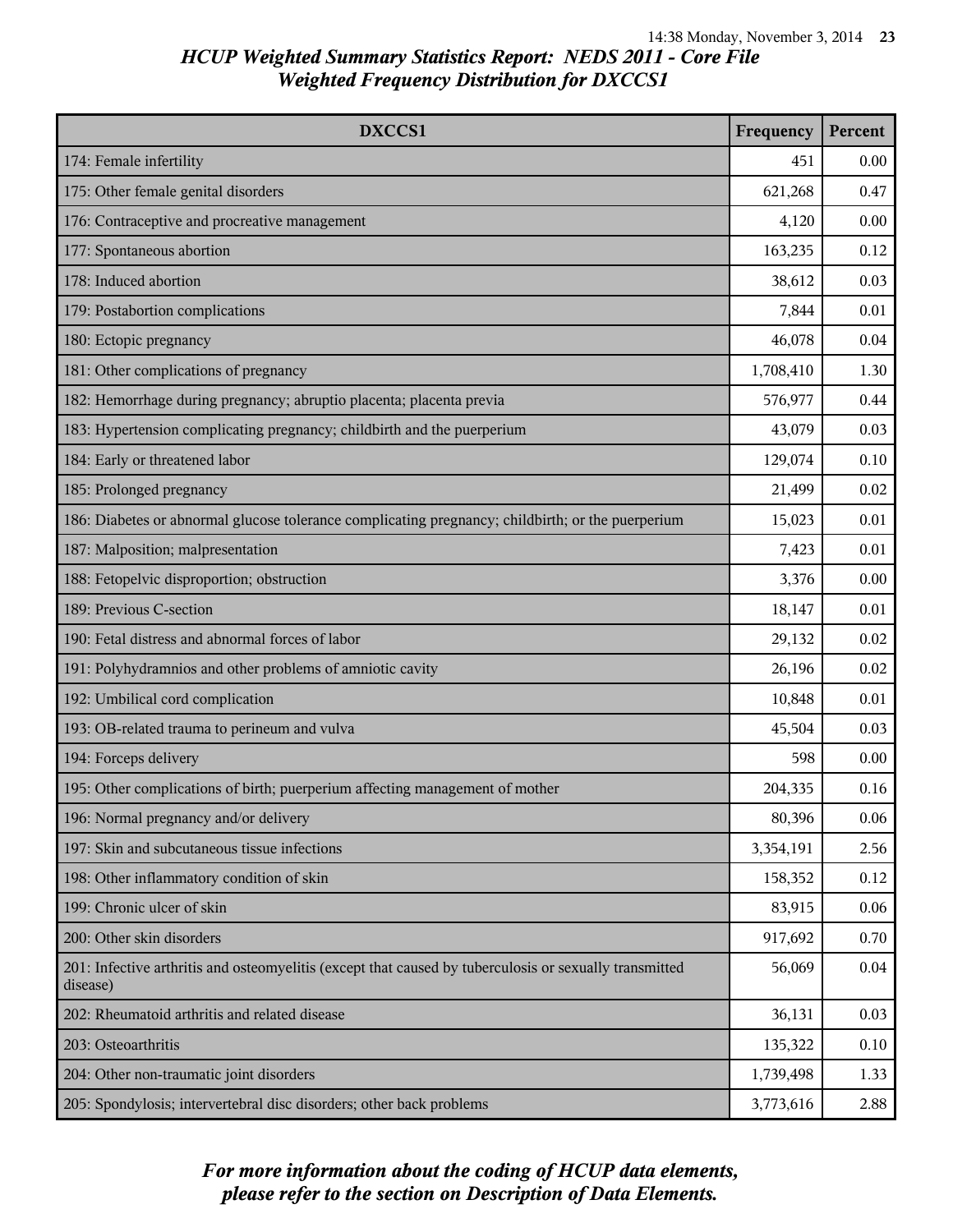# HCUP Weighted Summary Statistics Report: NEDS 2011 - Core File
## Weighted Frequency Distribution for DXCCS1

| DXCCS1 | Frequency | Percent |
|---|---|---|
| 174: Female infertility | 451 | 0.00 |
| 175: Other female genital disorders | 621,268 | 0.47 |
| 176: Contraceptive and procreative management | 4,120 | 0.00 |
| 177: Spontaneous abortion | 163,235 | 0.12 |
| 178: Induced abortion | 38,612 | 0.03 |
| 179: Postabortion complications | 7,844 | 0.01 |
| 180: Ectopic pregnancy | 46,078 | 0.04 |
| 181: Other complications of pregnancy | 1,708,410 | 1.30 |
| 182: Hemorrhage during pregnancy; abruptio placenta; placenta previa | 576,977 | 0.44 |
| 183: Hypertension complicating pregnancy; childbirth and the puerperium | 43,079 | 0.03 |
| 184: Early or threatened labor | 129,074 | 0.10 |
| 185: Prolonged pregnancy | 21,499 | 0.02 |
| 186: Diabetes or abnormal glucose tolerance complicating pregnancy; childbirth; or the puerperium | 15,023 | 0.01 |
| 187: Malposition; malpresentation | 7,423 | 0.01 |
| 188: Fetopelvic disproportion; obstruction | 3,376 | 0.00 |
| 189: Previous C-section | 18,147 | 0.01 |
| 190: Fetal distress and abnormal forces of labor | 29,132 | 0.02 |
| 191: Polyhydramnios and other problems of amniotic cavity | 26,196 | 0.02 |
| 192: Umbilical cord complication | 10,848 | 0.01 |
| 193: OB-related trauma to perineum and vulva | 45,504 | 0.03 |
| 194: Forceps delivery | 598 | 0.00 |
| 195: Other complications of birth; puerperium affecting management of mother | 204,335 | 0.16 |
| 196: Normal pregnancy and/or delivery | 80,396 | 0.06 |
| 197: Skin and subcutaneous tissue infections | 3,354,191 | 2.56 |
| 198: Other inflammatory condition of skin | 158,352 | 0.12 |
| 199: Chronic ulcer of skin | 83,915 | 0.06 |
| 200: Other skin disorders | 917,692 | 0.70 |
| 201: Infective arthritis and osteomyelitis (except that caused by tuberculosis or sexually transmitted disease) | 56,069 | 0.04 |
| 202: Rheumatoid arthritis and related disease | 36,131 | 0.03 |
| 203: Osteoarthritis | 135,322 | 0.10 |
| 204: Other non-traumatic joint disorders | 1,739,498 | 1.33 |
| 205: Spondylosis; intervertebral disc disorders; other back problems | 3,773,616 | 2.88 |

*For more information about the coding of HCUP data elements, please refer to the section on Description of Data Elements.*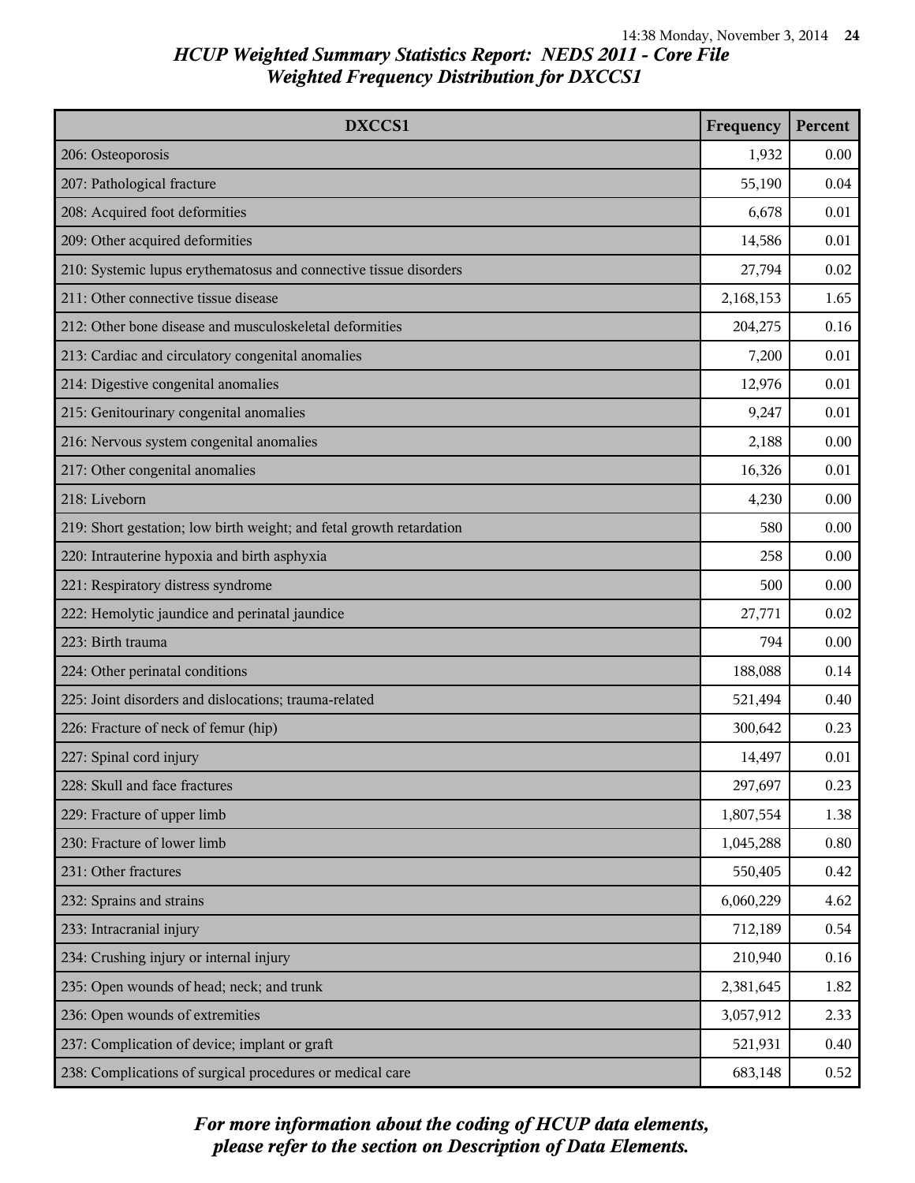## HCUP Weighted Summary Statistics Report: NEDS 2011 - Core File
## Weighted Frequency Distribution for DXCCS1

| DXCCS1 | Frequency | Percent |
|---|---|---|
| 206: Osteoporosis | 1,932 | 0.00 |
| 207: Pathological fracture | 55,190 | 0.04 |
| 208: Acquired foot deformities | 6,678 | 0.01 |
| 209: Other acquired deformities | 14,586 | 0.01 |
| 210: Systemic lupus erythematosus and connective tissue disorders | 27,794 | 0.02 |
| 211: Other connective tissue disease | 2,168,153 | 1.65 |
| 212: Other bone disease and musculoskeletal deformities | 204,275 | 0.16 |
| 213: Cardiac and circulatory congenital anomalies | 7,200 | 0.01 |
| 214: Digestive congenital anomalies | 12,976 | 0.01 |
| 215: Genitourinary congenital anomalies | 9,247 | 0.01 |
| 216: Nervous system congenital anomalies | 2,188 | 0.00 |
| 217: Other congenital anomalies | 16,326 | 0.01 |
| 218: Liveborn | 4,230 | 0.00 |
| 219: Short gestation; low birth weight; and fetal growth retardation | 580 | 0.00 |
| 220: Intrauterine hypoxia and birth asphyxia | 258 | 0.00 |
| 221: Respiratory distress syndrome | 500 | 0.00 |
| 222: Hemolytic jaundice and perinatal jaundice | 27,771 | 0.02 |
| 223: Birth trauma | 794 | 0.00 |
| 224: Other perinatal conditions | 188,088 | 0.14 |
| 225: Joint disorders and dislocations; trauma-related | 521,494 | 0.40 |
| 226: Fracture of neck of femur (hip) | 300,642 | 0.23 |
| 227: Spinal cord injury | 14,497 | 0.01 |
| 228: Skull and face fractures | 297,697 | 0.23 |
| 229: Fracture of upper limb | 1,807,554 | 1.38 |
| 230: Fracture of lower limb | 1,045,288 | 0.80 |
| 231: Other fractures | 550,405 | 0.42 |
| 232: Sprains and strains | 6,060,229 | 4.62 |
| 233: Intracranial injury | 712,189 | 0.54 |
| 234: Crushing injury or internal injury | 210,940 | 0.16 |
| 235: Open wounds of head; neck; and trunk | 2,381,645 | 1.82 |
| 236: Open wounds of extremities | 3,057,912 | 2.33 |
| 237: Complication of device; implant or graft | 521,931 | 0.40 |
| 238: Complications of surgical procedures or medical care | 683,148 | 0.52 |

*For more information about the coding of HCUP data elements, please refer to the section on Description of Data Elements.*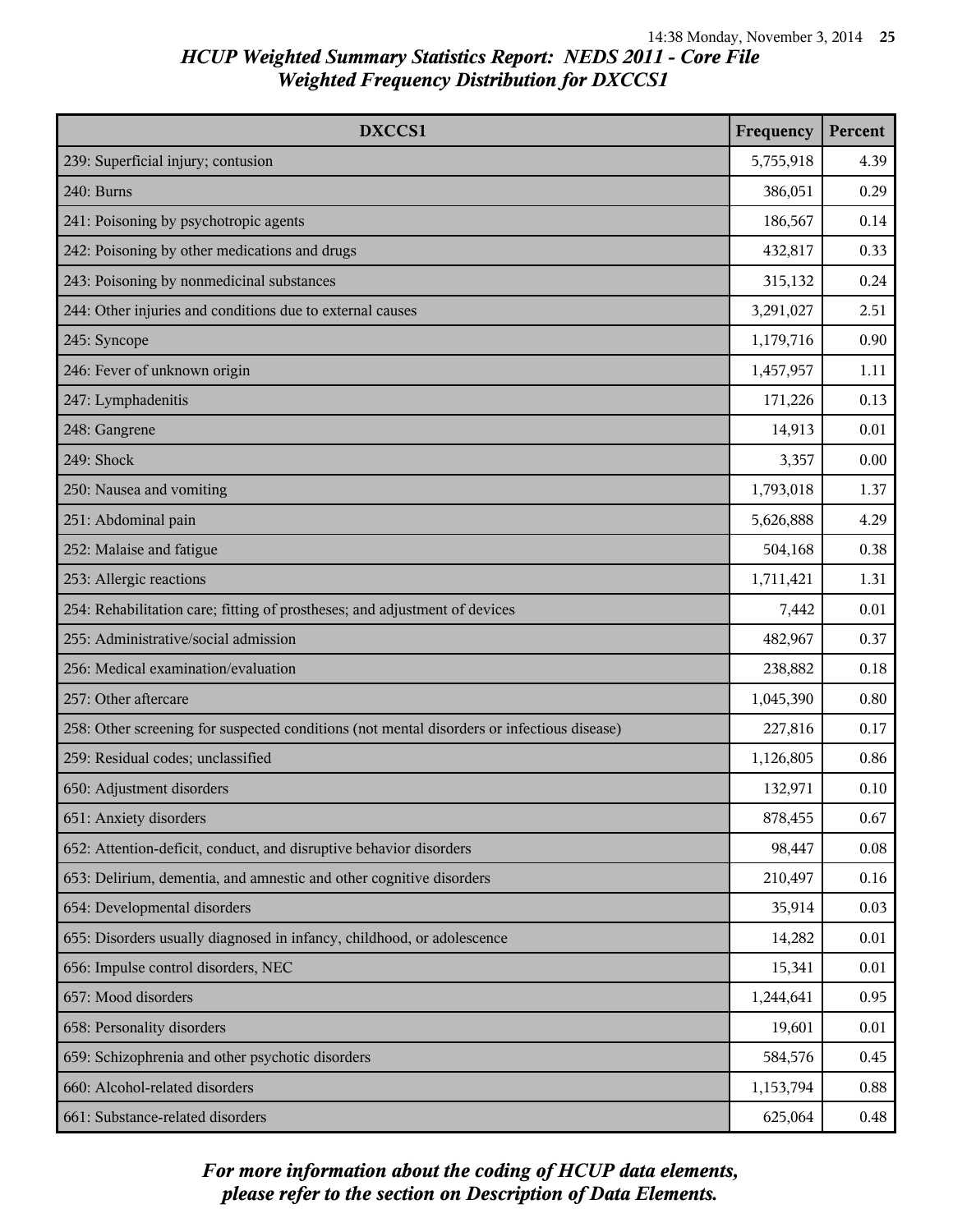# HCUP Weighted Summary Statistics Report: NEDS 2011 - Core File

## Weighted Frequency Distribution for DXCCS1

| DXCCS1 | Frequency | Percent |
|---|---|---|
| 239: Superficial injury; contusion | 5,755,918 | 4.39 |
| 240: Burns | 386,051 | 0.29 |
| 241: Poisoning by psychotropic agents | 186,567 | 0.14 |
| 242: Poisoning by other medications and drugs | 432,817 | 0.33 |
| 243: Poisoning by nonmedicinal substances | 315,132 | 0.24 |
| 244: Other injuries and conditions due to external causes | 3,291,027 | 2.51 |
| 245: Syncope | 1,179,716 | 0.90 |
| 246: Fever of unknown origin | 1,457,957 | 1.11 |
| 247: Lymphadenitis | 171,226 | 0.13 |
| 248: Gangrene | 14,913 | 0.01 |
| 249: Shock | 3,357 | 0.00 |
| 250: Nausea and vomiting | 1,793,018 | 1.37 |
| 251: Abdominal pain | 5,626,888 | 4.29 |
| 252: Malaise and fatigue | 504,168 | 0.38 |
| 253: Allergic reactions | 1,711,421 | 1.31 |
| 254: Rehabilitation care; fitting of prostheses; and adjustment of devices | 7,442 | 0.01 |
| 255: Administrative/social admission | 482,967 | 0.37 |
| 256: Medical examination/evaluation | 238,882 | 0.18 |
| 257: Other aftercare | 1,045,390 | 0.80 |
| 258: Other screening for suspected conditions (not mental disorders or infectious disease) | 227,816 | 0.17 |
| 259: Residual codes; unclassified | 1,126,805 | 0.86 |
| 650: Adjustment disorders | 132,971 | 0.10 |
| 651: Anxiety disorders | 878,455 | 0.67 |
| 652: Attention-deficit, conduct, and disruptive behavior disorders | 98,447 | 0.08 |
| 653: Delirium, dementia, and amnestic and other cognitive disorders | 210,497 | 0.16 |
| 654: Developmental disorders | 35,914 | 0.03 |
| 655: Disorders usually diagnosed in infancy, childhood, or adolescence | 14,282 | 0.01 |
| 656: Impulse control disorders, NEC | 15,341 | 0.01 |
| 657: Mood disorders | 1,244,641 | 0.95 |
| 658: Personality disorders | 19,601 | 0.01 |
| 659: Schizophrenia and other psychotic disorders | 584,576 | 0.45 |
| 660: Alcohol-related disorders | 1,153,794 | 0.88 |
| 661: Substance-related disorders | 625,064 | 0.48 |

*For more information about the coding of HCUP data elements, please refer to the section on Description of Data Elements.*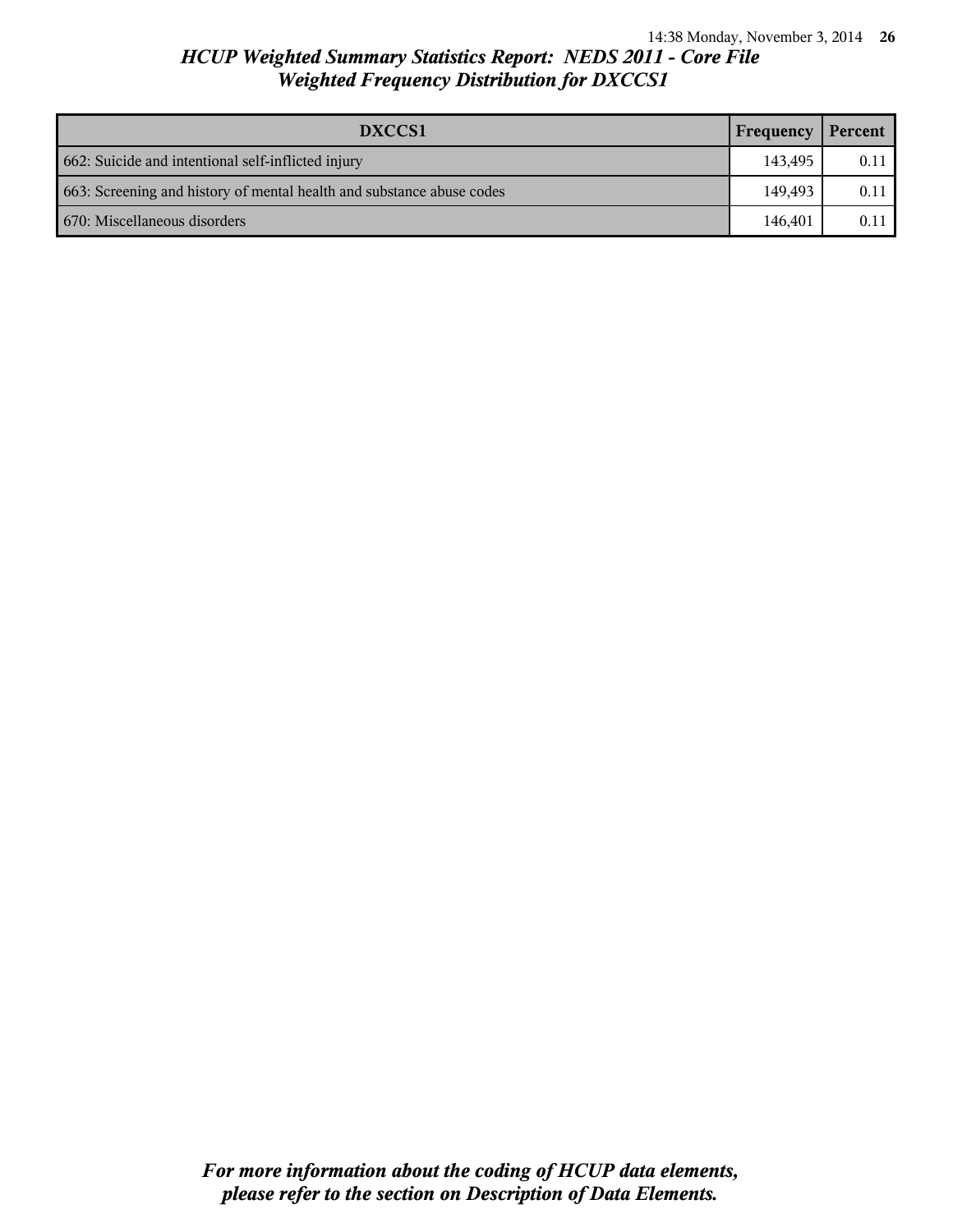## *HCUP Weighted Summary Statistics Report: NEDS 2011 - Core File*
## *Weighted Frequency Distribution for DXCCS1*

| DXCCS1 | Frequency | Percent |
|---|---|---|
| 662: Suicide and intentional self-inflicted injury | 143,495 | 0.11 |
| 663: Screening and history of mental health and substance abuse codes | 149,493 | 0.11 |
| 670: Miscellaneous disorders | 146,401 | 0.11 |

***For more information about the coding of HCUP data elements, please refer to the section on Description of Data Elements.***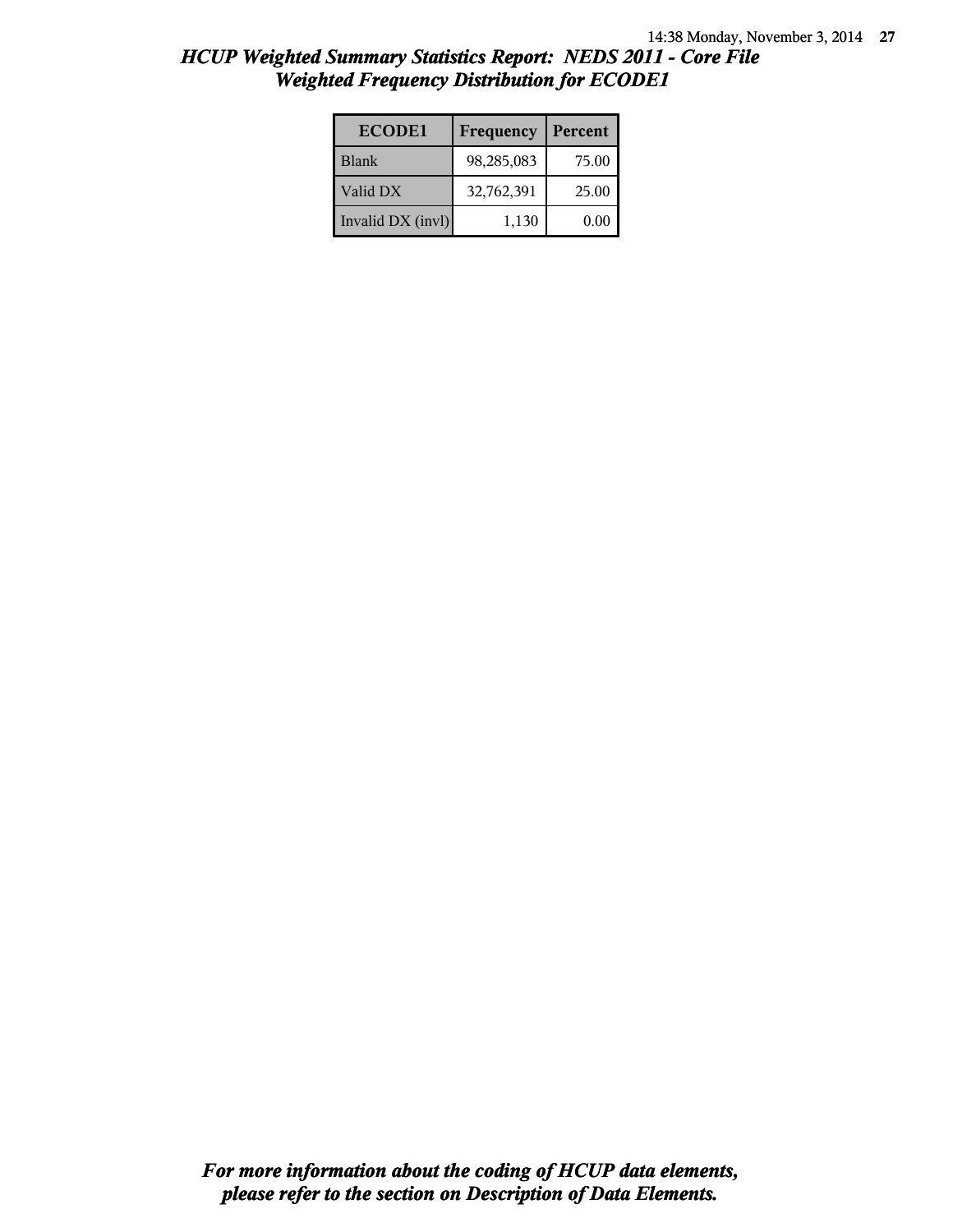# *HCUP Weighted Summary Statistics Report: NEDS 2011 - Core File*
## *Weighted Frequency Distribution for ECODE1*

| ECODE1 | Frequency | Percent |
|---|---|---|
| Blank | 98,285,083 | 75.00 |
| Valid DX | 32,762,391 | 25.00 |
| Invalid DX (invl) | 1,130 | 0.00 |

***For more information about the coding of HCUP data elements, please refer to the section on Description of Data Elements.***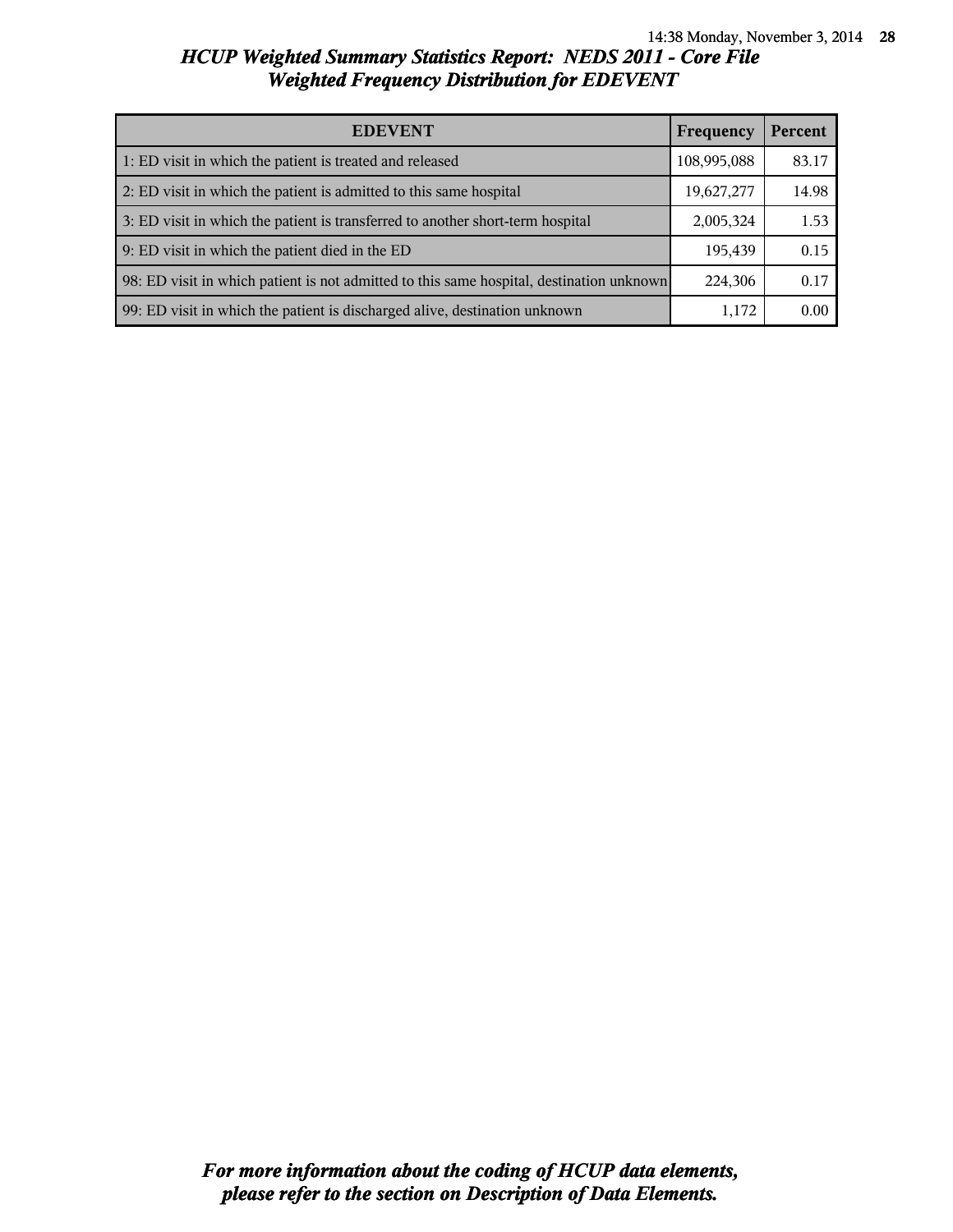# *HCUP Weighted Summary Statistics Report: NEDS 2011 - Core File*
## *Weighted Frequency Distribution for EDEVENT*

| EDEVENT | Frequency | Percent |
|---|---|---|
| 1: ED visit in which the patient is treated and released | 108,995,088 | 83.17 |
| 2: ED visit in which the patient is admitted to this same hospital | 19,627,277 | 14.98 |
| 3: ED visit in which the patient is transferred to another short-term hospital | 2,005,324 | 1.53 |
| 9: ED visit in which the patient died in the ED | 195,439 | 0.15 |
| 98: ED visit in which patient is not admitted to this same hospital, destination unknown | 224,306 | 0.17 |
| 99: ED visit in which the patient is discharged alive, destination unknown | 1,172 | 0.00 |

***For more information about the coding of HCUP data elements, please refer to the section on Description of Data Elements.***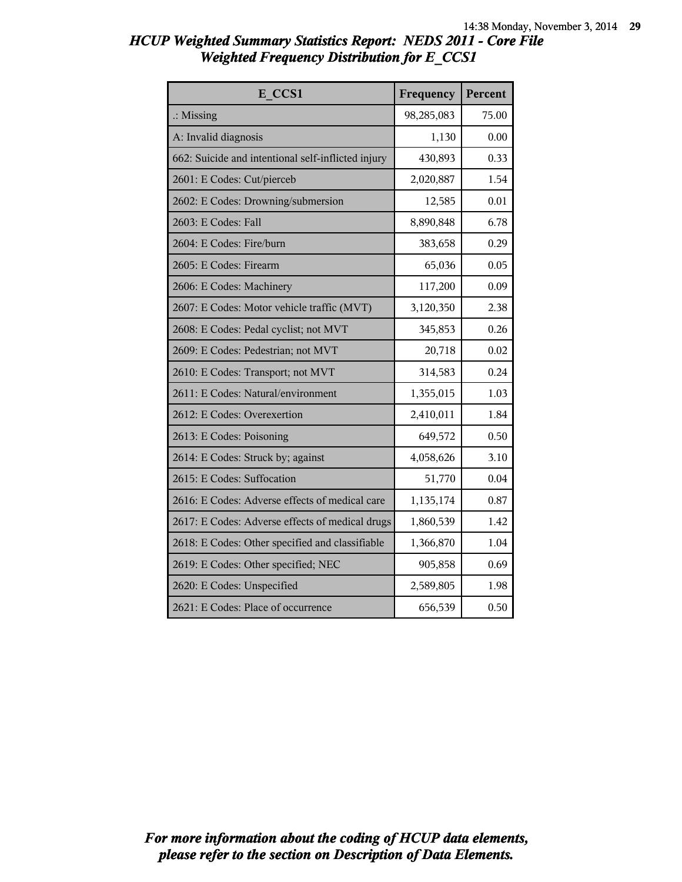# HCUP Weighted Summary Statistics Report: NEDS 2011 - Core File
## Weighted Frequency Distribution for E_CCS1

| E_CCS1 | Frequency | Percent |
|---|---|---|
| .: Missing | 98,285,083 | 75.00 |
| A: Invalid diagnosis | 1,130 | 0.00 |
| 662: Suicide and intentional self-inflicted injury | 430,893 | 0.33 |
| 2601: E Codes: Cut/pierceb | 2,020,887 | 1.54 |
| 2602: E Codes: Drowning/submersion | 12,585 | 0.01 |
| 2603: E Codes: Fall | 8,890,848 | 6.78 |
| 2604: E Codes: Fire/burn | 383,658 | 0.29 |
| 2605: E Codes: Firearm | 65,036 | 0.05 |
| 2606: E Codes: Machinery | 117,200 | 0.09 |
| 2607: E Codes: Motor vehicle traffic (MVT) | 3,120,350 | 2.38 |
| 2608: E Codes: Pedal cyclist; not MVT | 345,853 | 0.26 |
| 2609: E Codes: Pedestrian; not MVT | 20,718 | 0.02 |
| 2610: E Codes: Transport; not MVT | 314,583 | 0.24 |
| 2611: E Codes: Natural/environment | 1,355,015 | 1.03 |
| 2612: E Codes: Overexertion | 2,410,011 | 1.84 |
| 2613: E Codes: Poisoning | 649,572 | 0.50 |
| 2614: E Codes: Struck by; against | 4,058,626 | 3.10 |
| 2615: E Codes: Suffocation | 51,770 | 0.04 |
| 2616: E Codes: Adverse effects of medical care | 1,135,174 | 0.87 |
| 2617: E Codes: Adverse effects of medical drugs | 1,860,539 | 1.42 |
| 2618: E Codes: Other specified and classifiable | 1,366,870 | 1.04 |
| 2619: E Codes: Other specified; NEC | 905,858 | 0.69 |
| 2620: E Codes: Unspecified | 2,589,805 | 1.98 |
| 2621: E Codes: Place of occurrence | 656,539 | 0.50 |

*For more information about the coding of HCUP data elements, please refer to the section on Description of Data Elements.*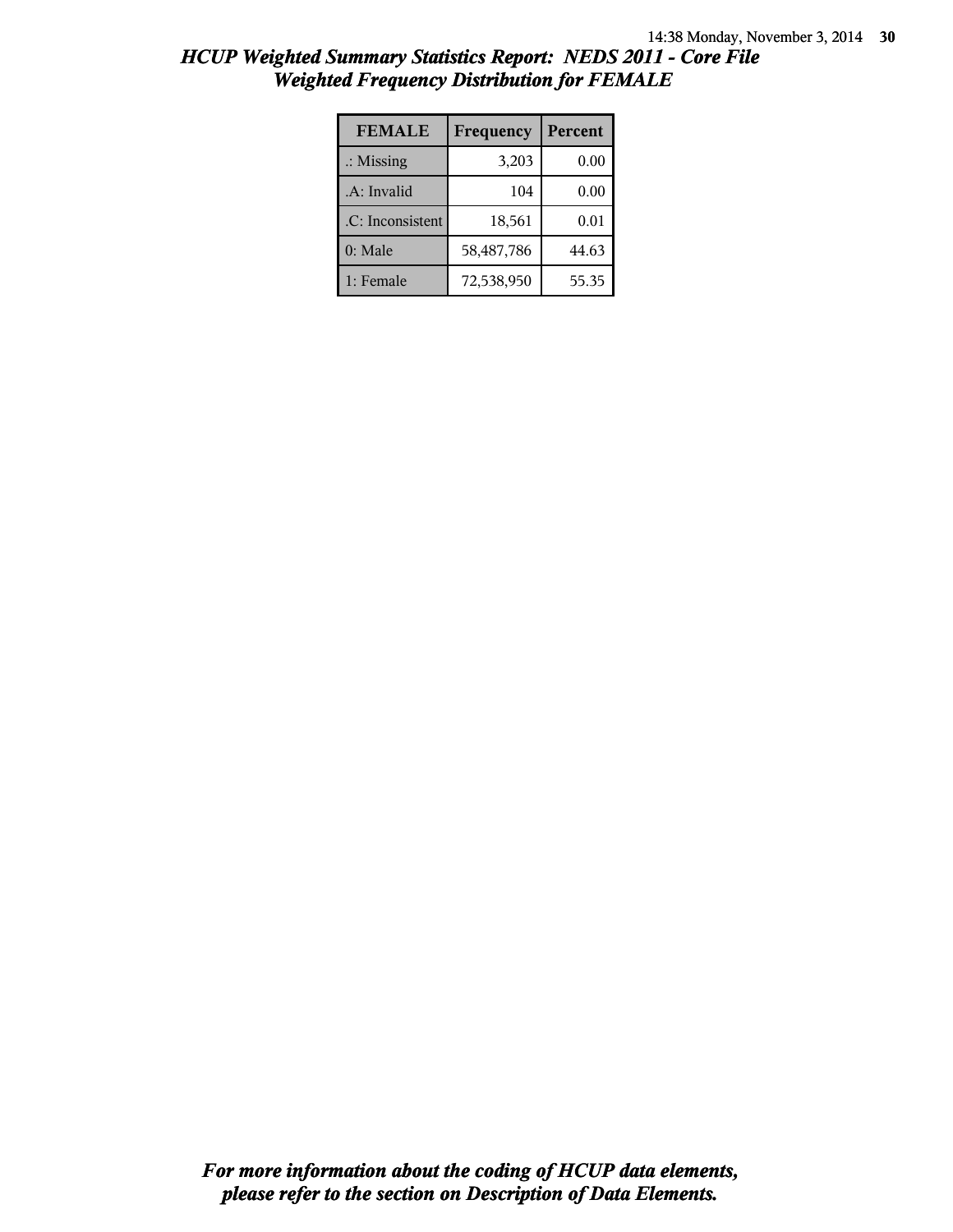# HCUP Weighted Summary Statistics Report: NEDS 2011 - Core File
## Weighted Frequency Distribution for FEMALE

| FEMALE | Frequency | Percent |
|---|---|---|
| .: Missing | 3,203 | 0.00 |
| .A: Invalid | 104 | 0.00 |
| .C: Inconsistent | 18,561 | 0.01 |
| 0: Male | 58,487,786 | 44.63 |
| 1: Female | 72,538,950 | 55.35 |

***For more information about the coding of HCUP data elements, please refer to the section on Description of Data Elements.***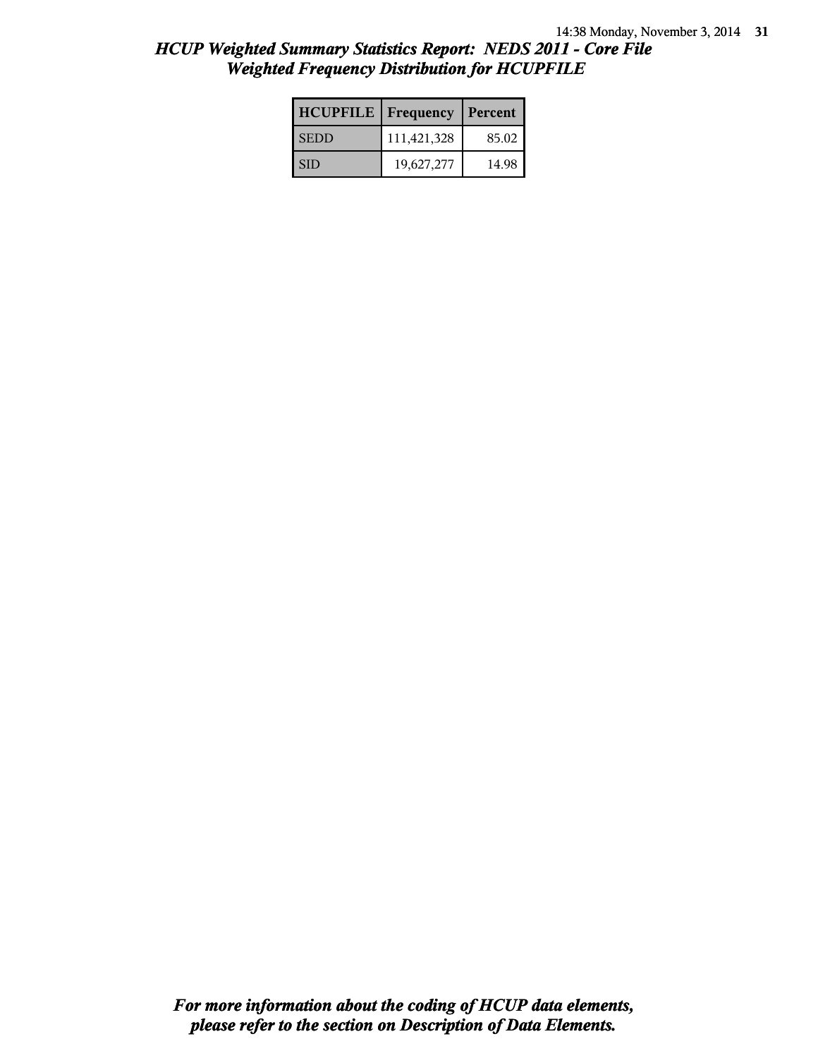# *HCUP Weighted Summary Statistics Report: NEDS 2011 - Core File*
## *Weighted Frequency Distribution for HCUPFILE*

| HCUPFILE | Frequency | Percent |
|---|---|---|
| SEDD | 111,421,328 | 85.02 |
| SID | 19,627,277 | 14.98 |

***For more information about the coding of HCUP data elements, please refer to the section on Description of Data Elements.***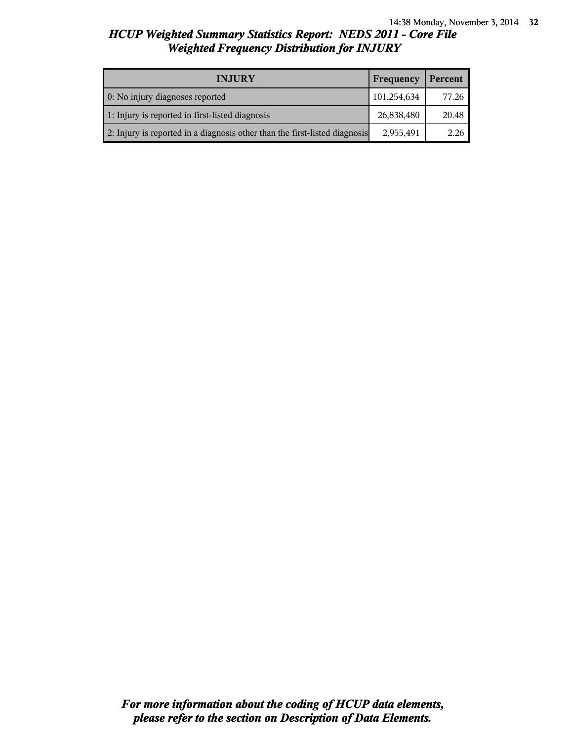# HCUP Weighted Summary Statistics Report: NEDS 2011 - Core File
## Weighted Frequency Distribution for INJURY

| INJURY | Frequency | Percent |
|---|---|---|
| 0: No injury diagnoses reported | 101,254,634 | 77.26 |
| 1: Injury is reported in first-listed diagnosis | 26,838,480 | 20.48 |
| 2: Injury is reported in a diagnosis other than the first-listed diagnosis | 2,955,491 | 2.26 |

***For more information about the coding of HCUP data elements, please refer to the section on Description of Data Elements.***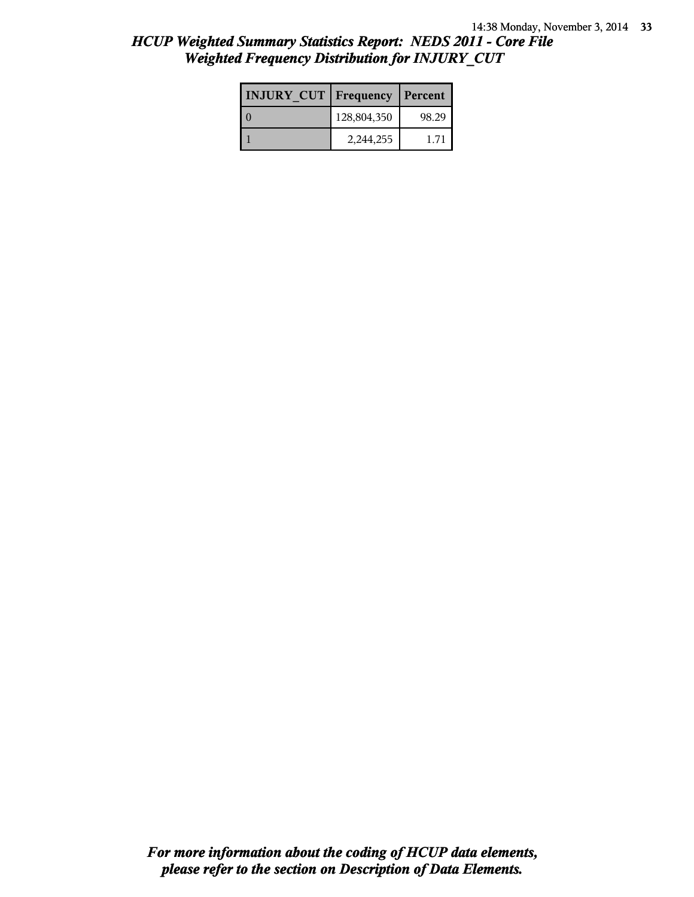## HCUP Weighted Summary Statistics Report: NEDS 2011 - Core File
## Weighted Frequency Distribution for INJURY_CUT

| INJURY_CUT | Frequency | Percent |
|---|---|---|
| 0 | 128,804,350 | 98.29 |
| 1 | 2,244,255 | 1.71 |

*For more information about the coding of HCUP data elements, please refer to the section on Description of Data Elements.*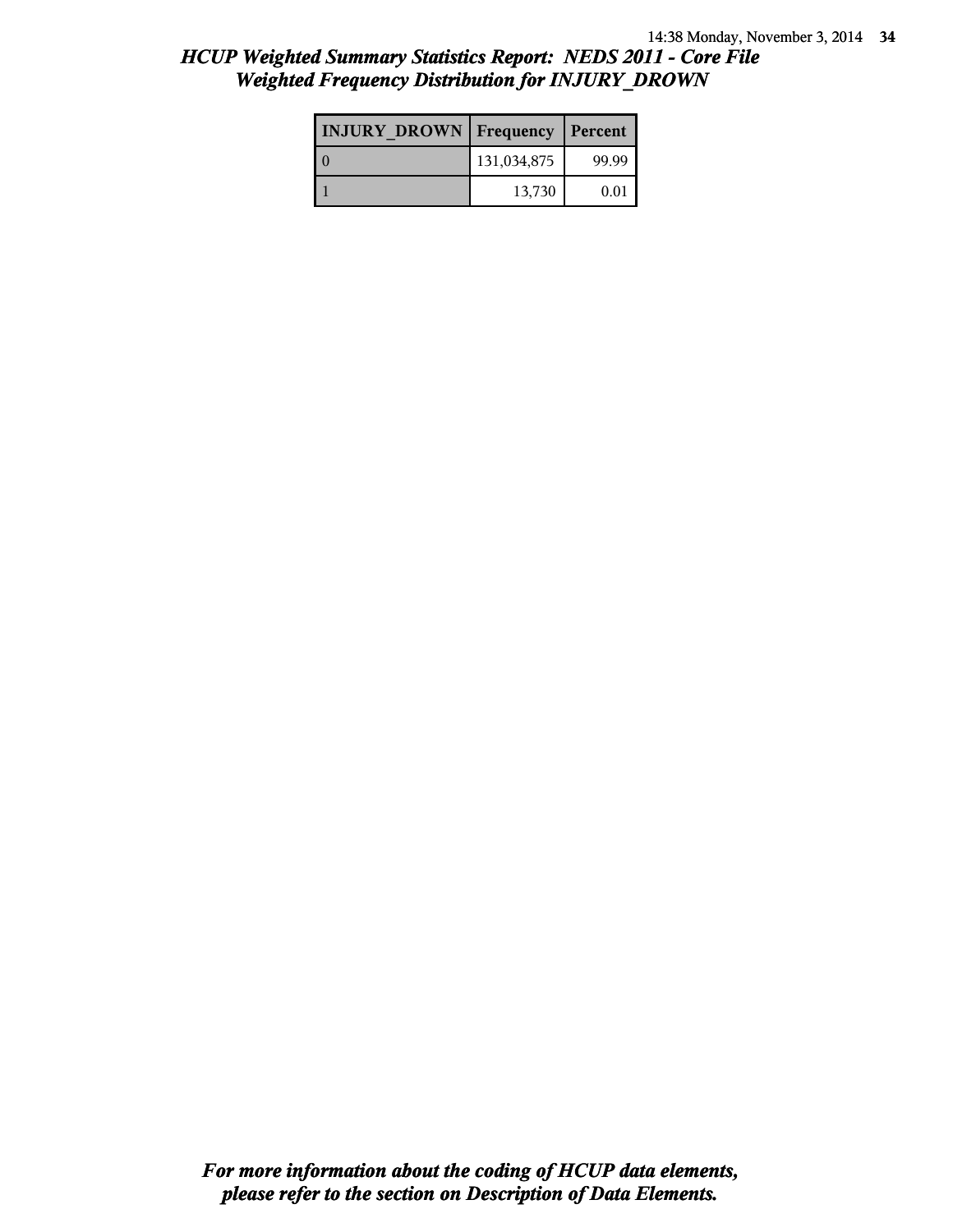## *HCUP Weighted Summary Statistics Report: NEDS 2011 - Core File*
## *Weighted Frequency Distribution for INJURY_DROWN*

| INJURY_DROWN | Frequency | Percent |
|---|---|---|
| 0 | 131,034,875 | 99.99 |
| 1 | 13,730 | 0.01 |

***For more information about the coding of HCUP data elements, please refer to the section on Description of Data Elements.***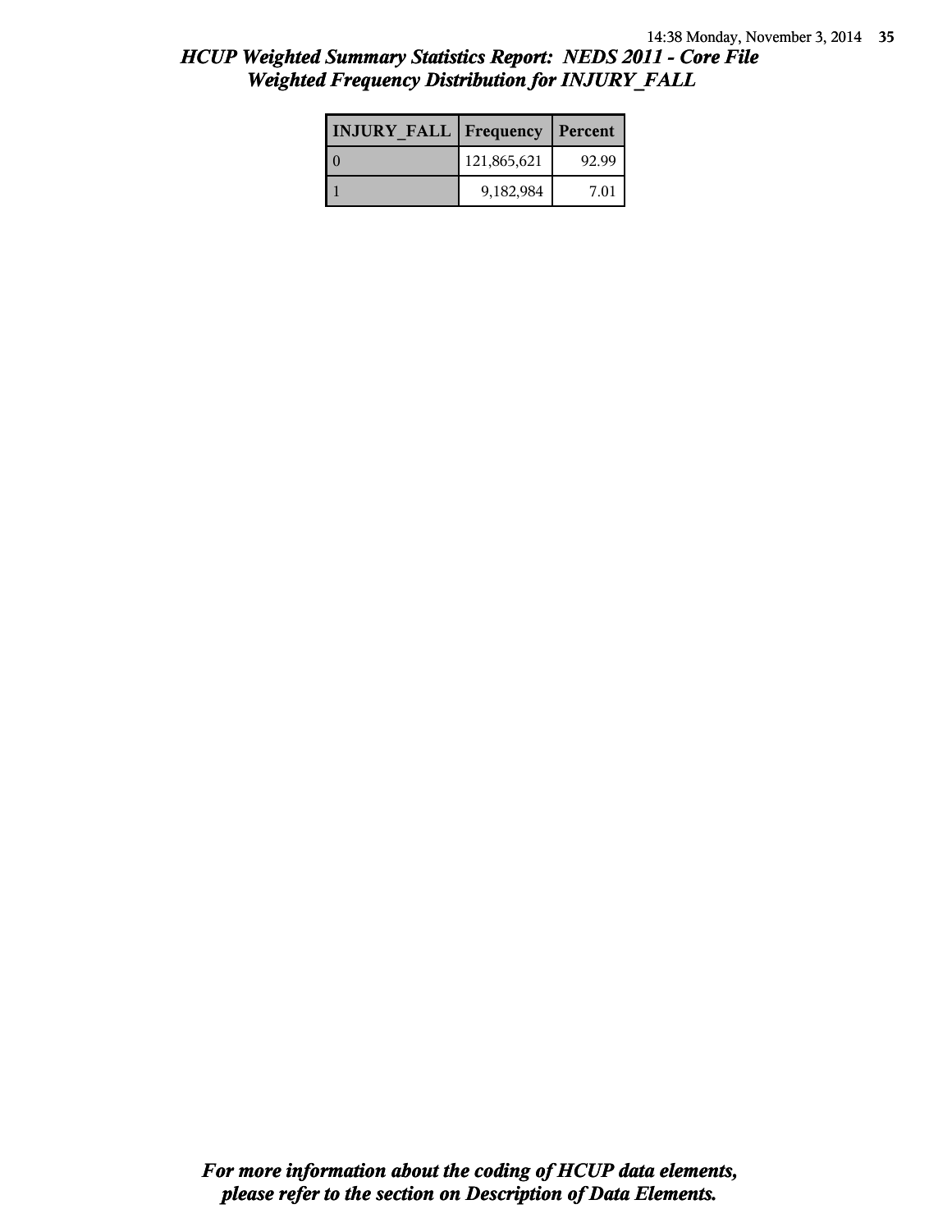## *HCUP Weighted Summary Statistics Report: NEDS 2011 - Core File*
## *Weighted Frequency Distribution for INJURY_FALL*

| INJURY_FALL | Frequency | Percent |
|---|---|---|
| 0 | 121,865,621 | 92.99 |
| 1 | 9,182,984 | 7.01 |

***For more information about the coding of HCUP data elements, please refer to the section on Description of Data Elements.***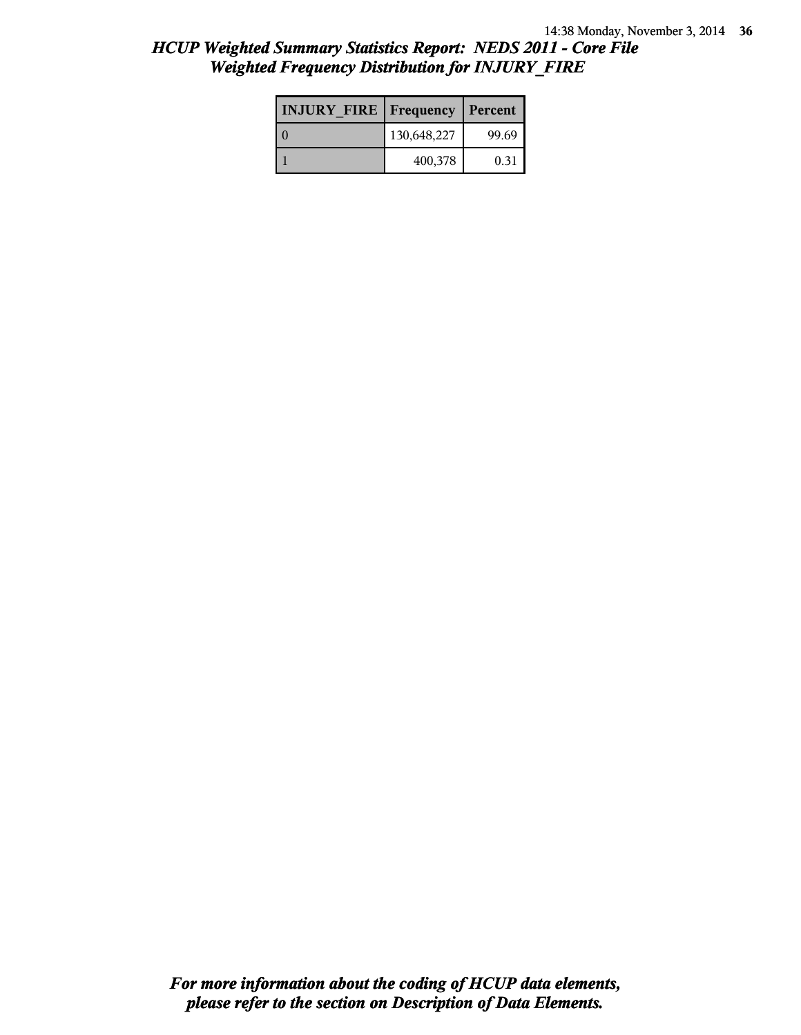## *HCUP Weighted Summary Statistics Report: NEDS 2011 - Core File*
## *Weighted Frequency Distribution for INJURY_FIRE*

| INJURY_FIRE | Frequency | Percent |
|---|---|---|
| 0 | 130,648,227 | 99.69 |
| 1 | 400,378 | 0.31 |

***For more information about the coding of HCUP data elements, please refer to the section on Description of Data Elements.***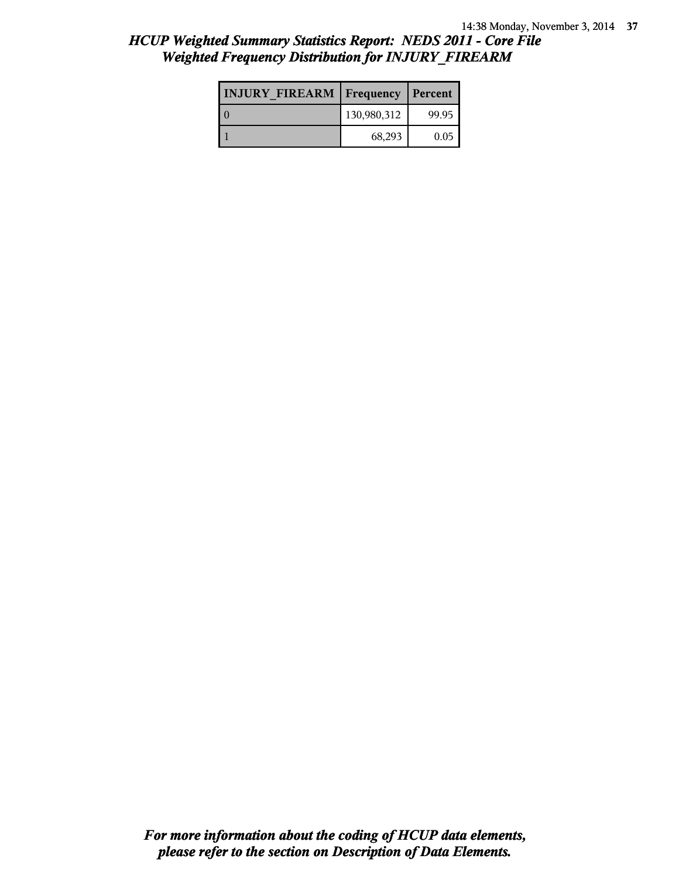## *HCUP Weighted Summary Statistics Report: NEDS 2011 - Core File*
## *Weighted Frequency Distribution for INJURY_FIREARM*

| INJURY_FIREARM | Frequency | Percent |
|---|---|---|
| 0 | 130,980,312 | 99.95 |
| 1 | 68,293 | 0.05 |

***For more information about the coding of HCUP data elements, please refer to the section on Description of Data Elements.***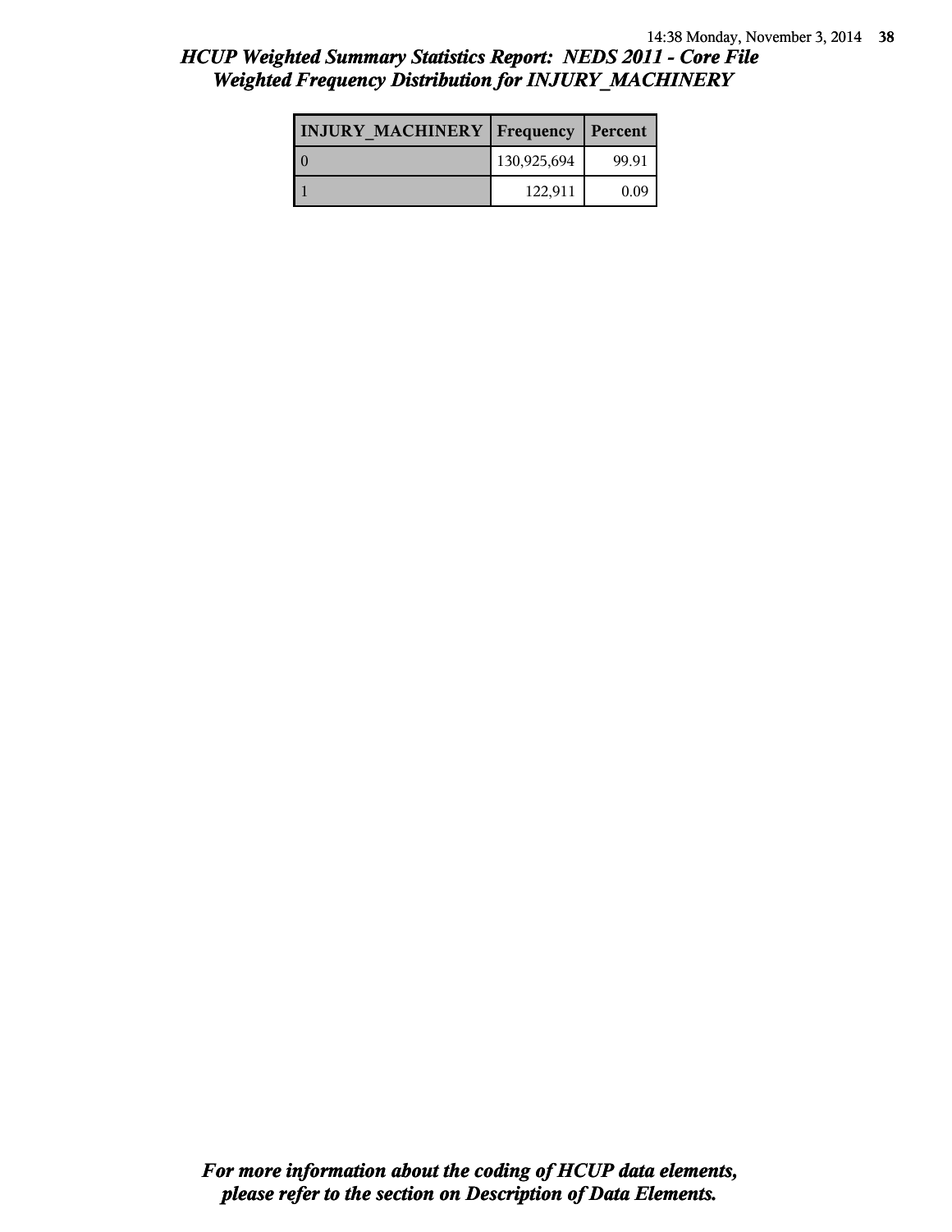## *HCUP Weighted Summary Statistics Report: NEDS 2011 - Core File*
## *Weighted Frequency Distribution for INJURY_MACHINERY*

| INJURY_MACHINERY | Frequency | Percent |
|---|---|---|
| 0 | 130,925,694 | 99.91 |
| 1 | 122,911 | 0.09 |

***For more information about the coding of HCUP data elements, please refer to the section on Description of Data Elements.***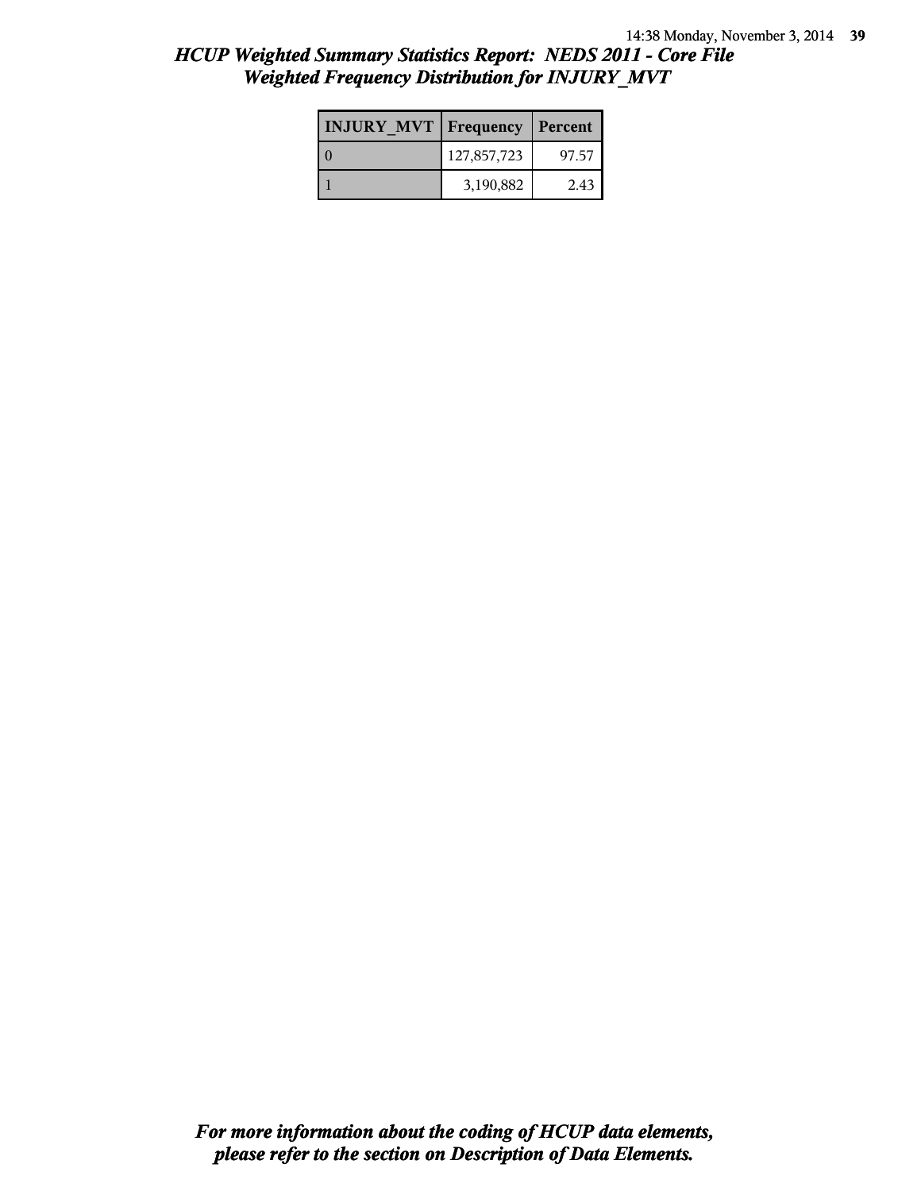## HCUP Weighted Summary Statistics Report: NEDS 2011 - Core File
## Weighted Frequency Distribution for INJURY_MVT

| INJURY_MVT | Frequency | Percent |
|---|---|---|
| 0 | 127,857,723 | 97.57 |
| 1 | 3,190,882 | 2.43 |

***For more information about the coding of HCUP data elements, please refer to the section on Description of Data Elements.***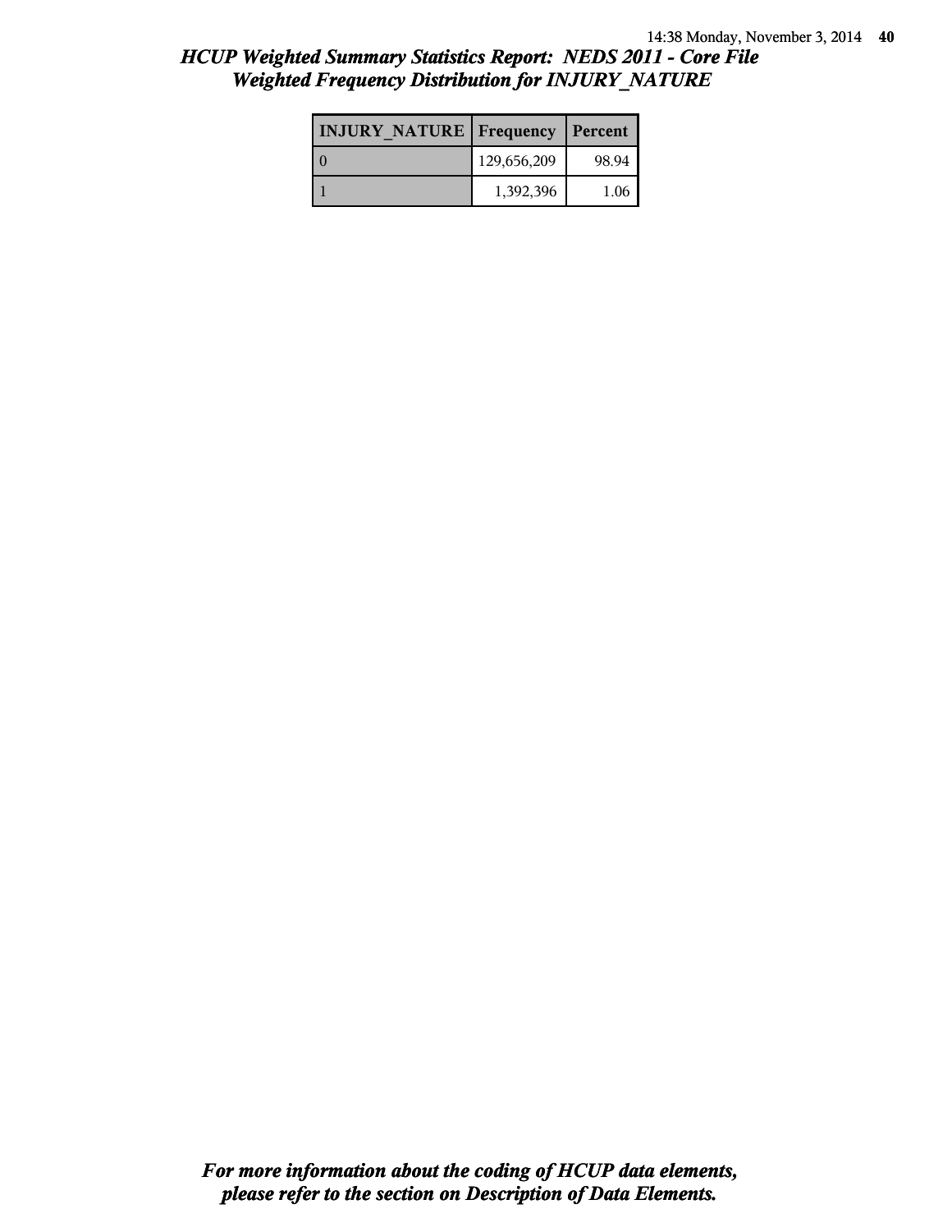## *HCUP Weighted Summary Statistics Report: NEDS 2011 - Core File*
## *Weighted Frequency Distribution for INJURY_NATURE*

| INJURY_NATURE | Frequency | Percent |
|---|---|---|
| 0 | 129,656,209 | 98.94 |
| 1 | 1,392,396 | 1.06 |

***For more information about the coding of HCUP data elements, please refer to the section on Description of Data Elements.***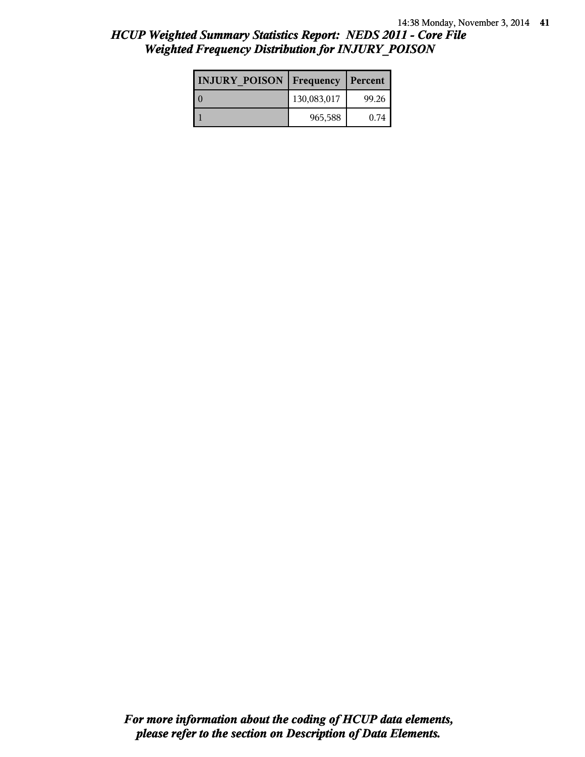# HCUP Weighted Summary Statistics Report: NEDS 2011 - Core File
## Weighted Frequency Distribution for INJURY_POISON

| INJURY_POISON | Frequency | Percent |
|---|---|---|
| 0 | 130,083,017 | 99.26 |
| 1 | 965,588 | 0.74 |

***For more information about the coding of HCUP data elements, please refer to the section on Description of Data Elements.***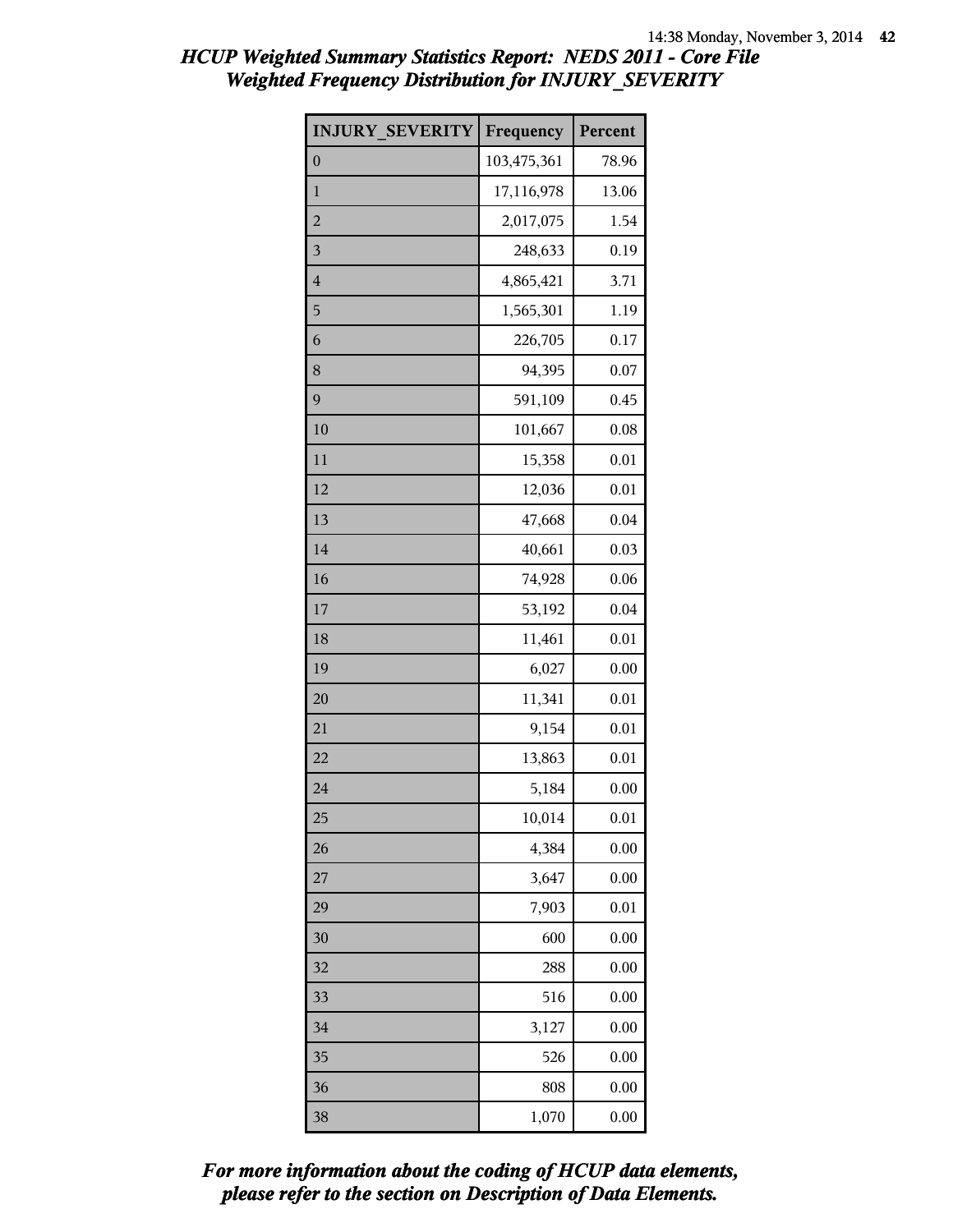# HCUP Weighted Summary Statistics Report: NEDS 2011 - Core File
## Weighted Frequency Distribution for INJURY_SEVERITY

| INJURY_SEVERITY | Frequency | Percent |
|---|---|---|
| 0 | 103,475,361 | 78.96 |
| 1 | 17,116,978 | 13.06 |
| 2 | 2,017,075 | 1.54 |
| 3 | 248,633 | 0.19 |
| 4 | 4,865,421 | 3.71 |
| 5 | 1,565,301 | 1.19 |
| 6 | 226,705 | 0.17 |
| 8 | 94,395 | 0.07 |
| 9 | 591,109 | 0.45 |
| 10 | 101,667 | 0.08 |
| 11 | 15,358 | 0.01 |
| 12 | 12,036 | 0.01 |
| 13 | 47,668 | 0.04 |
| 14 | 40,661 | 0.03 |
| 16 | 74,928 | 0.06 |
| 17 | 53,192 | 0.04 |
| 18 | 11,461 | 0.01 |
| 19 | 6,027 | 0.00 |
| 20 | 11,341 | 0.01 |
| 21 | 9,154 | 0.01 |
| 22 | 13,863 | 0.01 |
| 24 | 5,184 | 0.00 |
| 25 | 10,014 | 0.01 |
| 26 | 4,384 | 0.00 |
| 27 | 3,647 | 0.00 |
| 29 | 7,903 | 0.01 |
| 30 | 600 | 0.00 |
| 32 | 288 | 0.00 |
| 33 | 516 | 0.00 |
| 34 | 3,127 | 0.00 |
| 35 | 526 | 0.00 |
| 36 | 808 | 0.00 |
| 38 | 1,070 | 0.00 |

*For more information about the coding of HCUP data elements, please refer to the section on Description of Data Elements.*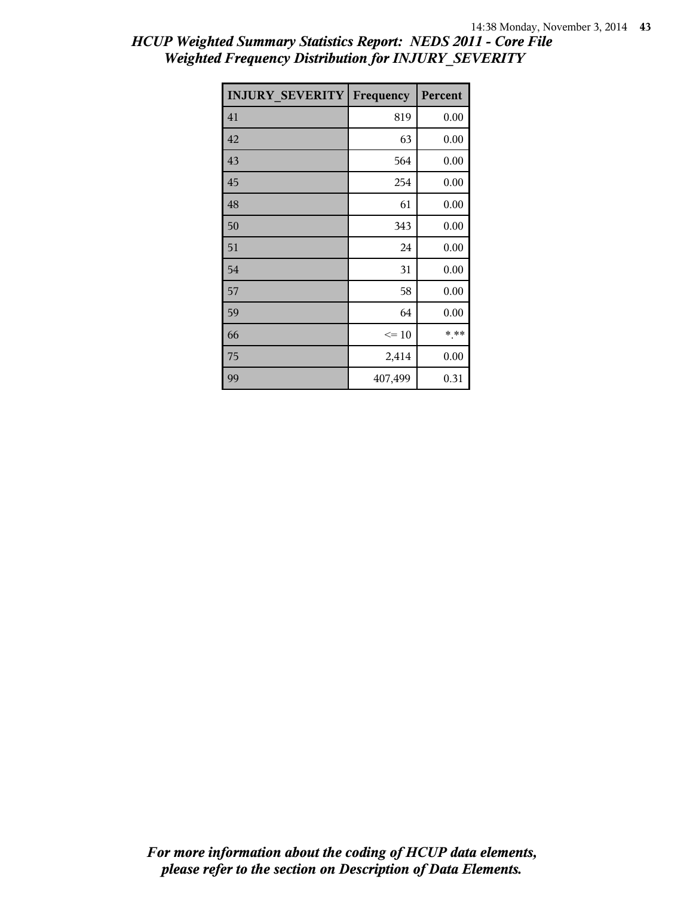*HCUP Weighted Summary Statistics Report: NEDS 2011 - Core File*
*Weighted Frequency Distribution for INJURY_SEVERITY*

| INJURY_SEVERITY | Frequency | Percent |
|---|---|---|
| 41 | 819 | 0.00 |
| 42 | 63 | 0.00 |
| 43 | 564 | 0.00 |
| 45 | 254 | 0.00 |
| 48 | 61 | 0.00 |
| 50 | 343 | 0.00 |
| 51 | 24 | 0.00 |
| 54 | 31 | 0.00 |
| 57 | 58 | 0.00 |
| 59 | 64 | 0.00 |
| 66 | <= 10 | *.** |
| 75 | 2,414 | 0.00 |
| 99 | 407,499 | 0.31 |

*For more information about the coding of HCUP data elements, please refer to the section on Description of Data Elements.*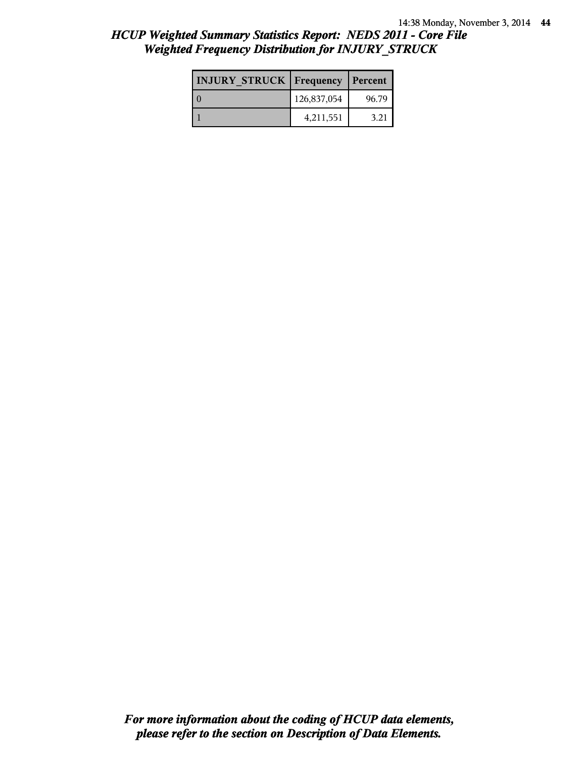## *HCUP Weighted Summary Statistics Report: NEDS 2011 - Core File*
## *Weighted Frequency Distribution for INJURY_STRUCK*

| INJURY_STRUCK | Frequency | Percent |
|---|---|---|
| 0 | 126,837,054 | 96.79 |
| 1 | 4,211,551 | 3.21 |

***For more information about the coding of HCUP data elements, please refer to the section on Description of Data Elements.***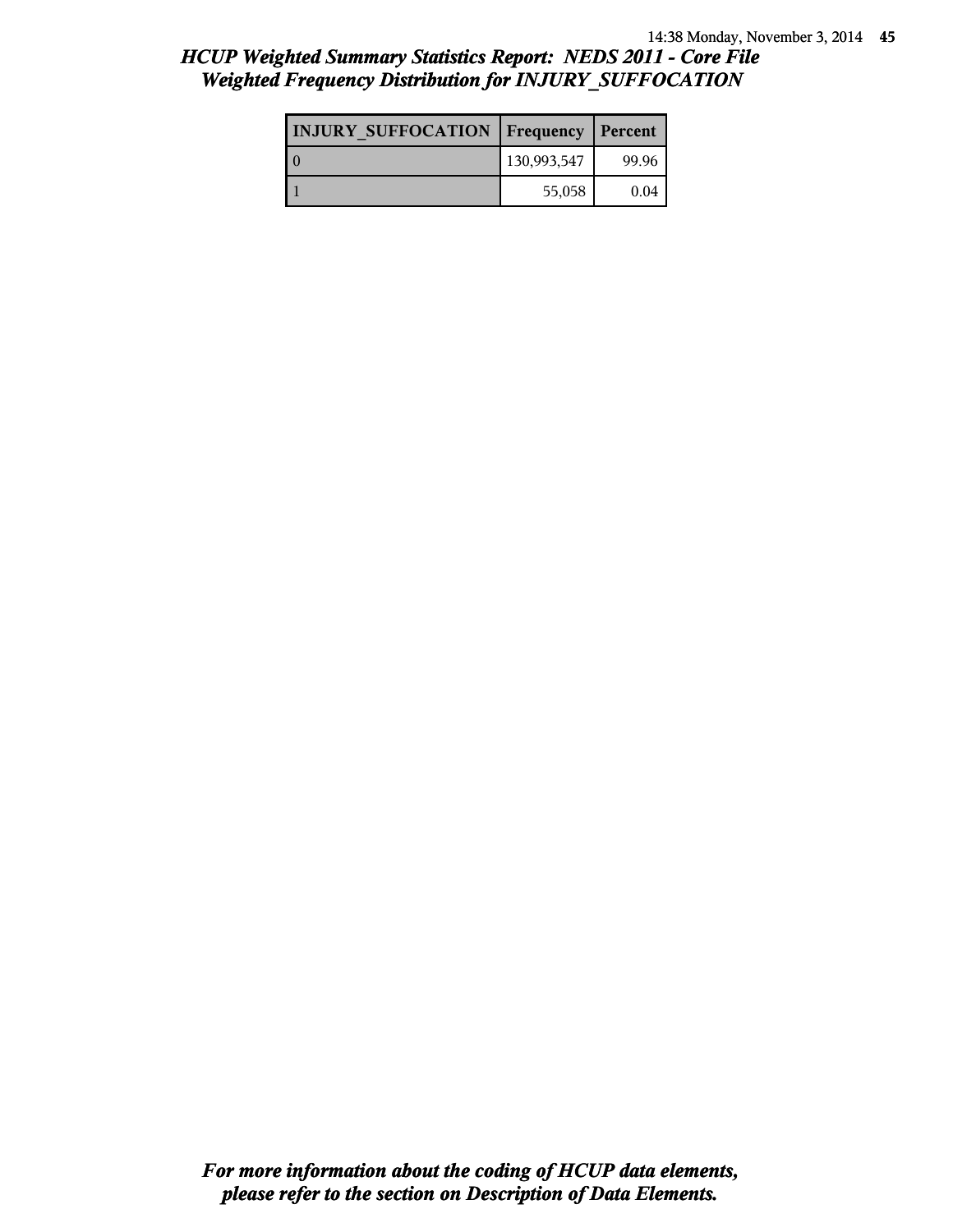# HCUP Weighted Summary Statistics Report: NEDS 2011 - Core File
## Weighted Frequency Distribution for INJURY_SUFFOCATION

| INJURY_SUFFOCATION | Frequency | Percent |
|---|---|---|
| 0 | 130,993,547 | 99.96 |
| 1 | 55,058 | 0.04 |

*For more information about the coding of HCUP data elements, please refer to the section on Description of Data Elements.*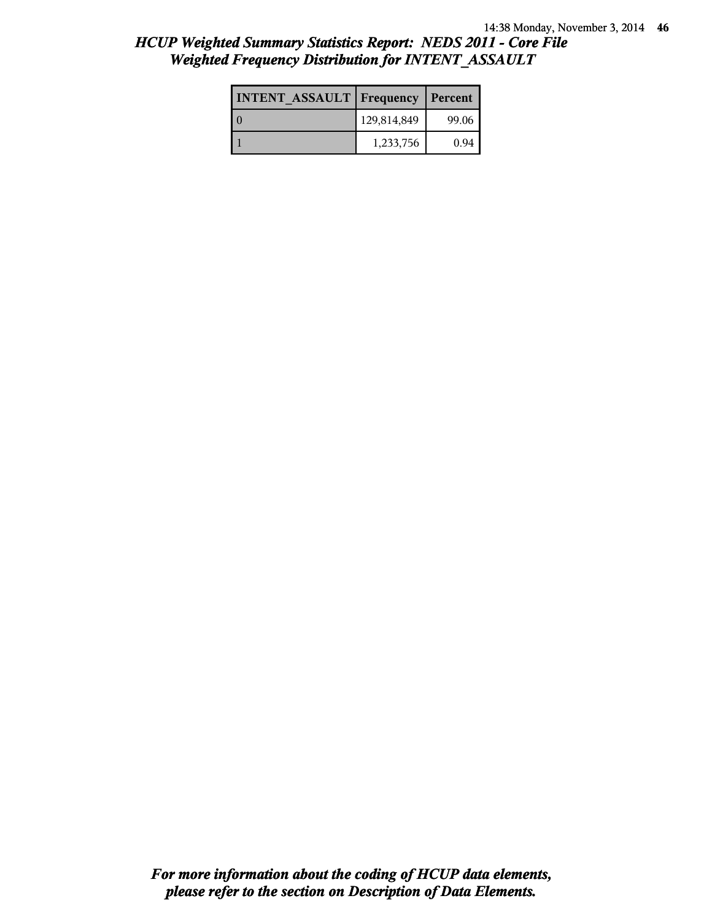# *HCUP Weighted Summary Statistics Report: NEDS 2011 - Core File*
## *Weighted Frequency Distribution for INTENT_ASSAULT*

| INTENT_ASSAULT | Frequency | Percent |
|---|---|---|
| 0 | 129,814,849 | 99.06 |
| 1 | 1,233,756 | 0.94 |

***For more information about the coding of HCUP data elements, please refer to the section on Description of Data Elements.***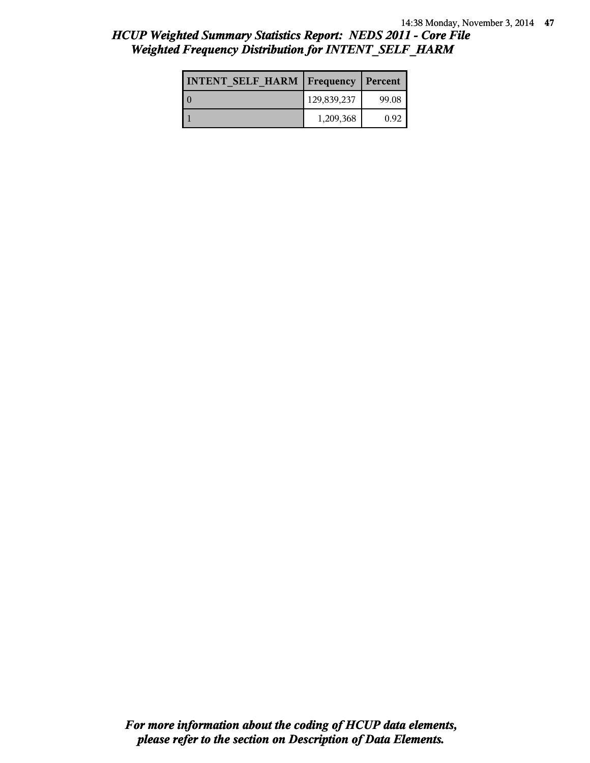## *HCUP Weighted Summary Statistics Report: NEDS 2011 - Core File*
## *Weighted Frequency Distribution for INTENT_SELF_HARM*

| INTENT_SELF_HARM | Frequency | Percent |
|---|---|---|
| 0 | 129,839,237 | 99.08 |
| 1 | 1,209,368 | 0.92 |

***For more information about the coding of HCUP data elements, please refer to the section on Description of Data Elements.***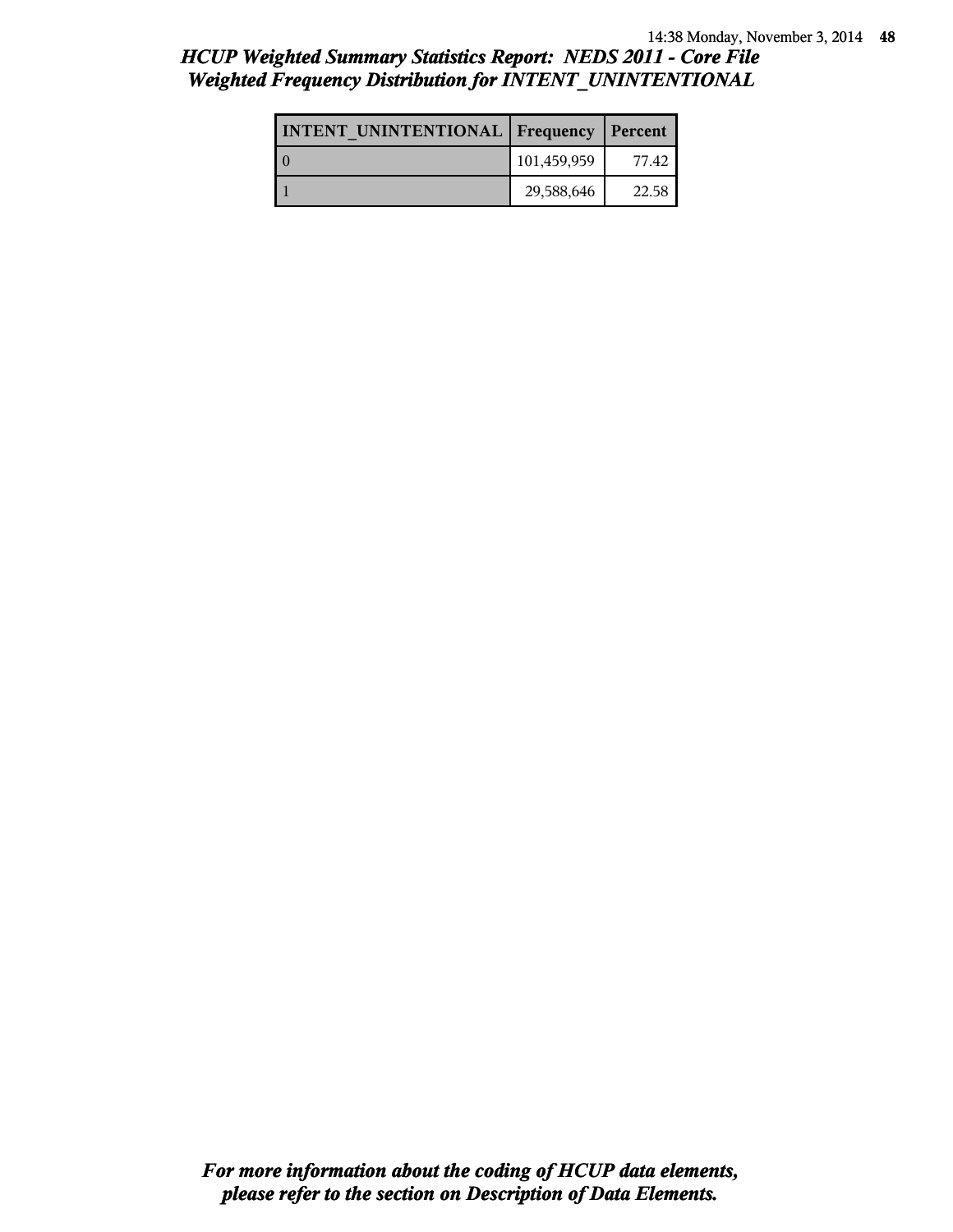## HCUP Weighted Summary Statistics Report: NEDS 2011 - Core File
## Weighted Frequency Distribution for INTENT_UNINTENTIONAL

| INTENT_UNINTENTIONAL | Frequency | Percent |
|---|---|---|
| 0 | 101,459,959 | 77.42 |
| 1 | 29,588,646 | 22.58 |

***For more information about the coding of HCUP data elements, please refer to the section on Description of Data Elements.***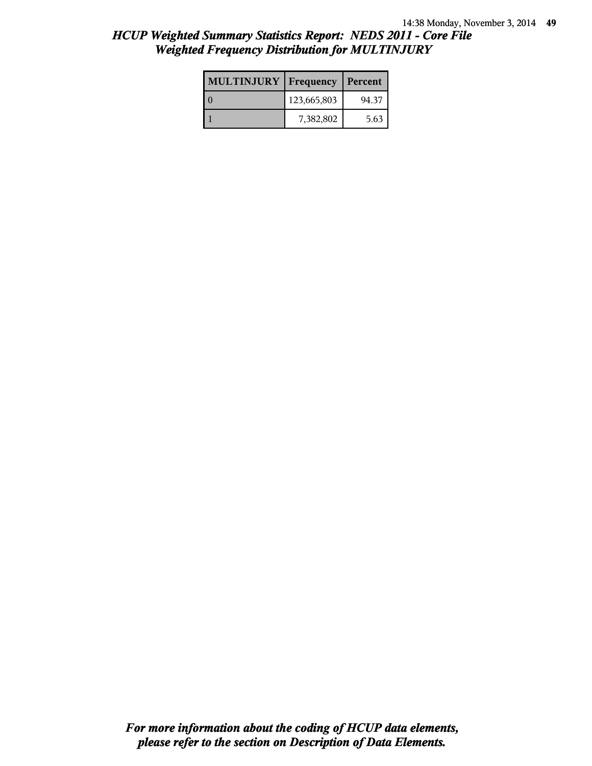## *HCUP Weighted Summary Statistics Report: NEDS 2011 - Core File*
## *Weighted Frequency Distribution for MULTINJURY*

| MULTINJURY | Frequency | Percent |
|---|---|---|
| 0 | 123,665,803 | 94.37 |
| 1 | 7,382,802 | 5.63 |

***For more information about the coding of HCUP data elements, please refer to the section on Description of Data Elements.***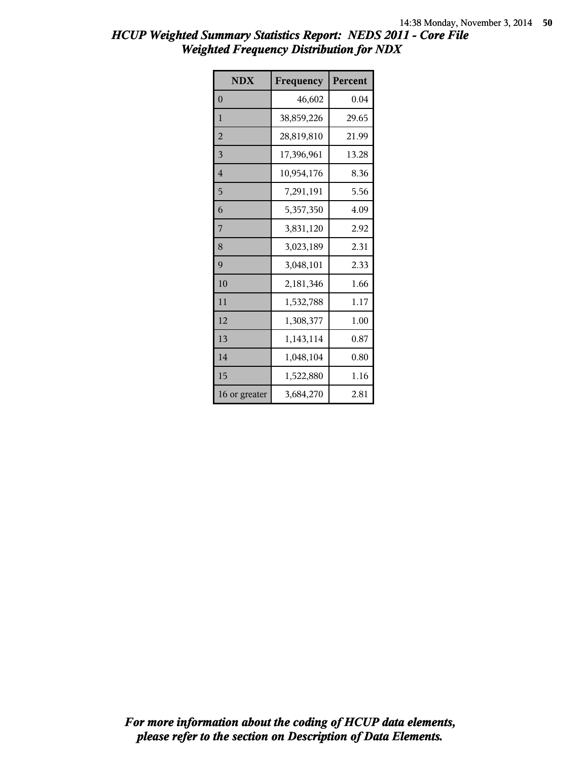## *HCUP Weighted Summary Statistics Report: NEDS 2011 - Core File*
## *Weighted Frequency Distribution for NDX*

| NDX | Frequency | Percent |
|---|---|---|
| 0 | 46,602 | 0.04 |
| 1 | 38,859,226 | 29.65 |
| 2 | 28,819,810 | 21.99 |
| 3 | 17,396,961 | 13.28 |
| 4 | 10,954,176 | 8.36 |
| 5 | 7,291,191 | 5.56 |
| 6 | 5,357,350 | 4.09 |
| 7 | 3,831,120 | 2.92 |
| 8 | 3,023,189 | 2.31 |
| 9 | 3,048,101 | 2.33 |
| 10 | 2,181,346 | 1.66 |
| 11 | 1,532,788 | 1.17 |
| 12 | 1,308,377 | 1.00 |
| 13 | 1,143,114 | 0.87 |
| 14 | 1,048,104 | 0.80 |
| 15 | 1,522,880 | 1.16 |
| 16 or greater | 3,684,270 | 2.81 |

***For more information about the coding of HCUP data elements, please refer to the section on Description of Data Elements.***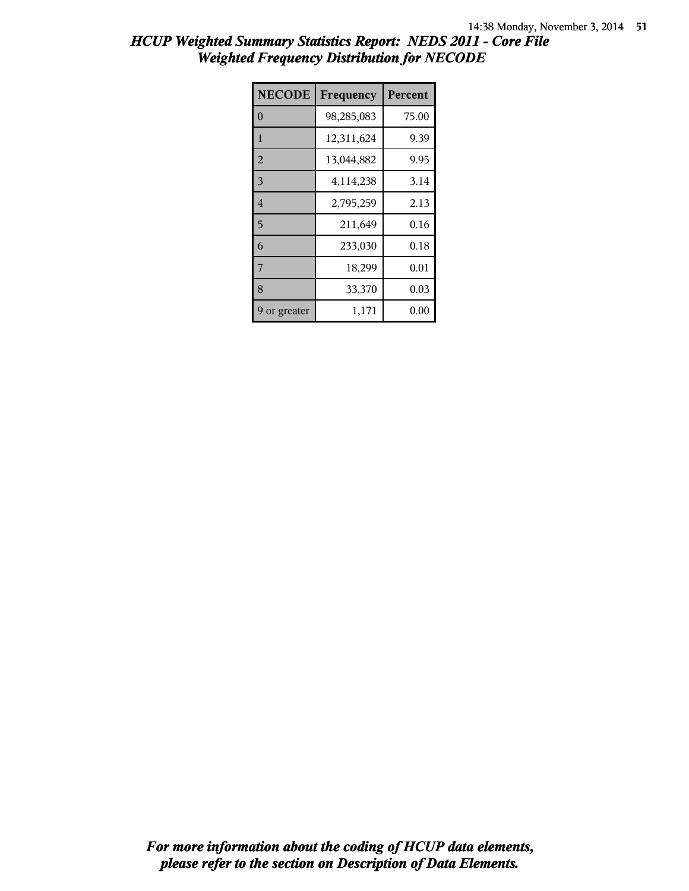# HCUP Weighted Summary Statistics Report: NEDS 2011 - Core File
## Weighted Frequency Distribution for NECODE

| NECODE | Frequency | Percent |
|---|---|---|
| 0 | 98,285,083 | 75.00 |
| 1 | 12,311,624 | 9.39 |
| 2 | 13,044,882 | 9.95 |
| 3 | 4,114,238 | 3.14 |
| 4 | 2,795,259 | 2.13 |
| 5 | 211,649 | 0.16 |
| 6 | 233,030 | 0.18 |
| 7 | 18,299 | 0.01 |
| 8 | 33,370 | 0.03 |
| 9 or greater | 1,171 | 0.00 |

*For more information about the coding of HCUP data elements, please refer to the section on Description of Data Elements.*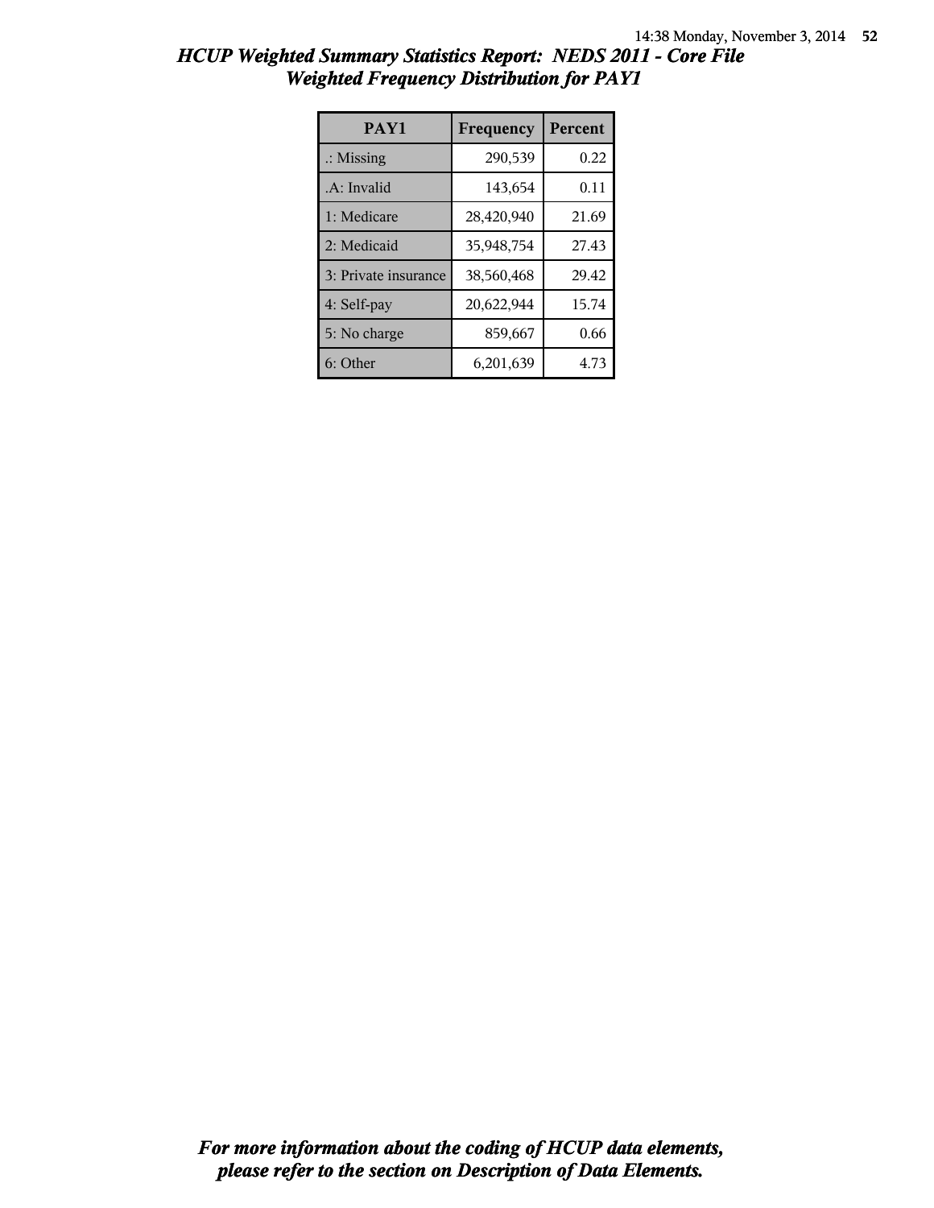## *HCUP Weighted Summary Statistics Report: NEDS 2011 - Core File*
## *Weighted Frequency Distribution for PAY1*

| PAY1 | Frequency | Percent |
|---|---|---|
| .: Missing | 290,539 | 0.22 |
| .A: Invalid | 143,654 | 0.11 |
| 1: Medicare | 28,420,940 | 21.69 |
| 2: Medicaid | 35,948,754 | 27.43 |
| 3: Private insurance | 38,560,468 | 29.42 |
| 4: Self-pay | 20,622,944 | 15.74 |
| 5: No charge | 859,667 | 0.66 |
| 6: Other | 6,201,639 | 4.73 |

***For more information about the coding of HCUP data elements, please refer to the section on Description of Data Elements.***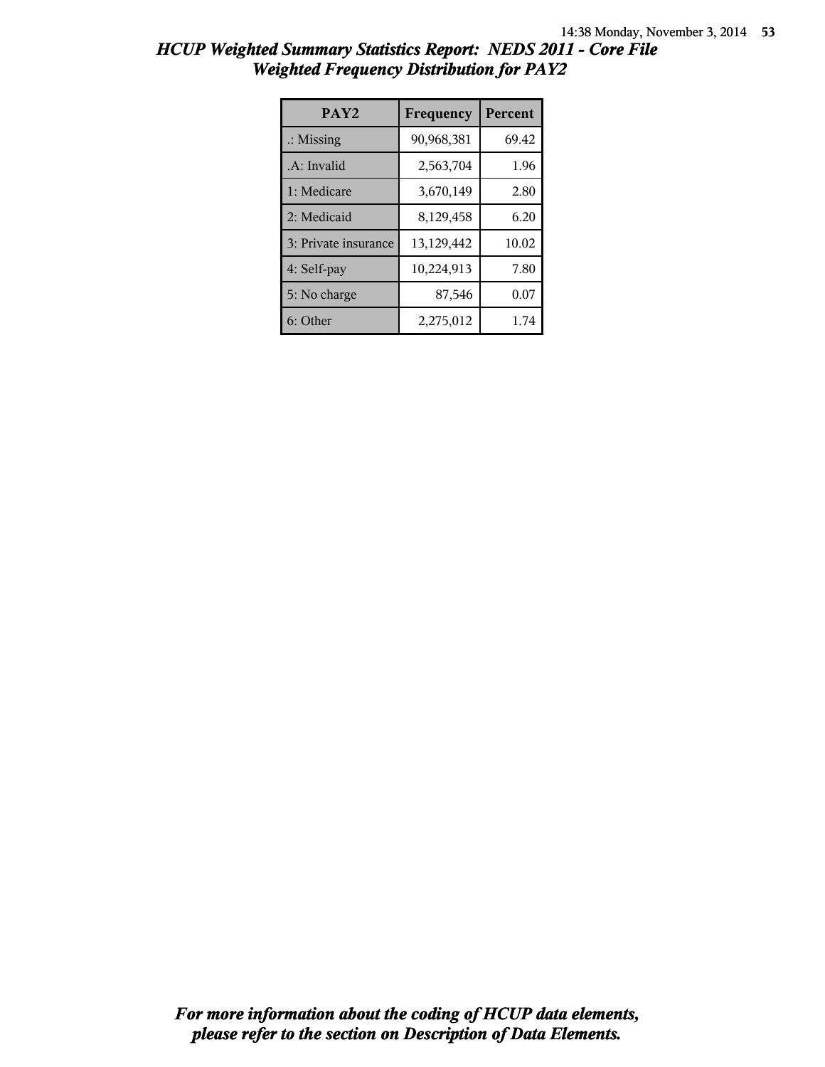## *HCUP Weighted Summary Statistics Report: NEDS 2011 - Core File*
## *Weighted Frequency Distribution for PAY2*

| PAY2 | Frequency | Percent |
|---|---|---|
| .: Missing | 90,968,381 | 69.42 |
| .A: Invalid | 2,563,704 | 1.96 |
| 1: Medicare | 3,670,149 | 2.80 |
| 2: Medicaid | 8,129,458 | 6.20 |
| 3: Private insurance | 13,129,442 | 10.02 |
| 4: Self-pay | 10,224,913 | 7.80 |
| 5: No charge | 87,546 | 0.07 |
| 6: Other | 2,275,012 | 1.74 |

***For more information about the coding of HCUP data elements, please refer to the section on Description of Data Elements.***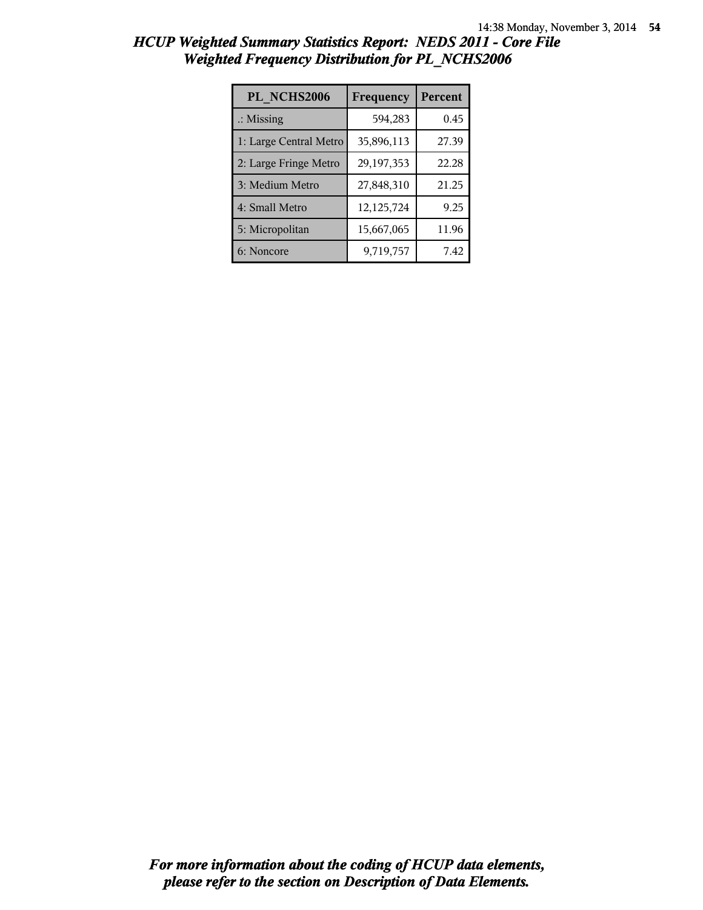# HCUP Weighted Summary Statistics Report: NEDS 2011 - Core File
## Weighted Frequency Distribution for PL_NCHS2006

| PL_NCHS2006 | Frequency | Percent |
|---|---|---|
| .: Missing | 594,283 | 0.45 |
| 1: Large Central Metro | 35,896,113 | 27.39 |
| 2: Large Fringe Metro | 29,197,353 | 22.28 |
| 3: Medium Metro | 27,848,310 | 21.25 |
| 4: Small Metro | 12,125,724 | 9.25 |
| 5: Micropolitan | 15,667,065 | 11.96 |
| 6: Noncore | 9,719,757 | 7.42 |

***For more information about the coding of HCUP data elements, please refer to the section on Description of Data Elements.***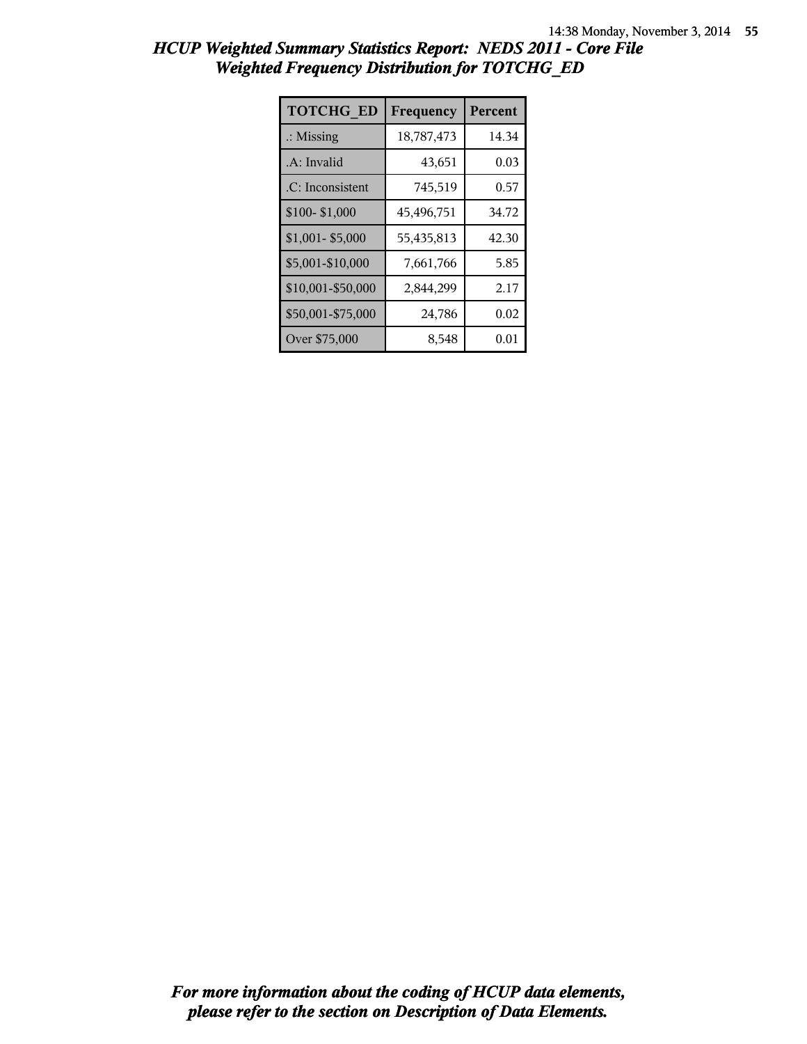# HCUP Weighted Summary Statistics Report: NEDS 2011 - Core File
## Weighted Frequency Distribution for TOTCHG_ED

| TOTCHG_ED | Frequency | Percent |
|---|---|---|
| .: Missing | 18,787,473 | 14.34 |
| .A: Invalid | 43,651 | 0.03 |
| .C: Inconsistent | 745,519 | 0.57 |
| $100- $1,000 | 45,496,751 | 34.72 |
| $1,001- $5,000 | 55,435,813 | 42.30 |
| $5,001-$10,000 | 7,661,766 | 5.85 |
| $10,001-$50,000 | 2,844,299 | 2.17 |
| $50,001-$75,000 | 24,786 | 0.02 |
| Over $75,000 | 8,548 | 0.01 |

*For more information about the coding of HCUP data elements, please refer to the section on Description of Data Elements.*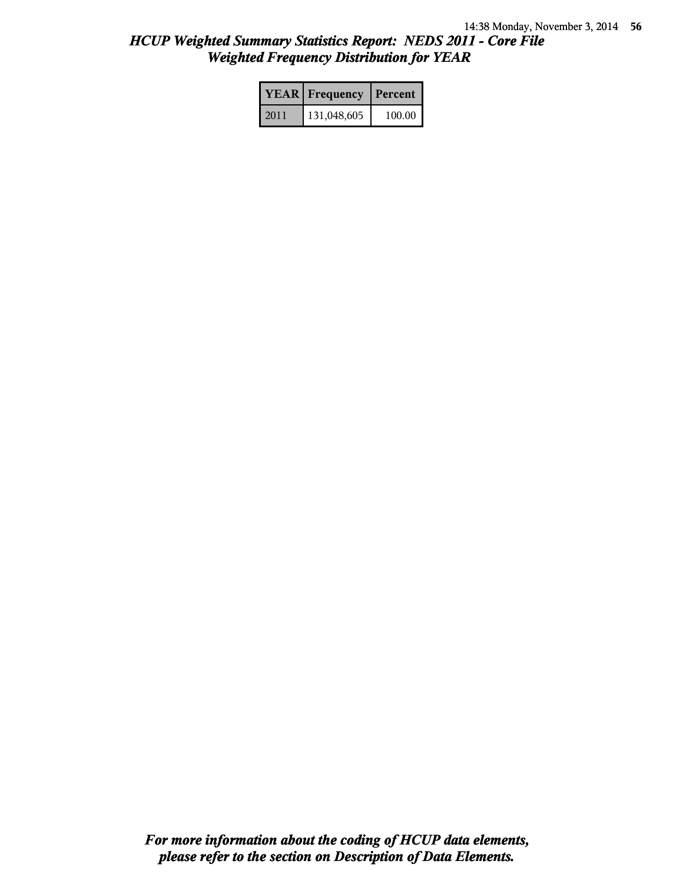## *HCUP Weighted Summary Statistics Report: NEDS 2011 - Core File*
## *Weighted Frequency Distribution for YEAR*

| YEAR | Frequency | Percent |
|---|---|---|
| 2011 | 131,048,605 | 100.00 |

***For more information about the coding of HCUP data elements, please refer to the section on Description of Data Elements.***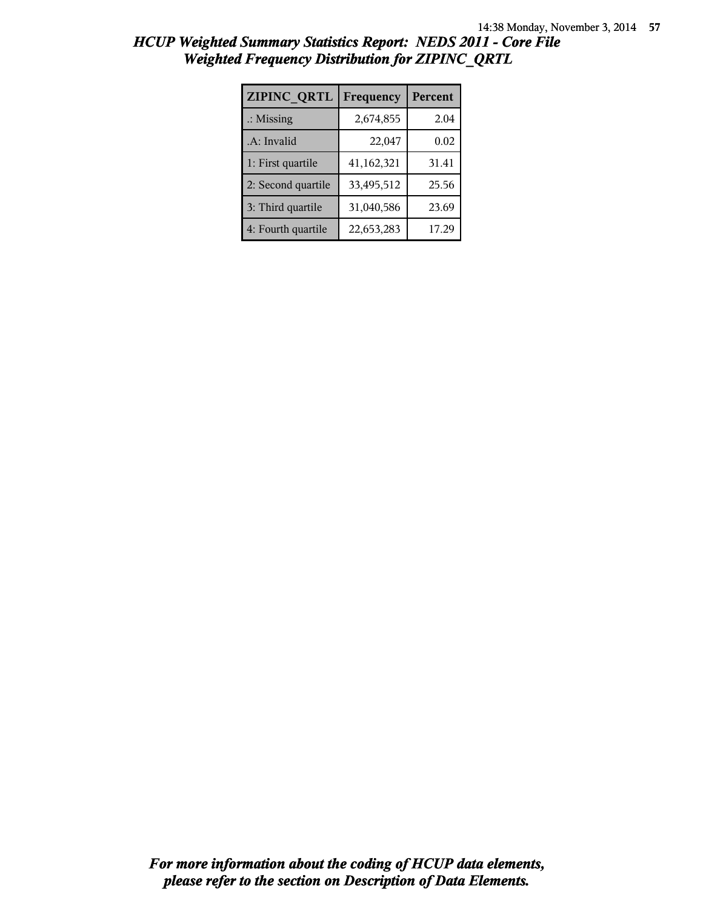# *HCUP Weighted Summary Statistics Report: NEDS 2011 - Core File*
## *Weighted Frequency Distribution for ZIPINC_QRTL*

| ZIPINC_QRTL | Frequency | Percent |
|---|---|---|
| .: Missing | 2,674,855 | 2.04 |
| .A: Invalid | 22,047 | 0.02 |
| 1: First quartile | 41,162,321 | 31.41 |
| 2: Second quartile | 33,495,512 | 25.56 |
| 3: Third quartile | 31,040,586 | 23.69 |
| 4: Fourth quartile | 22,653,283 | 17.29 |

***For more information about the coding of HCUP data elements, please refer to the section on Description of Data Elements.***